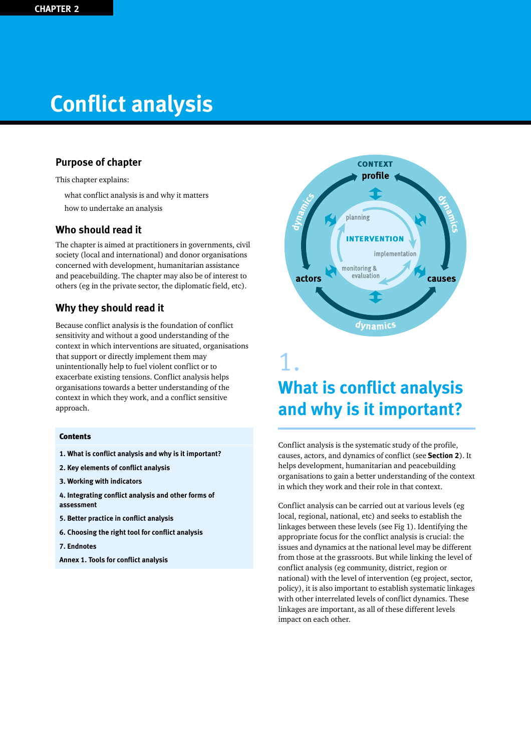CHAPTER 2

# Conflict analysis

## Purpose of chapter

This chapter explains:

- what conflict analysis is and why it matters
- how to undertake an analysis

## Who should read it

The chapter is aimed at practitioners in governments, civil society (local and international) and donor organisations concerned with development, humanitarian assistance and peacebuilding. The chapter may also be of interest to others (eg in the private sector, the diplomatic field, etc).

## Why they should read it

Because conflict analysis is the foundation of conflict sensitivity and without a good understanding of the context in which interventions are situated, organisations that support or directly implement them may unintentionally help to fuel violent conflict or to exacerbate existing tensions. Conflict analysis helps organisations towards a better understanding of the context in which they work, and a conflict sensitive approach.

**Contents**

1. What is conflict analysis and why is it important?
2. Key elements of conflict analysis
3. Working with indicators
4. Integrating conflict analysis and other forms of assessment
5. Better practice in conflict analysis
6. Choosing the right tool for conflict analysis
7. Endnotes

Annex 1. Tools for conflict analysis

CONTEXT: profile, causes, actors, dynamics — INTERVENTION: planning, implementation, monitoring & evaluation

## 1. What is conflict analysis and why is it important?

Conflict analysis is the systematic study of the profile, causes, actors, and dynamics of conflict (see **Section 2**). It helps development, humanitarian and peacebuilding organisations to gain a better understanding of the context in which they work and their role in that context.

Conflict analysis can be carried out at various levels (eg local, regional, national, etc) and seeks to establish the linkages between these levels (see Fig 1). Identifying the appropriate focus for the conflict analysis is crucial: the issues and dynamics at the national level may be different from those at the grassroots. But while linking the level of conflict analysis (eg community, district, region or national) with the level of intervention (eg project, sector, policy), it is also important to establish systematic linkages with other interrelated levels of conflict dynamics. These linkages are important, as all of these different levels impact on each other.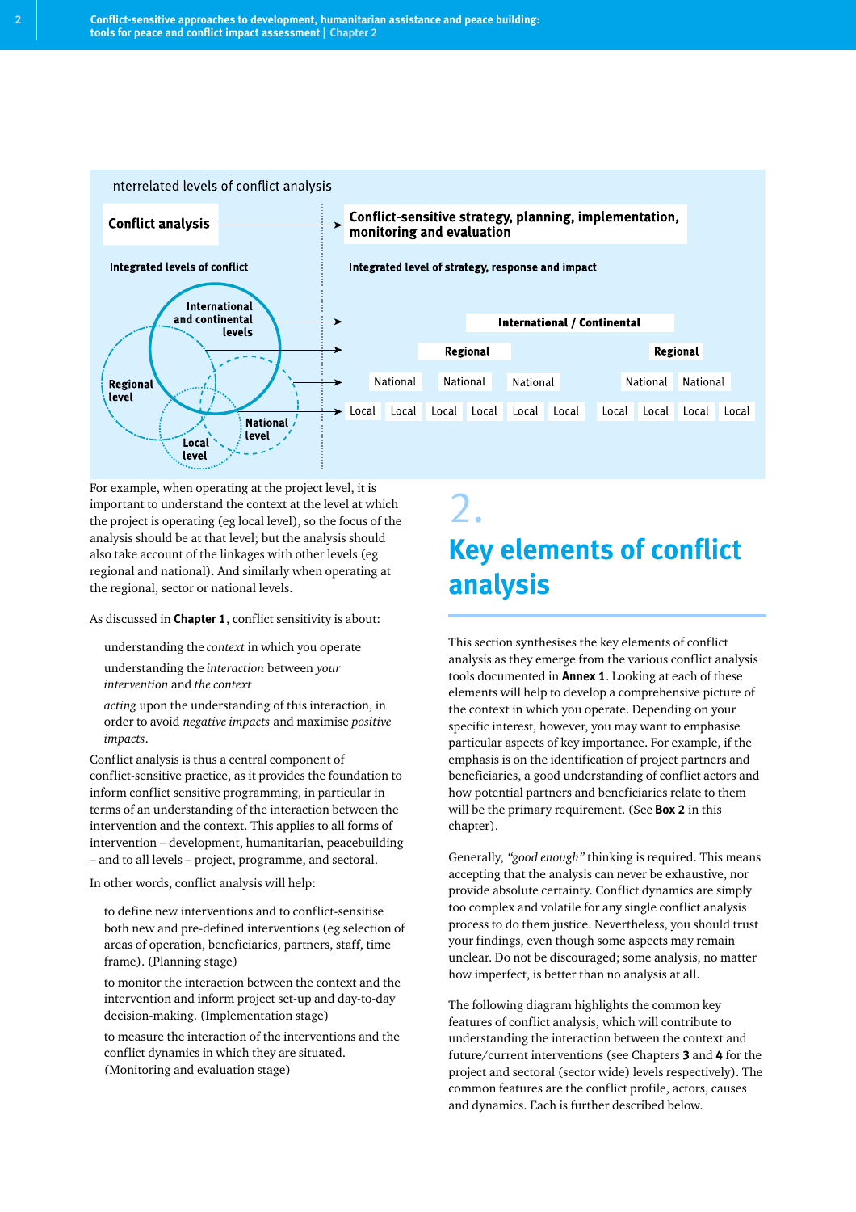Interrelated levels of conflict analysis

**Conflict analysis** → **Conflict-sensitive strategy, planning, implementation, monitoring and evaluation**

**Integrated levels of conflict**

**Integrated level of strategy, response and impact**

International and continental levels

Regional level

National level

Local level

**International / Continental**

**Regional** | **Regional**

National | National | National | National | National

Local | Local | Local | Local | Local | Local | Local | Local | Local | Local

For example, when operating at the project level, it is important to understand the context at the level at which the project is operating (eg local level), so the focus of the analysis should be at that level; but the analysis should also take account of the linkages with other levels (eg regional and national). And similarly when operating at the regional, sector or national levels.

As discussed in **Chapter 1**, conflict sensitivity is about:

- understanding the *context* in which you operate
- understanding the *interaction* between *your intervention* and *the context*
- *acting* upon the understanding of this interaction, in order to avoid *negative impacts* and maximise *positive impacts*.

Conflict analysis is thus a central component of conflict-sensitive practice, as it provides the foundation to inform conflict sensitive programming, in particular in terms of an understanding of the interaction between the intervention and the context. This applies to all forms of intervention – development, humanitarian, peacebuilding – and to all levels – project, programme, and sectoral.

In other words, conflict analysis will help:

- to define new interventions and to conflict-sensitise both new and pre-defined interventions (eg selection of areas of operation, beneficiaries, partners, staff, time frame). (Planning stage)
- to monitor the interaction between the context and the intervention and inform project set-up and day-to-day decision-making. (Implementation stage)
- to measure the interaction of the interventions and the conflict dynamics in which they are situated. (Monitoring and evaluation stage)

# 2. Key elements of conflict analysis

This section synthesises the key elements of conflict analysis as they emerge from the various conflict analysis tools documented in **Annex 1**. Looking at each of these elements will help to develop a comprehensive picture of the context in which you operate. Depending on your specific interest, however, you may want to emphasise particular aspects of key importance. For example, if the emphasis is on the identification of project partners and beneficiaries, a good understanding of conflict actors and how potential partners and beneficiaries relate to them will be the primary requirement. (See **Box 2** in this chapter).

Generally, *"good enough"* thinking is required. This means accepting that the analysis can never be exhaustive, nor provide absolute certainty. Conflict dynamics are simply too complex and volatile for any single conflict analysis process to do them justice. Nevertheless, you should trust your findings, even though some aspects may remain unclear. Do not be discouraged; some analysis, no matter how imperfect, is better than no analysis at all.

The following diagram highlights the common key features of conflict analysis, which will contribute to understanding the interaction between the context and future/current interventions (see Chapters **3** and **4** for the project and sectoral (sector wide) levels respectively). The common features are the conflict profile, actors, causes and dynamics. Each is further described below.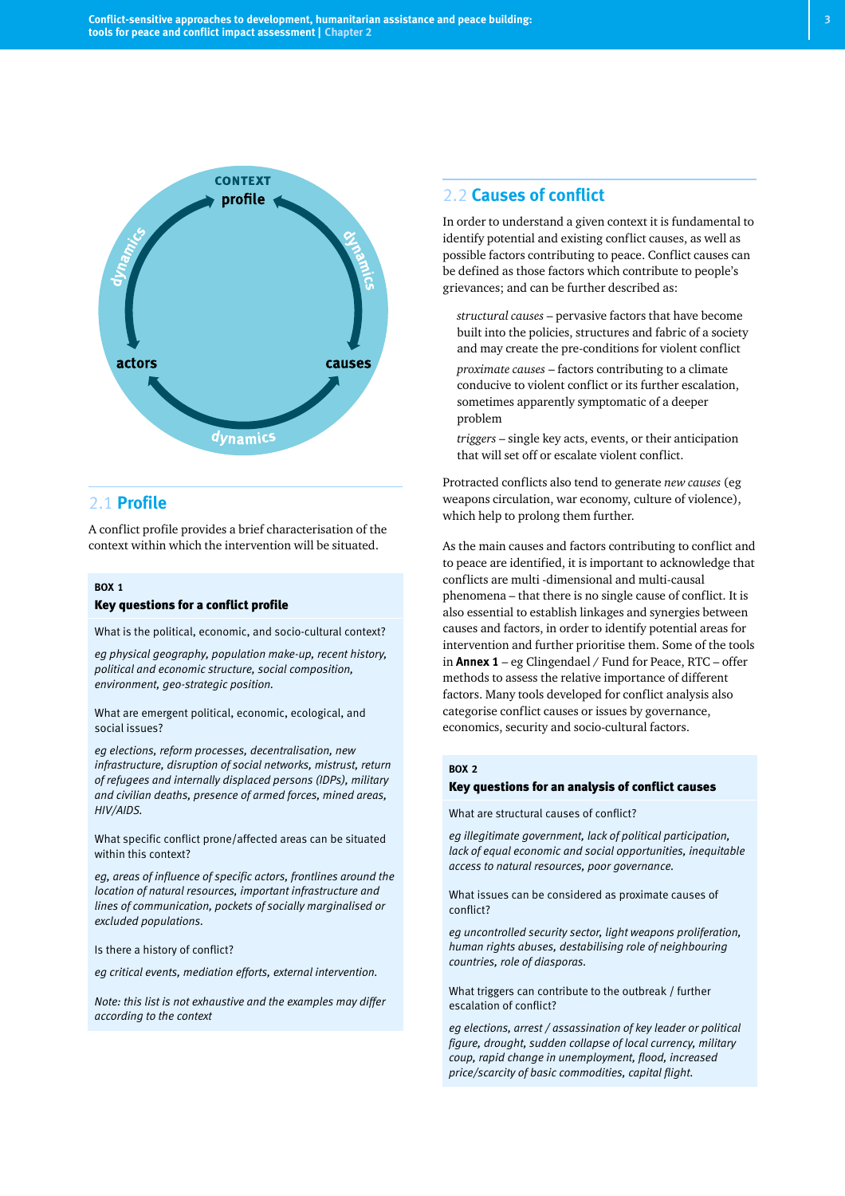CONTEXT profile

dynamics — actors — dynamics — causes — dynamics

## 2.1 Profile

A conflict profile provides a brief characterisation of the context within which the intervention will be situated.

**BOX 1**

**Key questions for a conflict profile**

What is the political, economic, and socio-cultural context?

*eg physical geography, population make-up, recent history, political and economic structure, social composition, environment, geo-strategic position.*

What are emergent political, economic, ecological, and social issues?

*eg elections, reform processes, decentralisation, new infrastructure, disruption of social networks, mistrust, return of refugees and internally displaced persons (IDPs), military and civilian deaths, presence of armed forces, mined areas, HIV/AIDS.*

What specific conflict prone/affected areas can be situated within this context?

*eg, areas of influence of specific actors, frontlines around the location of natural resources, important infrastructure and lines of communication, pockets of socially marginalised or excluded populations.*

Is there a history of conflict?

*eg critical events, mediation efforts, external intervention.*

*Note: this list is not exhaustive and the examples may differ according to the context*

## 2.2 Causes of conflict

In order to understand a given context it is fundamental to identify potential and existing conflict causes, as well as possible factors contributing to peace. Conflict causes can be defined as those factors which contribute to people's grievances; and can be further described as:

*structural causes* – pervasive factors that have become built into the policies, structures and fabric of a society and may create the pre-conditions for violent conflict

*proximate causes* – factors contributing to a climate conducive to violent conflict or its further escalation, sometimes apparently symptomatic of a deeper problem

*triggers* – single key acts, events, or their anticipation that will set off or escalate violent conflict.

Protracted conflicts also tend to generate *new causes* (eg weapons circulation, war economy, culture of violence), which help to prolong them further.

As the main causes and factors contributing to conflict and to peace are identified, it is important to acknowledge that conflicts are multi -dimensional and multi-causal phenomena – that there is no single cause of conflict. It is also essential to establish linkages and synergies between causes and factors, in order to identify potential areas for intervention and further prioritise them. Some of the tools in **Annex 1** – eg Clingendael / Fund for Peace, RTC – offer methods to assess the relative importance of different factors. Many tools developed for conflict analysis also categorise conflict causes or issues by governance, economics, security and socio-cultural factors.

**BOX 2**

**Key questions for an analysis of conflict causes**

What are structural causes of conflict?

*eg illegitimate government, lack of political participation, lack of equal economic and social opportunities, inequitable access to natural resources, poor governance.*

What issues can be considered as proximate causes of conflict?

*eg uncontrolled security sector, light weapons proliferation, human rights abuses, destabilising role of neighbouring countries, role of diasporas.*

What triggers can contribute to the outbreak / further escalation of conflict?

*eg elections, arrest / assassination of key leader or political figure, drought, sudden collapse of local currency, military coup, rapid change in unemployment, flood, increased price/scarcity of basic commodities, capital flight.*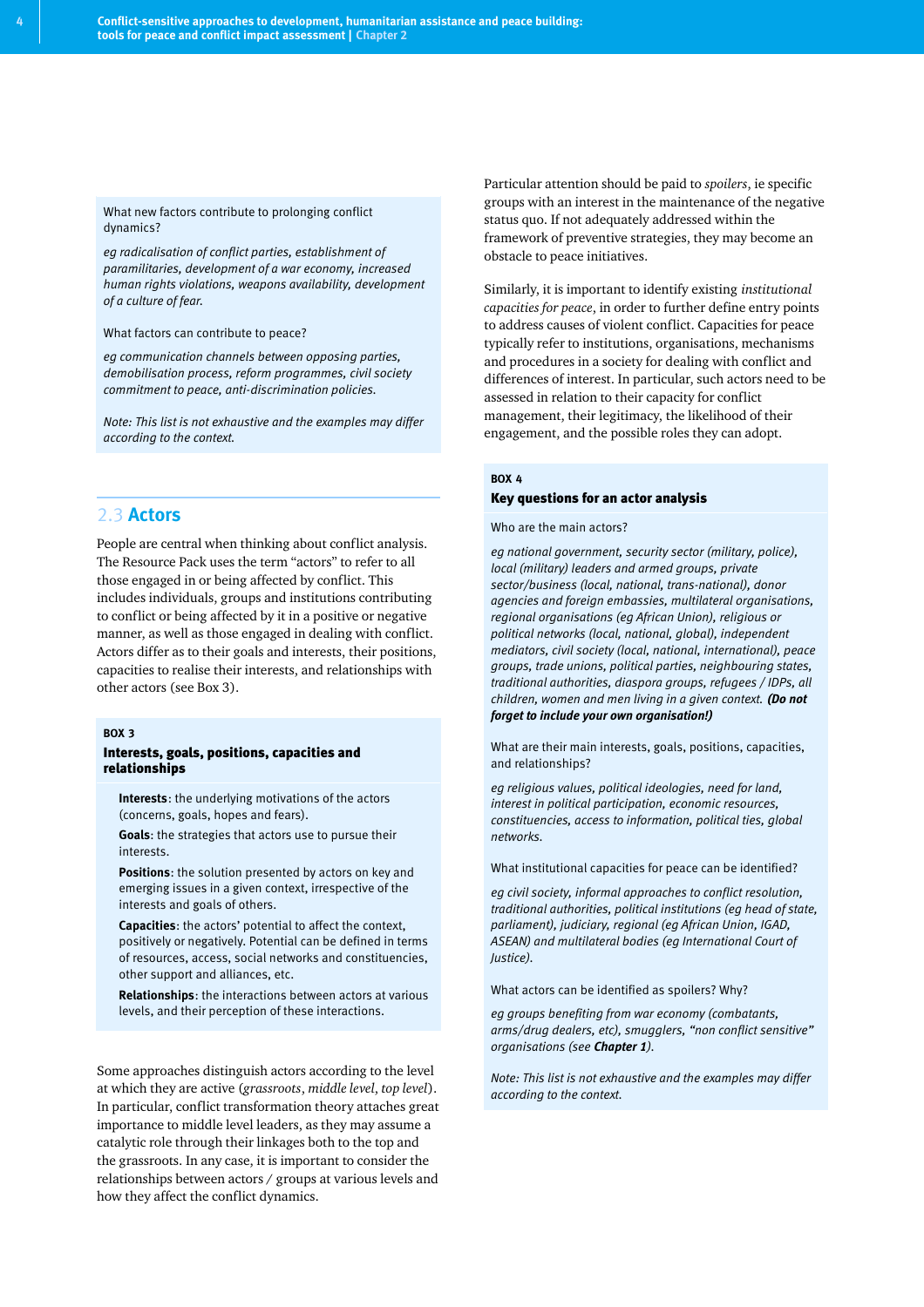What new factors contribute to prolonging conflict dynamics?

*eg radicalisation of conflict parties, establishment of paramilitaries, development of a war economy, increased human rights violations, weapons availability, development of a culture of fear.*

What factors can contribute to peace?

*eg communication channels between opposing parties, demobilisation process, reform programmes, civil society commitment to peace, anti-discrimination policies.*

*Note: This list is not exhaustive and the examples may differ according to the context.*

## 2.3 Actors

People are central when thinking about conflict analysis. The Resource Pack uses the term "actors" to refer to all those engaged in or being affected by conflict. This includes individuals, groups and institutions contributing to conflict or being affected by it in a positive or negative manner, as well as those engaged in dealing with conflict. Actors differ as to their goals and interests, their positions, capacities to realise their interests, and relationships with other actors (see Box 3).

**BOX 3**

### Interests, goals, positions, capacities and relationships

**Interests**: the underlying motivations of the actors (concerns, goals, hopes and fears).

**Goals**: the strategies that actors use to pursue their interests.

**Positions**: the solution presented by actors on key and emerging issues in a given context, irrespective of the interests and goals of others.

**Capacities**: the actors' potential to affect the context, positively or negatively. Potential can be defined in terms of resources, access, social networks and constituencies, other support and alliances, etc.

**Relationships**: the interactions between actors at various levels, and their perception of these interactions.

Some approaches distinguish actors according to the level at which they are active (*grassroots*, *middle level*, *top level*). In particular, conflict transformation theory attaches great importance to middle level leaders, as they may assume a catalytic role through their linkages both to the top and the grassroots. In any case, it is important to consider the relationships between actors / groups at various levels and how they affect the conflict dynamics.

Particular attention should be paid to *spoilers*, ie specific groups with an interest in the maintenance of the negative status quo. If not adequately addressed within the framework of preventive strategies, they may become an obstacle to peace initiatives.

Similarly, it is important to identify existing *institutional capacities for peace*, in order to further define entry points to address causes of violent conflict. Capacities for peace typically refer to institutions, organisations, mechanisms and procedures in a society for dealing with conflict and differences of interest. In particular, such actors need to be assessed in relation to their capacity for conflict management, their legitimacy, the likelihood of their engagement, and the possible roles they can adopt.

**BOX 4**

### Key questions for an actor analysis

Who are the main actors?

*eg national government, security sector (military, police), local (military) leaders and armed groups, private sector/business (local, national, trans-national), donor agencies and foreign embassies, multilateral organisations, regional organisations (eg African Union), religious or political networks (local, national, global), independent mediators, civil society (local, national, international), peace groups, trade unions, political parties, neighbouring states, traditional authorities, diaspora groups, refugees / IDPs, all children, women and men living in a given context.* ***(Do not forget to include your own organisation!)***

What are their main interests, goals, positions, capacities, and relationships?

*eg religious values, political ideologies, need for land, interest in political participation, economic resources, constituencies, access to information, political ties, global networks.*

What institutional capacities for peace can be identified?

*eg civil society, informal approaches to conflict resolution, traditional authorities, political institutions (eg head of state, parliament), judiciary, regional (eg African Union, IGAD, ASEAN) and multilateral bodies (eg International Court of Justice).*

What actors can be identified as spoilers? Why?

*eg groups benefiting from war economy (combatants, arms/drug dealers, etc), smugglers, "non conflict sensitive" organisations (see* ***Chapter 1****).*

*Note: This list is not exhaustive and the examples may differ according to the context.*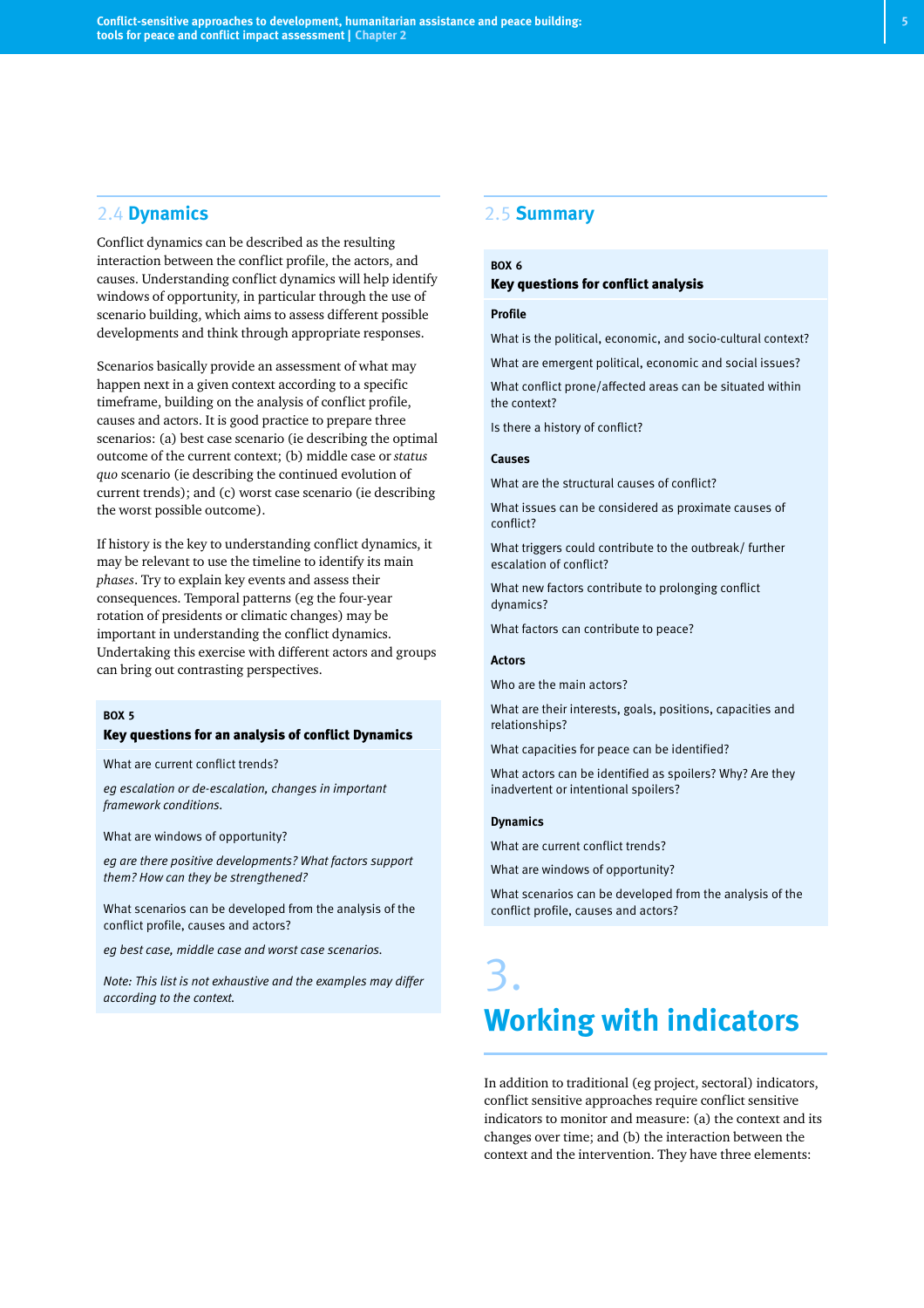## 2.4 Dynamics

Conflict dynamics can be described as the resulting interaction between the conflict profile, the actors, and causes. Understanding conflict dynamics will help identify windows of opportunity, in particular through the use of scenario building, which aims to assess different possible developments and think through appropriate responses.

Scenarios basically provide an assessment of what may happen next in a given context according to a specific timeframe, building on the analysis of conflict profile, causes and actors. It is good practice to prepare three scenarios: (a) best case scenario (ie describing the optimal outcome of the current context; (b) middle case or *status quo* scenario (ie describing the continued evolution of current trends); and (c) worst case scenario (ie describing the worst possible outcome).

If history is the key to understanding conflict dynamics, it may be relevant to use the timeline to identify its main *phases*. Try to explain key events and assess their consequences. Temporal patterns (eg the four-year rotation of presidents or climatic changes) may be important in understanding the conflict dynamics. Undertaking this exercise with different actors and groups can bring out contrasting perspectives.

**BOX 5**

**Key questions for an analysis of conflict Dynamics**

What are current conflict trends?

*eg escalation or de-escalation, changes in important framework conditions.*

What are windows of opportunity?

*eg are there positive developments? What factors support them? How can they be strengthened?*

What scenarios can be developed from the analysis of the conflict profile, causes and actors?

*eg best case, middle case and worst case scenarios.*

*Note: This list is not exhaustive and the examples may differ according to the context.*

## 2.5 Summary

**BOX 6**

**Key questions for conflict analysis**

**Profile**

What is the political, economic, and socio-cultural context?

What are emergent political, economic and social issues?

What conflict prone/affected areas can be situated within the context?

Is there a history of conflict?

**Causes**

What are the structural causes of conflict?

What issues can be considered as proximate causes of conflict?

What triggers could contribute to the outbreak/ further escalation of conflict?

What new factors contribute to prolonging conflict dynamics?

What factors can contribute to peace?

**Actors**

Who are the main actors?

What are their interests, goals, positions, capacities and relationships?

What capacities for peace can be identified?

What actors can be identified as spoilers? Why? Are they inadvertent or intentional spoilers?

**Dynamics**

What are current conflict trends?

What are windows of opportunity?

What scenarios can be developed from the analysis of the conflict profile, causes and actors?

# 3. Working with indicators

In addition to traditional (eg project, sectoral) indicators, conflict sensitive approaches require conflict sensitive indicators to monitor and measure: (a) the context and its changes over time; and (b) the interaction between the context and the intervention. They have three elements: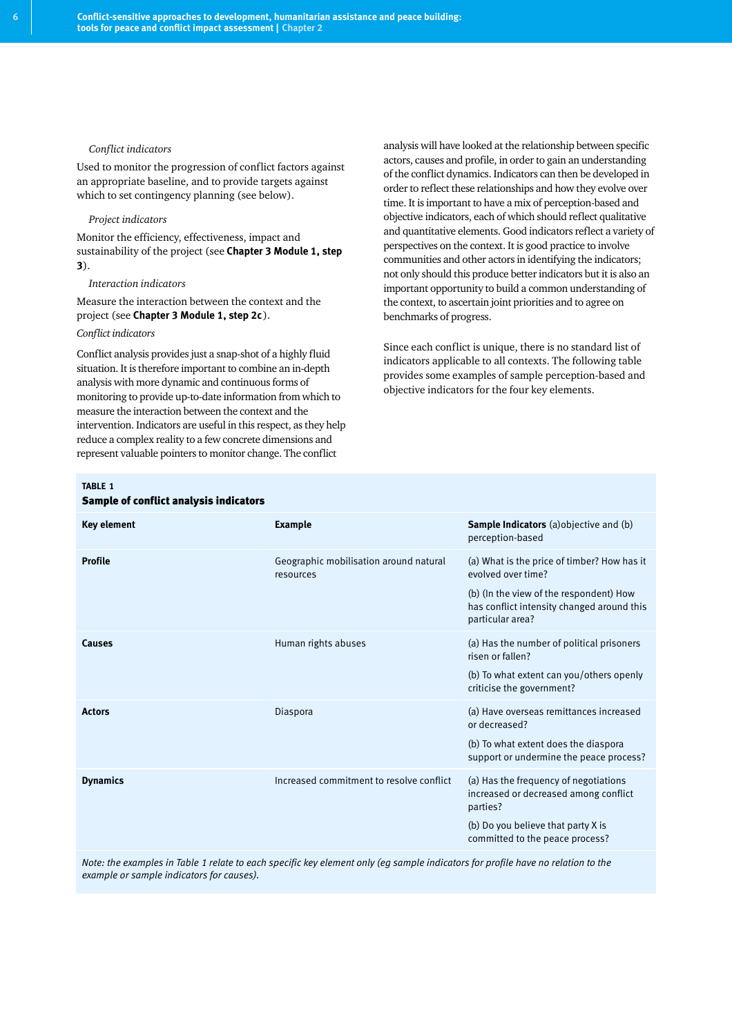*Conflict indicators*

Used to monitor the progression of conflict factors against an appropriate baseline, and to provide targets against which to set contingency planning (see below).

*Project indicators*

Monitor the efficiency, effectiveness, impact and sustainability of the project (see **Chapter 3 Module 1, step 3**).

*Interaction indicators*

Measure the interaction between the context and the project (see **Chapter 3 Module 1, step 2c**).

*Conflict indicators*

Conflict analysis provides just a snap-shot of a highly fluid situation. It is therefore important to combine an in-depth analysis with more dynamic and continuous forms of monitoring to provide up-to-date information from which to measure the interaction between the context and the intervention. Indicators are useful in this respect, as they help reduce a complex reality to a few concrete dimensions and represent valuable pointers to monitor change. The conflict analysis will have looked at the relationship between specific actors, causes and profile, in order to gain an understanding of the conflict dynamics. Indicators can then be developed in order to reflect these relationships and how they evolve over time. It is important to have a mix of perception-based and objective indicators, each of which should reflect qualitative and quantitative elements. Good indicators reflect a variety of perspectives on the context. It is good practice to involve communities and other actors in identifying the indicators; not only should this produce better indicators but it is also an important opportunity to build a common understanding of the context, to ascertain joint priorities and to agree on benchmarks of progress.

Since each conflict is unique, there is no standard list of indicators applicable to all contexts. The following table provides some examples of sample perception-based and objective indicators for the four key elements.

**TABLE 1**
**Sample of conflict analysis indicators**

| Key element | Example | Sample Indicators (a)objective and (b) perception-based |
|---|---|---|
| **Profile** | Geographic mobilisation around natural resources | (a) What is the price of timber? How has it evolved over time?<br>(b) (In the view of the respondent) How has conflict intensity changed around this particular area? |
| **Causes** | Human rights abuses | (a) Has the number of political prisoners risen or fallen?<br>(b) To what extent can you/others openly criticise the government? |
| **Actors** | Diaspora | (a) Have overseas remittances increased or decreased?<br>(b) To what extent does the diaspora support or undermine the peace process? |
| **Dynamics** | Increased commitment to resolve conflict | (a) Has the frequency of negotiations increased or decreased among conflict parties?<br>(b) Do you believe that party X is committed to the peace process? |

*Note: the examples in Table 1 relate to each specific key element only (eg sample indicators for profile have no relation to the example or sample indicators for causes).*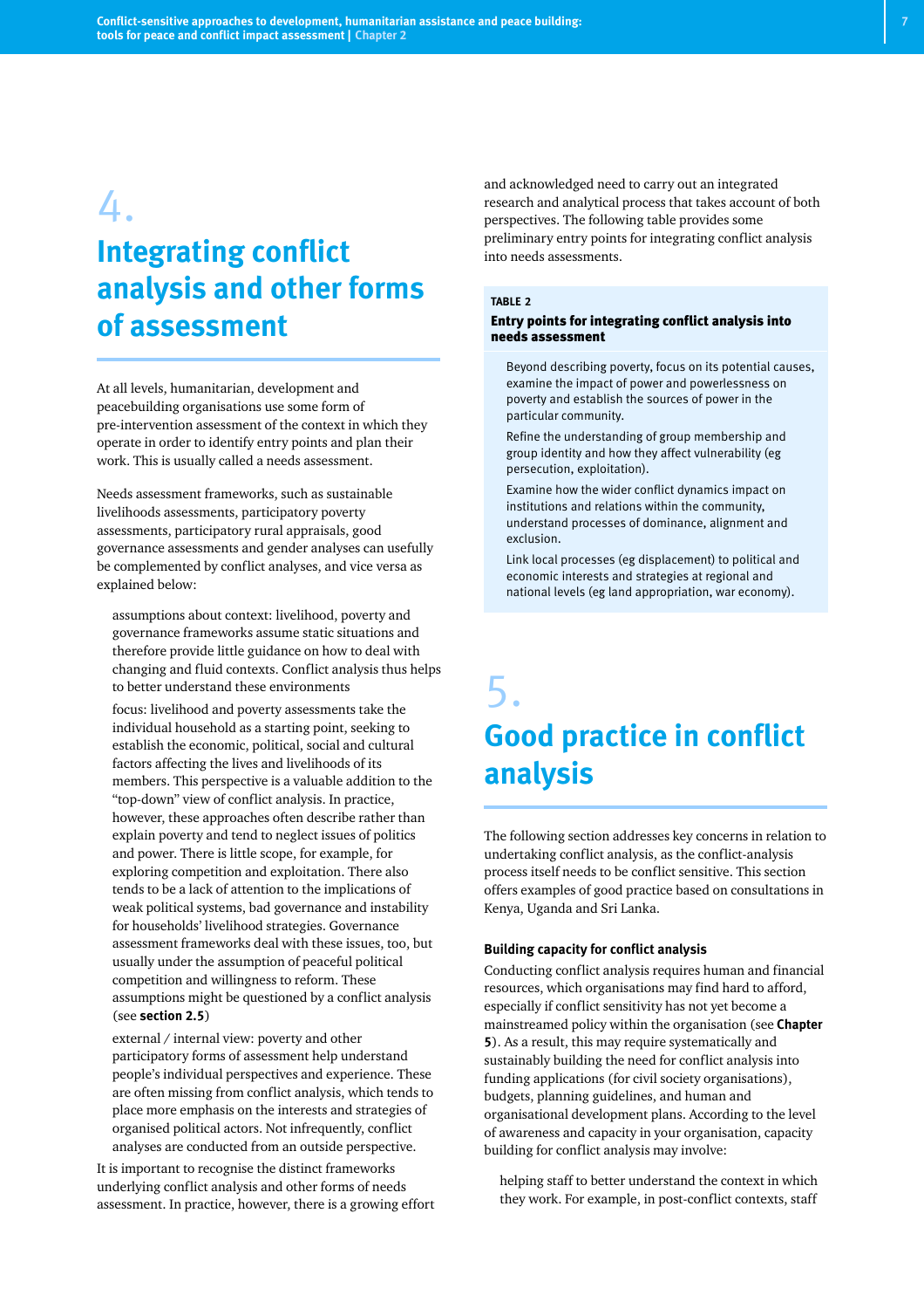# 4. Integrating conflict analysis and other forms of assessment

At all levels, humanitarian, development and peacebuilding organisations use some form of pre-intervention assessment of the context in which they operate in order to identify entry points and plan their work. This is usually called a needs assessment.

Needs assessment frameworks, such as sustainable livelihoods assessments, participatory poverty assessments, participatory rural appraisals, good governance assessments and gender analyses can usefully be complemented by conflict analyses, and vice versa as explained below:

- assumptions about context: livelihood, poverty and governance frameworks assume static situations and therefore provide little guidance on how to deal with changing and fluid contexts. Conflict analysis thus helps to better understand these environments
- focus: livelihood and poverty assessments take the individual household as a starting point, seeking to establish the economic, political, social and cultural factors affecting the lives and livelihoods of its members. This perspective is a valuable addition to the "top-down" view of conflict analysis. In practice, however, these approaches often describe rather than explain poverty and tend to neglect issues of politics and power. There is little scope, for example, for exploring competition and exploitation. There also tends to be a lack of attention to the implications of weak political systems, bad governance and instability for households' livelihood strategies. Governance assessment frameworks deal with these issues, too, but usually under the assumption of peaceful political competition and willingness to reform. These assumptions might be questioned by a conflict analysis (see **section 2.5**)
- external / internal view: poverty and other participatory forms of assessment help understand people's individual perspectives and experience. These are often missing from conflict analysis, which tends to place more emphasis on the interests and strategies of organised political actors. Not infrequently, conflict analyses are conducted from an outside perspective.

It is important to recognise the distinct frameworks underlying conflict analysis and other forms of needs assessment. In practice, however, there is a growing effort and acknowledged need to carry out an integrated research and analytical process that takes account of both perspectives. The following table provides some preliminary entry points for integrating conflict analysis into needs assessments.

**TABLE 2**
**Entry points for integrating conflict analysis into needs assessment**

- Beyond describing poverty, focus on its potential causes, examine the impact of power and powerlessness on poverty and establish the sources of power in the particular community.
- Refine the understanding of group membership and group identity and how they affect vulnerability (eg persecution, exploitation).
- Examine how the wider conflict dynamics impact on institutions and relations within the community, understand processes of dominance, alignment and exclusion.
- Link local processes (eg displacement) to political and economic interests and strategies at regional and national levels (eg land appropriation, war economy).

# 5. Good practice in conflict analysis

The following section addresses key concerns in relation to undertaking conflict analysis, as the conflict-analysis process itself needs to be conflict sensitive. This section offers examples of good practice based on consultations in Kenya, Uganda and Sri Lanka.

### Building capacity for conflict analysis

Conducting conflict analysis requires human and financial resources, which organisations may find hard to afford, especially if conflict sensitivity has not yet become a mainstreamed policy within the organisation (see **Chapter 5**). As a result, this may require systematically and sustainably building the need for conflict analysis into funding applications (for civil society organisations), budgets, planning guidelines, and human and organisational development plans. According to the level of awareness and capacity in your organisation, capacity building for conflict analysis may involve:

- helping staff to better understand the context in which they work. For example, in post-conflict contexts, staff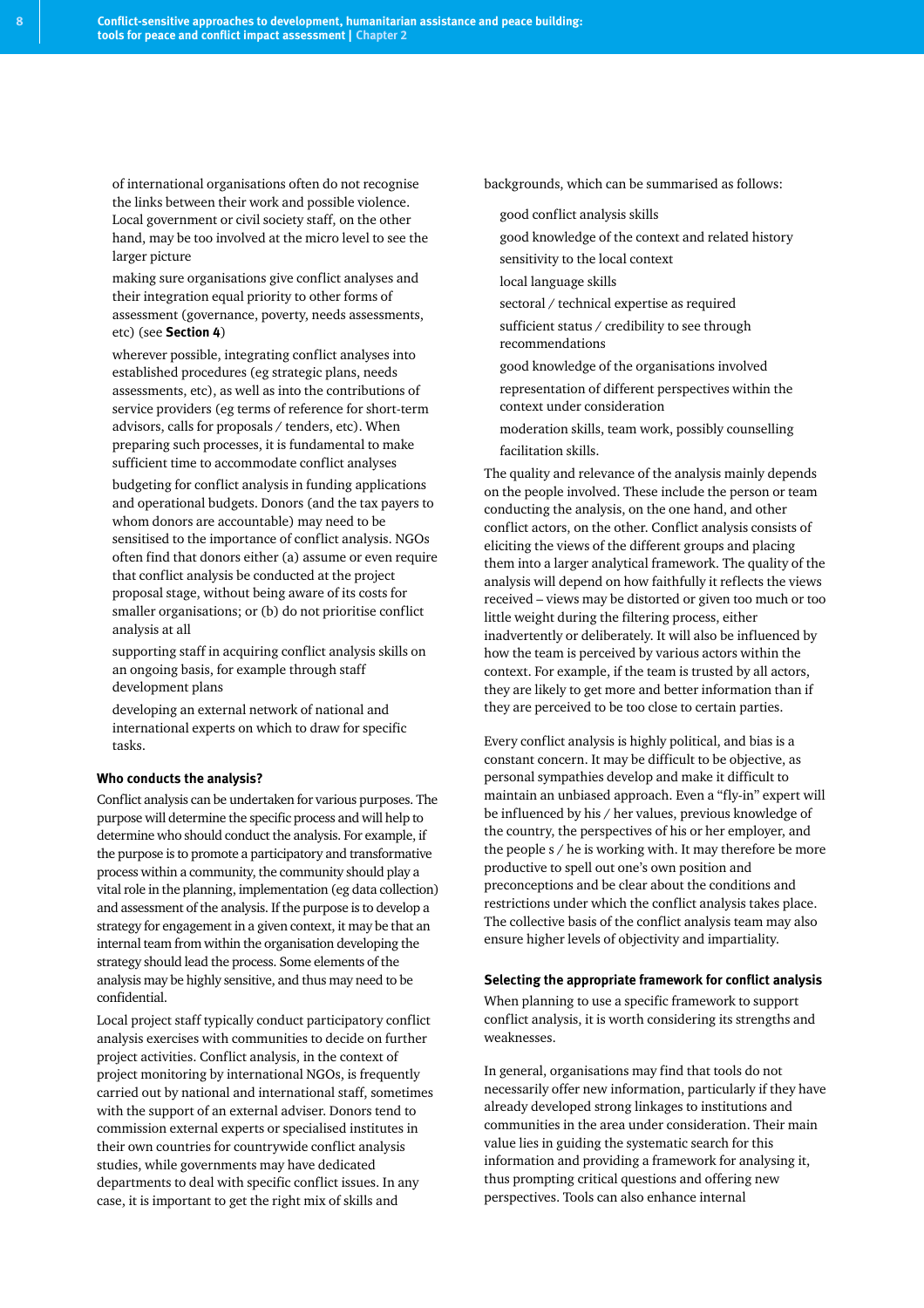of international organisations often do not recognise the links between their work and possible violence. Local government or civil society staff, on the other hand, may be too involved at the micro level to see the larger picture

- making sure organisations give conflict analyses and their integration equal priority to other forms of assessment (governance, poverty, needs assessments, etc) (see **Section 4**)
- wherever possible, integrating conflict analyses into established procedures (eg strategic plans, needs assessments, etc), as well as into the contributions of service providers (eg terms of reference for short-term advisors, calls for proposals / tenders, etc). When preparing such processes, it is fundamental to make sufficient time to accommodate conflict analyses
- budgeting for conflict analysis in funding applications and operational budgets. Donors (and the tax payers to whom donors are accountable) may need to be sensitised to the importance of conflict analysis. NGOs often find that donors either (a) assume or even require that conflict analysis be conducted at the project proposal stage, without being aware of its costs for smaller organisations; or (b) do not prioritise conflict analysis at all
- supporting staff in acquiring conflict analysis skills on an ongoing basis, for example through staff development plans
- developing an external network of national and international experts on which to draw for specific tasks.

### Who conducts the analysis?

Conflict analysis can be undertaken for various purposes. The purpose will determine the specific process and will help to determine who should conduct the analysis. For example, if the purpose is to promote a participatory and transformative process within a community, the community should play a vital role in the planning, implementation (eg data collection) and assessment of the analysis. If the purpose is to develop a strategy for engagement in a given context, it may be that an internal team from within the organisation developing the strategy should lead the process. Some elements of the analysis may be highly sensitive, and thus may need to be confidential.

Local project staff typically conduct participatory conflict analysis exercises with communities to decide on further project activities. Conflict analysis, in the context of project monitoring by international NGOs, is frequently carried out by national and international staff, sometimes with the support of an external adviser. Donors tend to commission external experts or specialised institutes in their own countries for countrywide conflict analysis studies, while governments may have dedicated departments to deal with specific conflict issues. In any case, it is important to get the right mix of skills and backgrounds, which can be summarised as follows:

- good conflict analysis skills
- good knowledge of the context and related history
- sensitivity to the local context
- local language skills
- sectoral / technical expertise as required
- sufficient status / credibility to see through recommendations
- good knowledge of the organisations involved
- representation of different perspectives within the context under consideration
- moderation skills, team work, possibly counselling
- facilitation skills.

The quality and relevance of the analysis mainly depends on the people involved. These include the person or team conducting the analysis, on the one hand, and other conflict actors, on the other. Conflict analysis consists of eliciting the views of the different groups and placing them into a larger analytical framework. The quality of the analysis will depend on how faithfully it reflects the views received – views may be distorted or given too much or too little weight during the filtering process, either inadvertently or deliberately. It will also be influenced by how the team is perceived by various actors within the context. For example, if the team is trusted by all actors, they are likely to get more and better information than if they are perceived to be too close to certain parties.

Every conflict analysis is highly political, and bias is a constant concern. It may be difficult to be objective, as personal sympathies develop and make it difficult to maintain an unbiased approach. Even a "fly-in" expert will be influenced by his / her values, previous knowledge of the country, the perspectives of his or her employer, and the people s / he is working with. It may therefore be more productive to spell out one's own position and preconceptions and be clear about the conditions and restrictions under which the conflict analysis takes place. The collective basis of the conflict analysis team may also ensure higher levels of objectivity and impartiality.

### Selecting the appropriate framework for conflict analysis

When planning to use a specific framework to support conflict analysis, it is worth considering its strengths and weaknesses.

In general, organisations may find that tools do not necessarily offer new information, particularly if they have already developed strong linkages to institutions and communities in the area under consideration. Their main value lies in guiding the systematic search for this information and providing a framework for analysing it, thus prompting critical questions and offering new perspectives. Tools can also enhance internal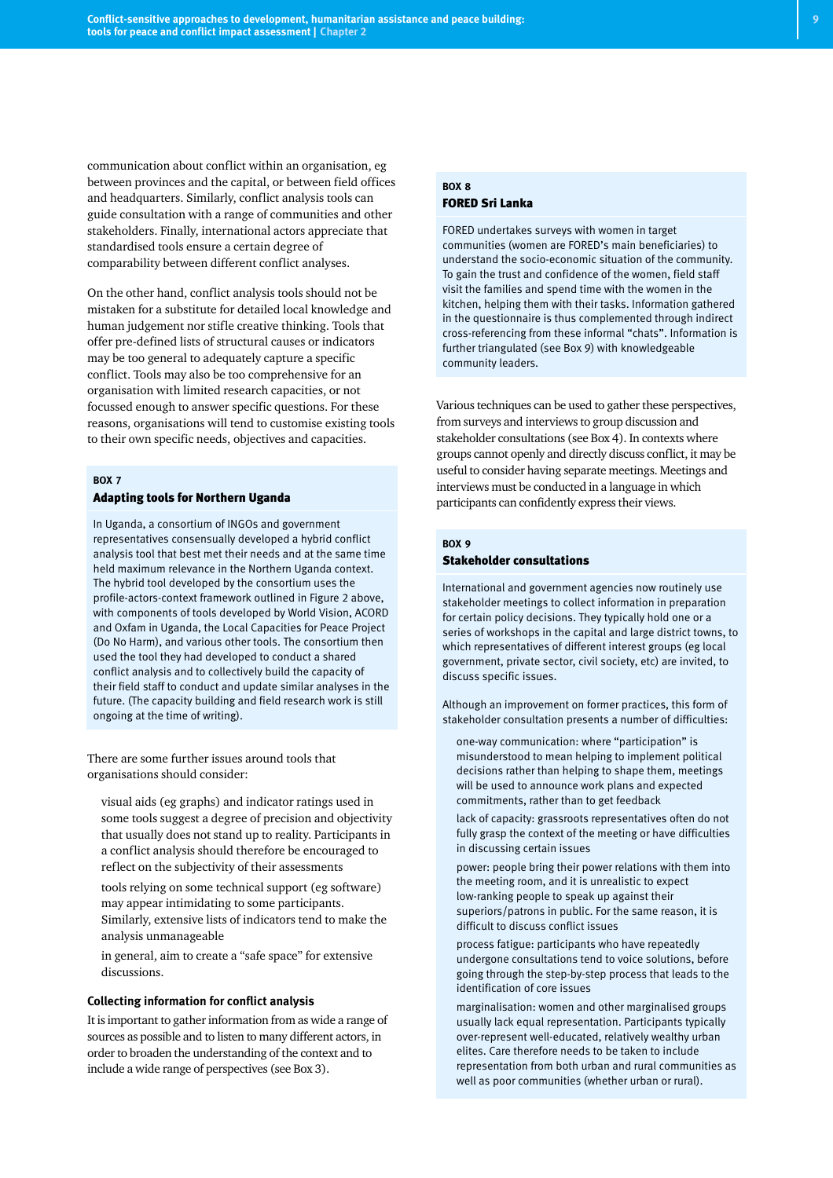communication about conflict within an organisation, eg between provinces and the capital, or between field offices and headquarters. Similarly, conflict analysis tools can guide consultation with a range of communities and other stakeholders. Finally, international actors appreciate that standardised tools ensure a certain degree of comparability between different conflict analyses.

On the other hand, conflict analysis tools should not be mistaken for a substitute for detailed local knowledge and human judgement nor stifle creative thinking. Tools that offer pre-defined lists of structural causes or indicators may be too general to adequately capture a specific conflict. Tools may also be too comprehensive for an organisation with limited research capacities, or not focussed enough to answer specific questions. For these reasons, organisations will tend to customise existing tools to their own specific needs, objectives and capacities.

> **BOX 7**
> **Adapting tools for Northern Uganda**
>
> In Uganda, a consortium of INGOs and government representatives consensually developed a hybrid conflict analysis tool that best met their needs and at the same time held maximum relevance in the Northern Uganda context. The hybrid tool developed by the consortium uses the profile-actors-context framework outlined in Figure 2 above, with components of tools developed by World Vision, ACORD and Oxfam in Uganda, the Local Capacities for Peace Project (Do No Harm), and various other tools. The consortium then used the tool they had developed to conduct a shared conflict analysis and to collectively build the capacity of their field staff to conduct and update similar analyses in the future. (The capacity building and field research work is still ongoing at the time of writing).

There are some further issues around tools that organisations should consider:

- visual aids (eg graphs) and indicator ratings used in some tools suggest a degree of precision and objectivity that usually does not stand up to reality. Participants in a conflict analysis should therefore be encouraged to reflect on the subjectivity of their assessments
- tools relying on some technical support (eg software) may appear intimidating to some participants. Similarly, extensive lists of indicators tend to make the analysis unmanageable
- in general, aim to create a "safe space" for extensive discussions.

### Collecting information for conflict analysis

It is important to gather information from as wide a range of sources as possible and to listen to many different actors, in order to broaden the understanding of the context and to include a wide range of perspectives (see Box 3).

> **BOX 8**
> **FORED Sri Lanka**
>
> FORED undertakes surveys with women in target communities (women are FORED's main beneficiaries) to understand the socio-economic situation of the community. To gain the trust and confidence of the women, field staff visit the families and spend time with the women in the kitchen, helping them with their tasks. Information gathered in the questionnaire is thus complemented through indirect cross-referencing from these informal "chats". Information is further triangulated (see Box 9) with knowledgeable community leaders.

Various techniques can be used to gather these perspectives, from surveys and interviews to group discussion and stakeholder consultations (see Box 4). In contexts where groups cannot openly and directly discuss conflict, it may be useful to consider having separate meetings. Meetings and interviews must be conducted in a language in which participants can confidently express their views.

> **BOX 9**
> **Stakeholder consultations**
>
> International and government agencies now routinely use stakeholder meetings to collect information in preparation for certain policy decisions. They typically hold one or a series of workshops in the capital and large district towns, to which representatives of different interest groups (eg local government, private sector, civil society, etc) are invited, to discuss specific issues.
>
> Although an improvement on former practices, this form of stakeholder consultation presents a number of difficulties:
>
> - one-way communication: where "participation" is misunderstood to mean helping to implement political decisions rather than helping to shape them, meetings will be used to announce work plans and expected commitments, rather than to get feedback
> - lack of capacity: grassroots representatives often do not fully grasp the context of the meeting or have difficulties in discussing certain issues
> - power: people bring their power relations with them into the meeting room, and it is unrealistic to expect low-ranking people to speak up against their superiors/patrons in public. For the same reason, it is difficult to discuss conflict issues
> - process fatigue: participants who have repeatedly undergone consultations tend to voice solutions, before going through the step-by-step process that leads to the identification of core issues
> - marginalisation: women and other marginalised groups usually lack equal representation. Participants typically over-represent well-educated, relatively wealthy urban elites. Care therefore needs to be taken to include representation from both urban and rural communities as well as poor communities (whether urban or rural).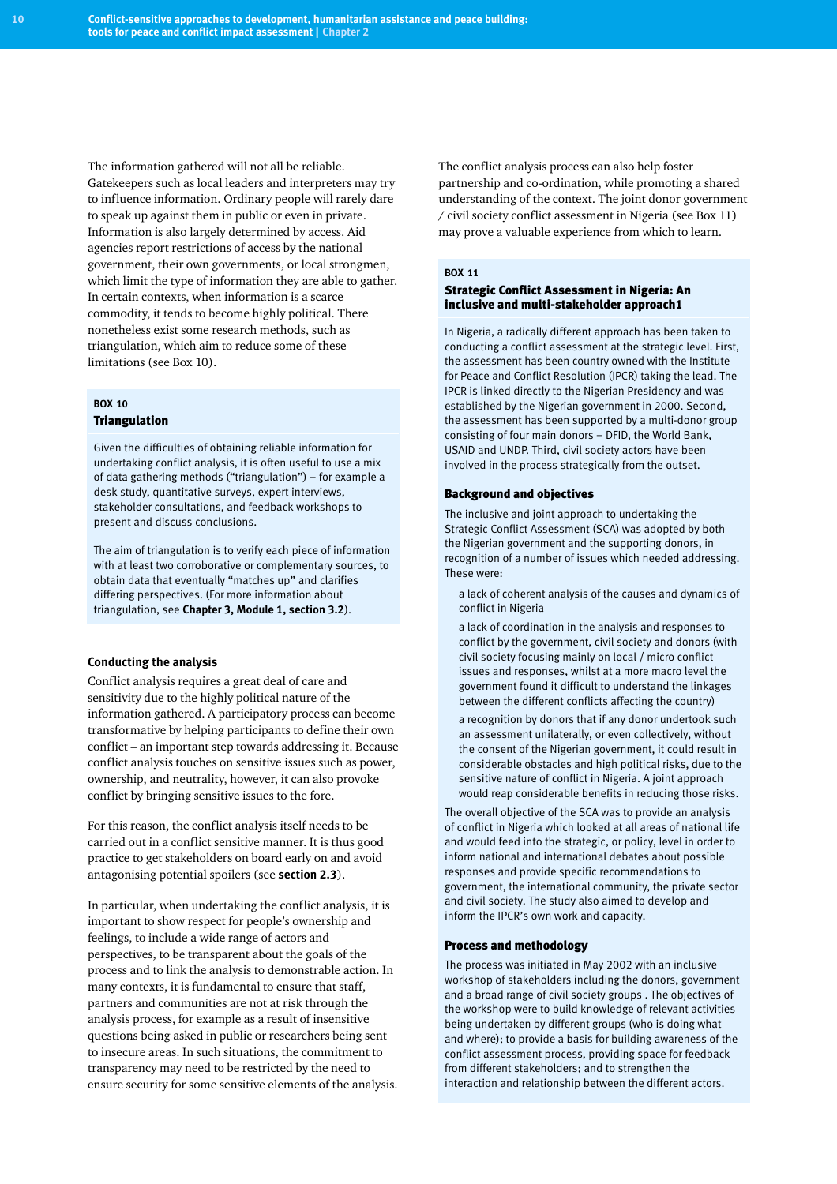The information gathered will not all be reliable. Gatekeepers such as local leaders and interpreters may try to influence information. Ordinary people will rarely dare to speak up against them in public or even in private. Information is also largely determined by access. Aid agencies report restrictions of access by the national government, their own governments, or local strongmen, which limit the type of information they are able to gather. In certain contexts, when information is a scarce commodity, it tends to become highly political. There nonetheless exist some research methods, such as triangulation, which aim to reduce some of these limitations (see Box 10).

> **BOX 10**
>
> **Triangulation**
>
> Given the difficulties of obtaining reliable information for undertaking conflict analysis, it is often useful to use a mix of data gathering methods ("triangulation") – for example a desk study, quantitative surveys, expert interviews, stakeholder consultations, and feedback workshops to present and discuss conclusions.
>
> The aim of triangulation is to verify each piece of information with at least two corroborative or complementary sources, to obtain data that eventually "matches up" and clarifies differing perspectives. (For more information about triangulation, see **Chapter 3, Module 1, section 3.2**).

### Conducting the analysis

Conflict analysis requires a great deal of care and sensitivity due to the highly political nature of the information gathered. A participatory process can become transformative by helping participants to define their own conflict – an important step towards addressing it. Because conflict analysis touches on sensitive issues such as power, ownership, and neutrality, however, it can also provoke conflict by bringing sensitive issues to the fore.

For this reason, the conflict analysis itself needs to be carried out in a conflict sensitive manner. It is thus good practice to get stakeholders on board early on and avoid antagonising potential spoilers (see **section 2.3**).

In particular, when undertaking the conflict analysis, it is important to show respect for people's ownership and feelings, to include a wide range of actors and perspectives, to be transparent about the goals of the process and to link the analysis to demonstrable action. In many contexts, it is fundamental to ensure that staff, partners and communities are not at risk through the analysis process, for example as a result of insensitive questions being asked in public or researchers being sent to insecure areas. In such situations, the commitment to transparency may need to be restricted by the need to ensure security for some sensitive elements of the analysis.

The conflict analysis process can also help foster partnership and co-ordination, while promoting a shared understanding of the context. The joint donor government / civil society conflict assessment in Nigeria (see Box 11) may prove a valuable experience from which to learn.

> **BOX 11**
>
> **Strategic Conflict Assessment in Nigeria: An inclusive and multi-stakeholder approach1**
>
> In Nigeria, a radically different approach has been taken to conducting a conflict assessment at the strategic level. First, the assessment has been country owned with the Institute for Peace and Conflict Resolution (IPCR) taking the lead. The IPCR is linked directly to the Nigerian Presidency and was established by the Nigerian government in 2000. Second, the assessment has been supported by a multi-donor group consisting of four main donors – DFID, the World Bank, USAID and UNDP. Third, civil society actors have been involved in the process strategically from the outset.
>
> **Background and objectives**
>
> The inclusive and joint approach to undertaking the Strategic Conflict Assessment (SCA) was adopted by both the Nigerian government and the supporting donors, in recognition of a number of issues which needed addressing. These were:
>
> - a lack of coherent analysis of the causes and dynamics of conflict in Nigeria
> - a lack of coordination in the analysis and responses to conflict by the government, civil society and donors (with civil society focusing mainly on local / micro conflict issues and responses, whilst at a more macro level the government found it difficult to understand the linkages between the different conflicts affecting the country)
> - a recognition by donors that if any donor undertook such an assessment unilaterally, or even collectively, without the consent of the Nigerian government, it could result in considerable obstacles and high political risks, due to the sensitive nature of conflict in Nigeria. A joint approach would reap considerable benefits in reducing those risks.
>
> The overall objective of the SCA was to provide an analysis of conflict in Nigeria which looked at all areas of national life and would feed into the strategic, or policy, level in order to inform national and international debates about possible responses and provide specific recommendations to government, the international community, the private sector and civil society. The study also aimed to develop and inform the IPCR's own work and capacity.
>
> **Process and methodology**
>
> The process was initiated in May 2002 with an inclusive workshop of stakeholders including the donors, government and a broad range of civil society groups . The objectives of the workshop were to build knowledge of relevant activities being undertaken by different groups (who is doing what and where); to provide a basis for building awareness of the conflict assessment process, providing space for feedback from different stakeholders; and to strengthen the interaction and relationship between the different actors.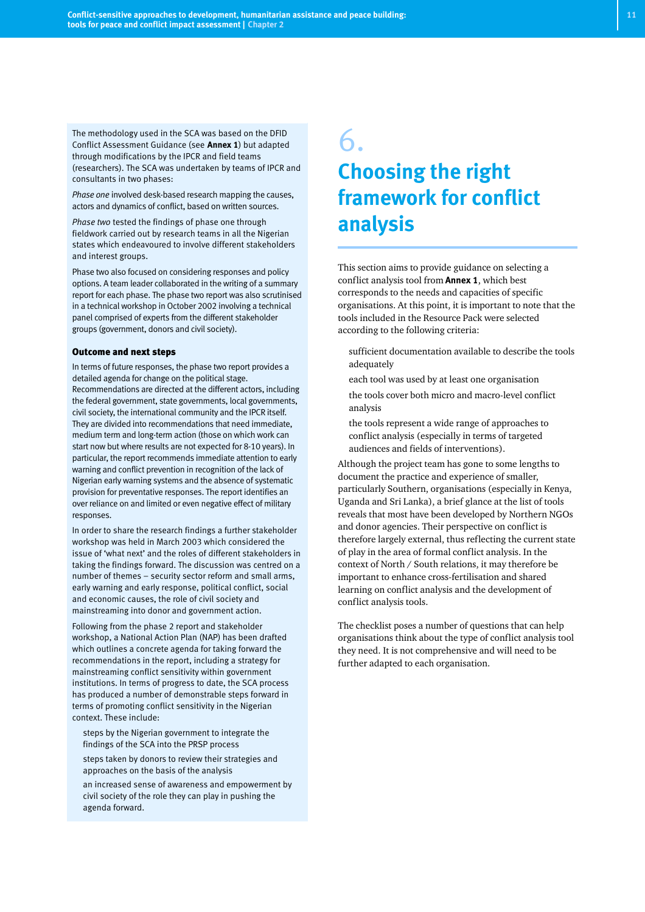The methodology used in the SCA was based on the DFID Conflict Assessment Guidance (see **Annex 1**) but adapted through modifications by the IPCR and field teams (researchers). The SCA was undertaken by teams of IPCR and consultants in two phases:

*Phase one* involved desk-based research mapping the causes, actors and dynamics of conflict, based on written sources.

*Phase two* tested the findings of phase one through fieldwork carried out by research teams in all the Nigerian states which endeavoured to involve different stakeholders and interest groups.

Phase two also focused on considering responses and policy options. A team leader collaborated in the writing of a summary report for each phase. The phase two report was also scrutinised in a technical workshop in October 2002 involving a technical panel comprised of experts from the different stakeholder groups (government, donors and civil society).

### Outcome and next steps

In terms of future responses, the phase two report provides a detailed agenda for change on the political stage. Recommendations are directed at the different actors, including the federal government, state governments, local governments, civil society, the international community and the IPCR itself. They are divided into recommendations that need immediate, medium term and long-term action (those on which work can start now but where results are not expected for 8-10 years). In particular, the report recommends immediate attention to early warning and conflict prevention in recognition of the lack of Nigerian early warning systems and the absence of systematic provision for preventative responses. The report identifies an over reliance on and limited or even negative effect of military responses.

In order to share the research findings a further stakeholder workshop was held in March 2003 which considered the issue of 'what next' and the roles of different stakeholders in taking the findings forward. The discussion was centred on a number of themes – security sector reform and small arms, early warning and early response, political conflict, social and economic causes, the role of civil society and mainstreaming into donor and government action.

Following from the phase 2 report and stakeholder workshop, a National Action Plan (NAP) has been drafted which outlines a concrete agenda for taking forward the recommendations in the report, including a strategy for mainstreaming conflict sensitivity within government institutions. In terms of progress to date, the SCA process has produced a number of demonstrable steps forward in terms of promoting conflict sensitivity in the Nigerian context. These include:

- steps by the Nigerian government to integrate the findings of the SCA into the PRSP process
- steps taken by donors to review their strategies and approaches on the basis of the analysis
- an increased sense of awareness and empowerment by civil society of the role they can play in pushing the agenda forward.

# 6. Choosing the right framework for conflict analysis

This section aims to provide guidance on selecting a conflict analysis tool from **Annex 1**, which best corresponds to the needs and capacities of specific organisations. At this point, it is important to note that the tools included in the Resource Pack were selected according to the following criteria:

- sufficient documentation available to describe the tools adequately
- each tool was used by at least one organisation
- the tools cover both micro and macro-level conflict analysis
- the tools represent a wide range of approaches to conflict analysis (especially in terms of targeted audiences and fields of interventions).

Although the project team has gone to some lengths to document the practice and experience of smaller, particularly Southern, organisations (especially in Kenya, Uganda and Sri Lanka), a brief glance at the list of tools reveals that most have been developed by Northern NGOs and donor agencies. Their perspective on conflict is therefore largely external, thus reflecting the current state of play in the area of formal conflict analysis. In the context of North / South relations, it may therefore be important to enhance cross-fertilisation and shared learning on conflict analysis and the development of conflict analysis tools.

The checklist poses a number of questions that can help organisations think about the type of conflict analysis tool they need. It is not comprehensive and will need to be further adapted to each organisation.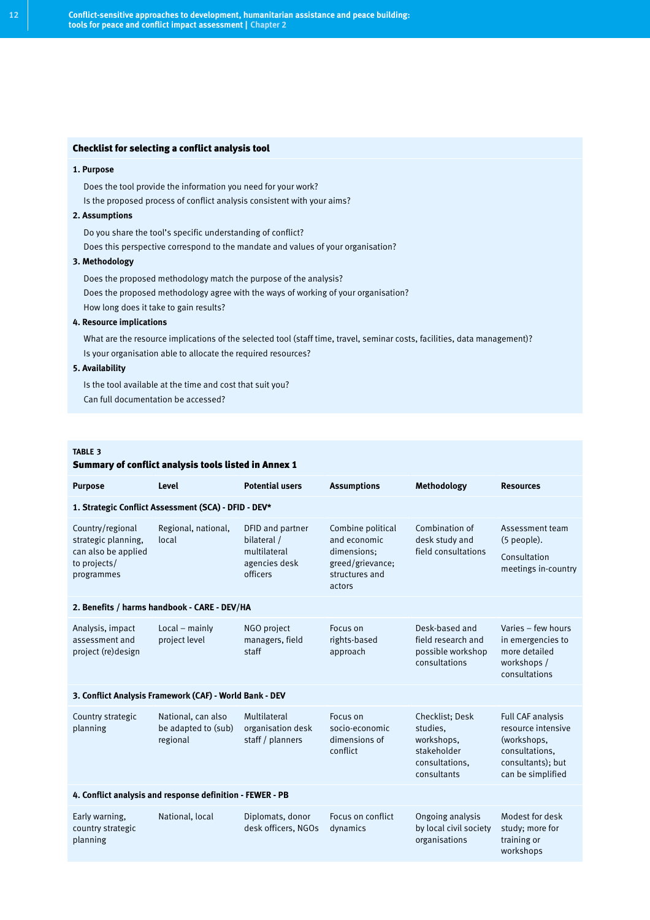### Checklist for selecting a conflict analysis tool

**1. Purpose**

Does the tool provide the information you need for your work?
Is the proposed process of conflict analysis consistent with your aims?

**2. Assumptions**

Do you share the tool's specific understanding of conflict?
Does this perspective correspond to the mandate and values of your organisation?

**3. Methodology**

Does the proposed methodology match the purpose of the analysis?
Does the proposed methodology agree with the ways of working of your organisation?
How long does it take to gain results?

**4. Resource implications**

What are the resource implications of the selected tool (staff time, travel, seminar costs, facilities, data management)?
Is your organisation able to allocate the required resources?

**5. Availability**

Is the tool available at the time and cost that suit you?
Can full documentation be accessed?

**TABLE 3**
**Summary of conflict analysis tools listed in Annex 1**

| Purpose | Level | Potential users | Assumptions | Methodology | Resources |
|---|---|---|---|---|---|
| **1. Strategic Conflict Assessment (SCA) - DFID - DEV*** | | | | | |
| Country/regional strategic planning, can also be applied to projects/ programmes | Regional, national, local | DFID and partner bilateral / multilateral agencies desk officers | Combine political and economic dimensions; greed/grievance; structures and actors | Combination of desk study and field consultations | Assessment team (5 people). Consultation meetings in-country |
| **2. Benefits / harms handbook - CARE - DEV/HA** | | | | | |
| Analysis, impact assessment and project (re)design | Local – mainly project level | NGO project managers, field staff | Focus on rights-based approach | Desk-based and field research and possible workshop consultations | Varies – few hours in emergencies to more detailed workshops / consultations |
| **3. Conflict Analysis Framework (CAF) - World Bank - DEV** | | | | | |
| Country strategic planning | National, can also be adapted to (sub) regional | Multilateral organisation desk staff / planners | Focus on socio-economic dimensions of conflict | Checklist; Desk studies, workshops, stakeholder consultations, consultants | Full CAF analysis resource intensive (workshops, consultations, consultants); but can be simplified |
| **4. Conflict analysis and response definition - FEWER - PB** | | | | | |
| Early warning, country strategic planning | National, local | Diplomats, donor desk officers, NGOs | Focus on conflict dynamics | Ongoing analysis by local civil society organisations | Modest for desk study; more for training or workshops |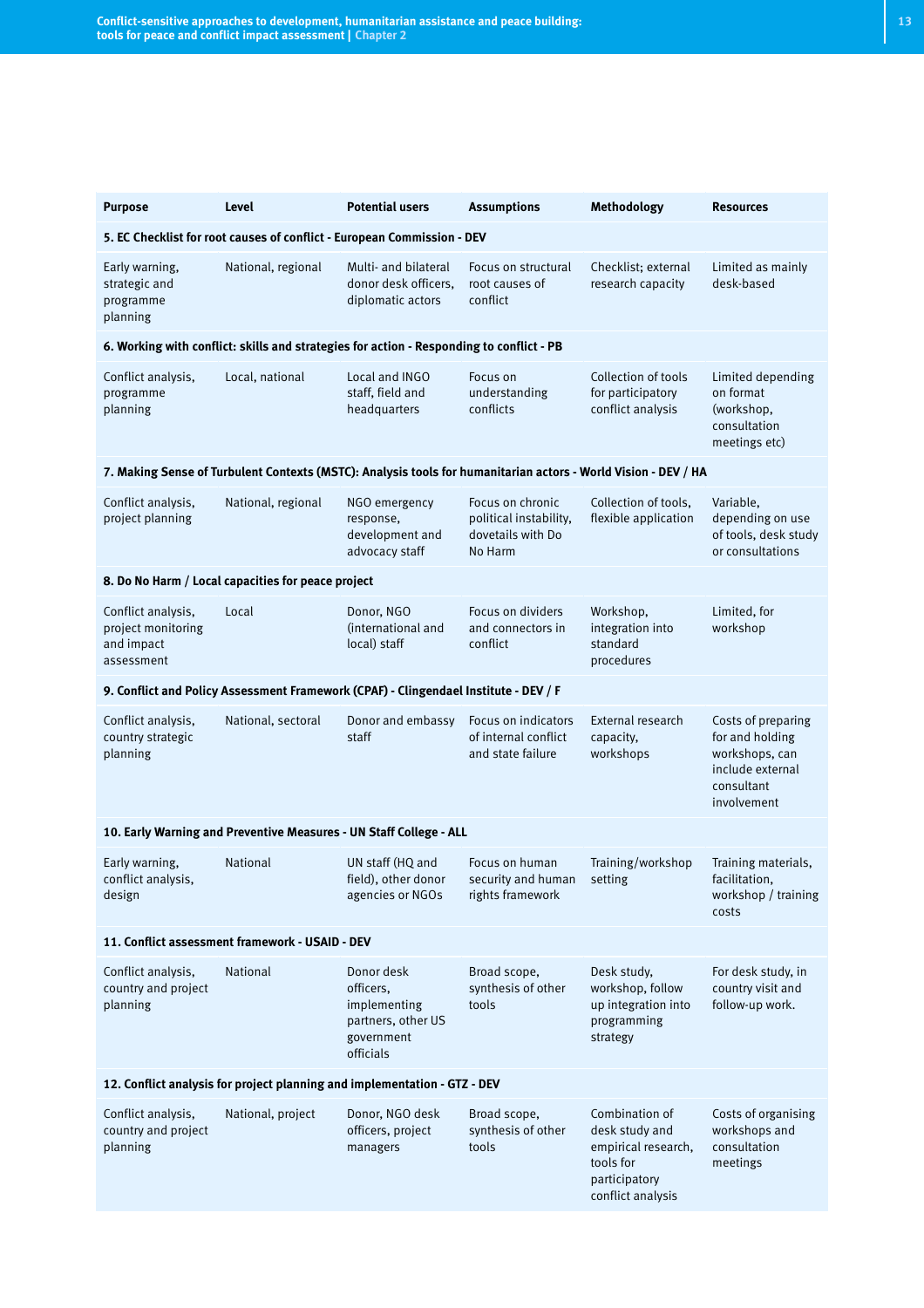| Purpose | Level | Potential users | Assumptions | Methodology | Resources |
|---|---|---|---|---|---|
| **5. EC Checklist for root causes of conflict - European Commission - DEV** | | | | | |
| Early warning, strategic and programme planning | National, regional | Multi- and bilateral donor desk officers, diplomatic actors | Focus on structural root causes of conflict | Checklist; external research capacity | Limited as mainly desk-based |
| **6. Working with conflict: skills and strategies for action - Responding to conflict - PB** | | | | | |
| Conflict analysis, programme planning | Local, national | Local and INGO staff, field and headquarters | Focus on understanding conflicts | Collection of tools for participatory conflict analysis | Limited depending on format (workshop, consultation meetings etc) |
| **7. Making Sense of Turbulent Contexts (MSTC): Analysis tools for humanitarian actors - World Vision - DEV / HA** | | | | | |
| Conflict analysis, project planning | National, regional | NGO emergency response, development and advocacy staff | Focus on chronic political instability, dovetails with Do No Harm | Collection of tools, flexible application | Variable, depending on use of tools, desk study or consultations |
| **8. Do No Harm / Local capacities for peace project** | | | | | |
| Conflict analysis, project monitoring and impact assessment | Local | Donor, NGO (international and local) staff | Focus on dividers and connectors in conflict | Workshop, integration into standard procedures | Limited, for workshop |
| **9. Conflict and Policy Assessment Framework (CPAF) - Clingendael Institute - DEV / F** | | | | | |
| Conflict analysis, country strategic planning | National, sectoral | Donor and embassy staff | Focus on indicators of internal conflict and state failure | External research capacity, workshops | Costs of preparing for and holding workshops, can include external consultant involvement |
| **10. Early Warning and Preventive Measures - UN Staff College - ALL** | | | | | |
| Early warning, conflict analysis, design | National | UN staff (HQ and field), other donor agencies or NGOs | Focus on human security and human rights framework | Training/workshop setting | Training materials, facilitation, workshop / training costs |
| **11. Conflict assessment framework - USAID - DEV** | | | | | |
| Conflict analysis, country and project planning | National | Donor desk officers, implementing partners, other US government officials | Broad scope, synthesis of other tools | Desk study, workshop, follow up integration into programming strategy | For desk study, in country visit and follow-up work. |
| **12. Conflict analysis for project planning and implementation - GTZ - DEV** | | | | | |
| Conflict analysis, country and project planning | National, project | Donor, NGO desk officers, project managers | Broad scope, synthesis of other tools | Combination of desk study and empirical research, tools for participatory conflict analysis | Costs of organising workshops and consultation meetings |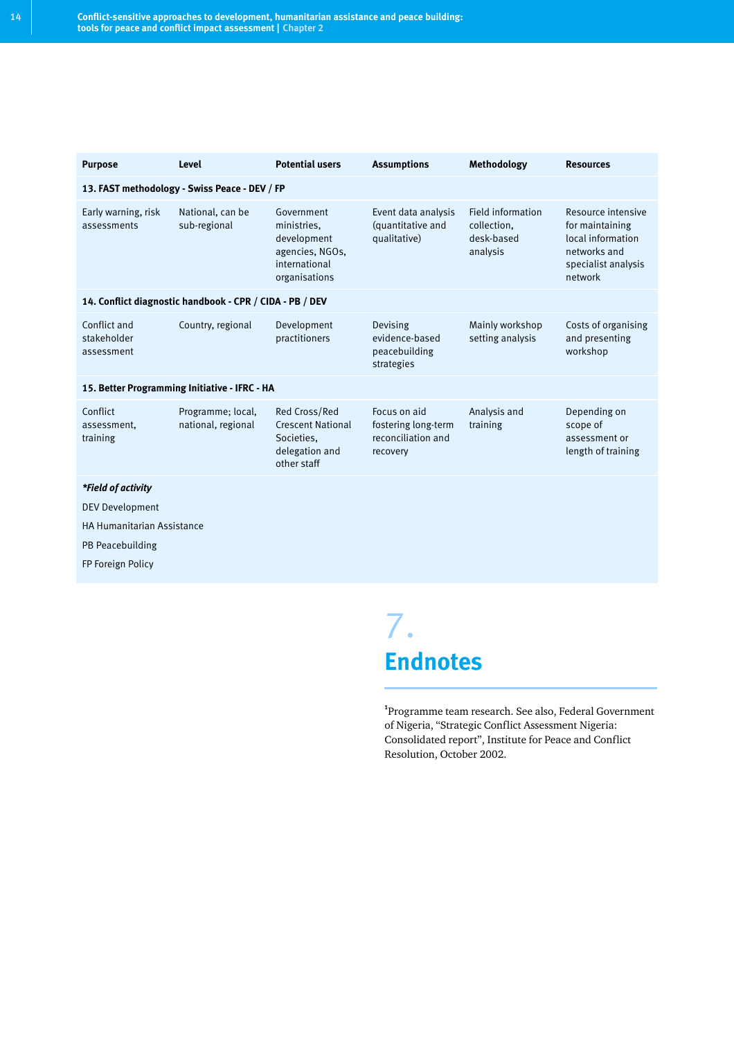| Purpose | Level | Potential users | Assumptions | Methodology | Resources |
|---|---|---|---|---|---|
| **13. FAST methodology - Swiss Peace - DEV / FP** | | | | | |
| Early warning, risk assessments | National, can be sub-regional | Government ministries, development agencies, NGOs, international organisations | Event data analysis (quantitative and qualitative) | Field information collection, desk-based analysis | Resource intensive for maintaining local information networks and specialist analysis network |
| **14. Conflict diagnostic handbook - CPR / CIDA - PB / DEV** | | | | | |
| Conflict and stakeholder assessment | Country, regional | Development practitioners | Devising evidence-based peacebuilding strategies | Mainly workshop setting analysis | Costs of organising and presenting workshop |
| **15. Better Programming Initiative - IFRC - HA** | | | | | |
| Conflict assessment, training | Programme; local, national, regional | Red Cross/Red Crescent National Societies, delegation and other staff | Focus on aid fostering long-term reconciliation and recovery | Analysis and training | Depending on scope of assessment or length of training |

***Field of activity***

DEV Development

HA Humanitarian Assistance

PB Peacebuilding

FP Foreign Policy

# 7. Endnotes

[1] Programme team research. See also, Federal Government of Nigeria, "Strategic Conflict Assessment Nigeria: Consolidated report", Institute for Peace and Conflict Resolution, October 2002.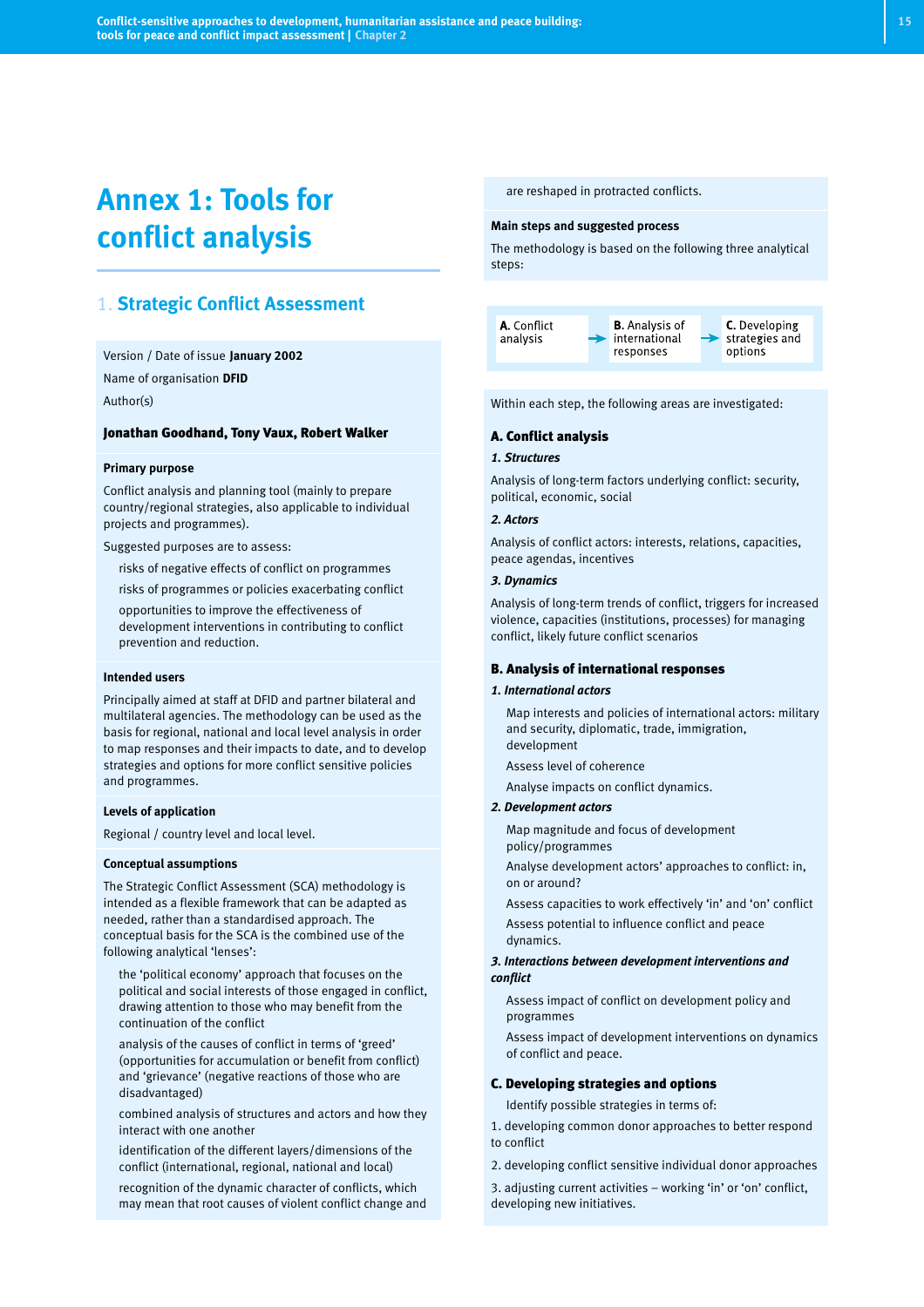# Annex 1: Tools for conflict analysis

## 1. Strategic Conflict Assessment

Version / Date of issue **January 2002**

Name of organisation **DFID**

Author(s)

**Jonathan Goodhand, Tony Vaux, Robert Walker**

**Primary purpose**

Conflict analysis and planning tool (mainly to prepare country/regional strategies, also applicable to individual projects and programmes).

Suggested purposes are to assess:

- risks of negative effects of conflict on programmes
- risks of programmes or policies exacerbating conflict
- opportunities to improve the effectiveness of development interventions in contributing to conflict prevention and reduction.

**Intended users**

Principally aimed at staff at DFID and partner bilateral and multilateral agencies. The methodology can be used as the basis for regional, national and local level analysis in order to map responses and their impacts to date, and to develop strategies and options for more conflict sensitive policies and programmes.

**Levels of application**

Regional / country level and local level.

**Conceptual assumptions**

The Strategic Conflict Assessment (SCA) methodology is intended as a flexible framework that can be adapted as needed, rather than a standardised approach. The conceptual basis for the SCA is the combined use of the following analytical 'lenses':

- the 'political economy' approach that focuses on the political and social interests of those engaged in conflict, drawing attention to those who may benefit from the continuation of the conflict
- analysis of the causes of conflict in terms of 'greed' (opportunities for accumulation or benefit from conflict) and 'grievance' (negative reactions of those who are disadvantaged)
- combined analysis of structures and actors and how they interact with one another
- identification of the different layers/dimensions of the conflict (international, regional, national and local)
- recognition of the dynamic character of conflicts, which may mean that root causes of violent conflict change and are reshaped in protracted conflicts.

**Main steps and suggested process**

The methodology is based on the following three analytical steps:

**A.** Conflict analysis → **B.** Analysis of international responses → **C.** Developing strategies and options

Within each step, the following areas are investigated:

### A. Conflict analysis

***1. Structures***

Analysis of long-term factors underlying conflict: security, political, economic, social

***2. Actors***

Analysis of conflict actors: interests, relations, capacities, peace agendas, incentives

***3. Dynamics***

Analysis of long-term trends of conflict, triggers for increased violence, capacities (institutions, processes) for managing conflict, likely future conflict scenarios

### B. Analysis of international responses

***1. International actors***

- Map interests and policies of international actors: military and security, diplomatic, trade, immigration, development
- Assess level of coherence
- Analyse impacts on conflict dynamics.

***2. Development actors***

- Map magnitude and focus of development policy/programmes
- Analyse development actors' approaches to conflict: in, on or around?
- Assess capacities to work effectively 'in' and 'on' conflict
- Assess potential to influence conflict and peace dynamics.

***3. Interactions between development interventions and conflict***

- Assess impact of conflict on development policy and programmes
- Assess impact of development interventions on dynamics of conflict and peace.

### C. Developing strategies and options

Identify possible strategies in terms of:

1. developing common donor approaches to better respond to conflict
2. developing conflict sensitive individual donor approaches
3. adjusting current activities – working 'in' or 'on' conflict, developing new initiatives.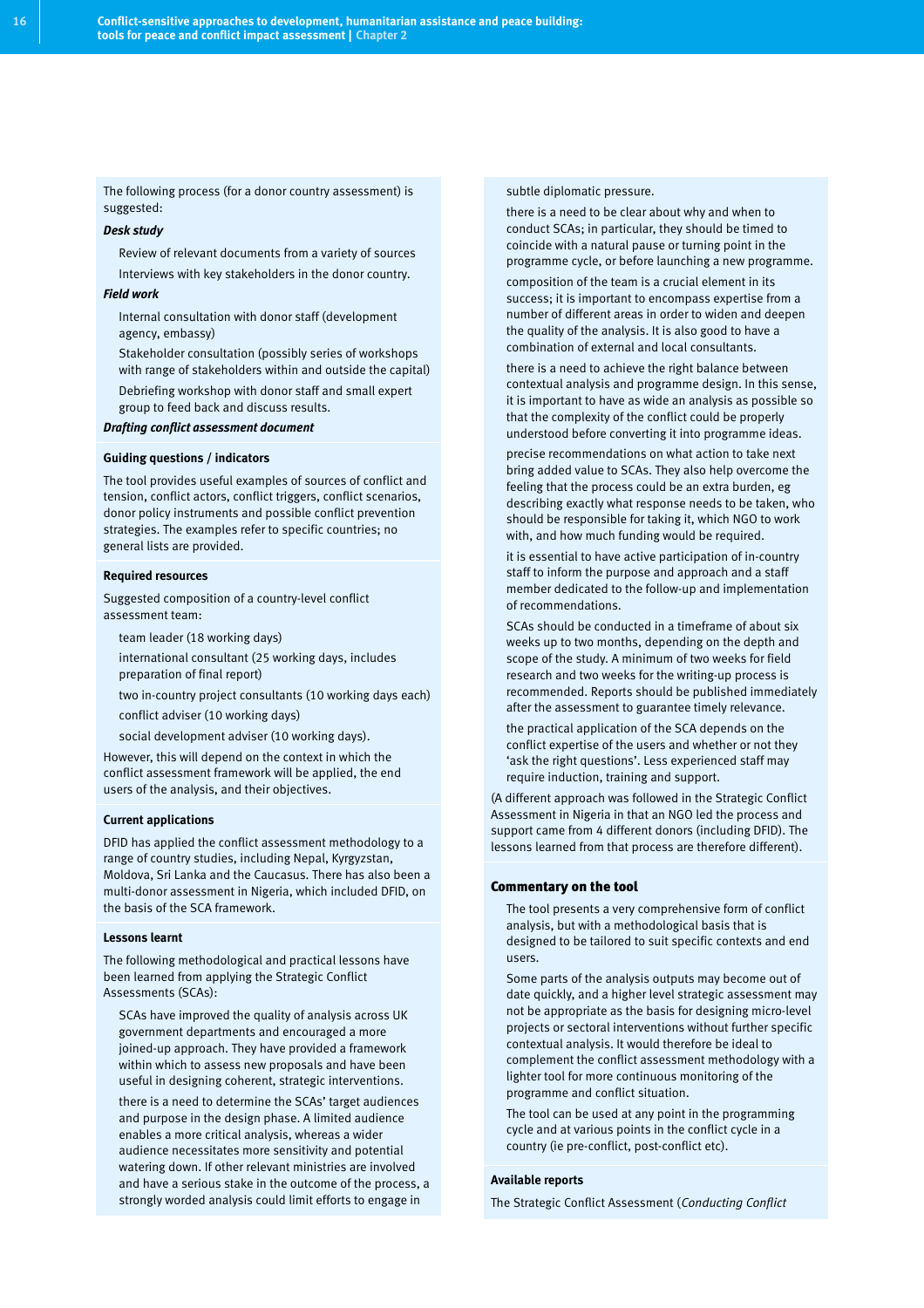The following process (for a donor country assessment) is suggested:

***Desk study***

- Review of relevant documents from a variety of sources
- Interviews with key stakeholders in the donor country.

***Field work***

- Internal consultation with donor staff (development agency, embassy)
- Stakeholder consultation (possibly series of workshops with range of stakeholders within and outside the capital)
- Debriefing workshop with donor staff and small expert group to feed back and discuss results.

***Drafting conflict assessment document***

#### Guiding questions / indicators

The tool provides useful examples of sources of conflict and tension, conflict actors, conflict triggers, conflict scenarios, donor policy instruments and possible conflict prevention strategies. The examples refer to specific countries; no general lists are provided.

#### Required resources

Suggested composition of a country-level conflict assessment team:

- team leader (18 working days)
- international consultant (25 working days, includes preparation of final report)
- two in-country project consultants (10 working days each)
- conflict adviser (10 working days)
- social development adviser (10 working days).

However, this will depend on the context in which the conflict assessment framework will be applied, the end users of the analysis, and their objectives.

#### Current applications

DFID has applied the conflict assessment methodology to a range of country studies, including Nepal, Kyrgyzstan, Moldova, Sri Lanka and the Caucasus. There has also been a multi-donor assessment in Nigeria, which included DFID, on the basis of the SCA framework.

#### Lessons learnt

The following methodological and practical lessons have been learned from applying the Strategic Conflict Assessments (SCAs):

- SCAs have improved the quality of analysis across UK government departments and encouraged a more joined-up approach. They have provided a framework within which to assess new proposals and have been useful in designing coherent, strategic interventions.
- there is a need to determine the SCAs' target audiences and purpose in the design phase. A limited audience enables a more critical analysis, whereas a wider audience necessitates more sensitivity and potential watering down. If other relevant ministries are involved and have a serious stake in the outcome of the process, a strongly worded analysis could limit efforts to engage in subtle diplomatic pressure.
- there is a need to be clear about why and when to conduct SCAs; in particular, they should be timed to coincide with a natural pause or turning point in the programme cycle, or before launching a new programme.
- composition of the team is a crucial element in its success; it is important to encompass expertise from a number of different areas in order to widen and deepen the quality of the analysis. It is also good to have a combination of external and local consultants.
- there is a need to achieve the right balance between contextual analysis and programme design. In this sense, it is important to have as wide an analysis as possible so that the complexity of the conflict could be properly understood before converting it into programme ideas.
- precise recommendations on what action to take next bring added value to SCAs. They also help overcome the feeling that the process could be an extra burden, eg describing exactly what response needs to be taken, who should be responsible for taking it, which NGO to work with, and how much funding would be required.
- it is essential to have active participation of in-country staff to inform the purpose and approach and a staff member dedicated to the follow-up and implementation of recommendations.
- SCAs should be conducted in a timeframe of about six weeks up to two months, depending on the depth and scope of the study. A minimum of two weeks for field research and two weeks for the writing-up process is recommended. Reports should be published immediately after the assessment to guarantee timely relevance.
- the practical application of the SCA depends on the conflict expertise of the users and whether or not they 'ask the right questions'. Less experienced staff may require induction, training and support.

(A different approach was followed in the Strategic Conflict Assessment in Nigeria in that an NGO led the process and support came from 4 different donors (including DFID). The lessons learned from that process are therefore different).

### Commentary on the tool

- The tool presents a very comprehensive form of conflict analysis, but with a methodological basis that is designed to be tailored to suit specific contexts and end users.
- Some parts of the analysis outputs may become out of date quickly, and a higher level strategic assessment may not be appropriate as the basis for designing micro-level projects or sectoral interventions without further specific contextual analysis. It would therefore be ideal to complement the conflict assessment methodology with a lighter tool for more continuous monitoring of the programme and conflict situation.
- The tool can be used at any point in the programming cycle and at various points in the conflict cycle in a country (ie pre-conflict, post-conflict etc).

#### Available reports

The Strategic Conflict Assessment (*Conducting Conflict*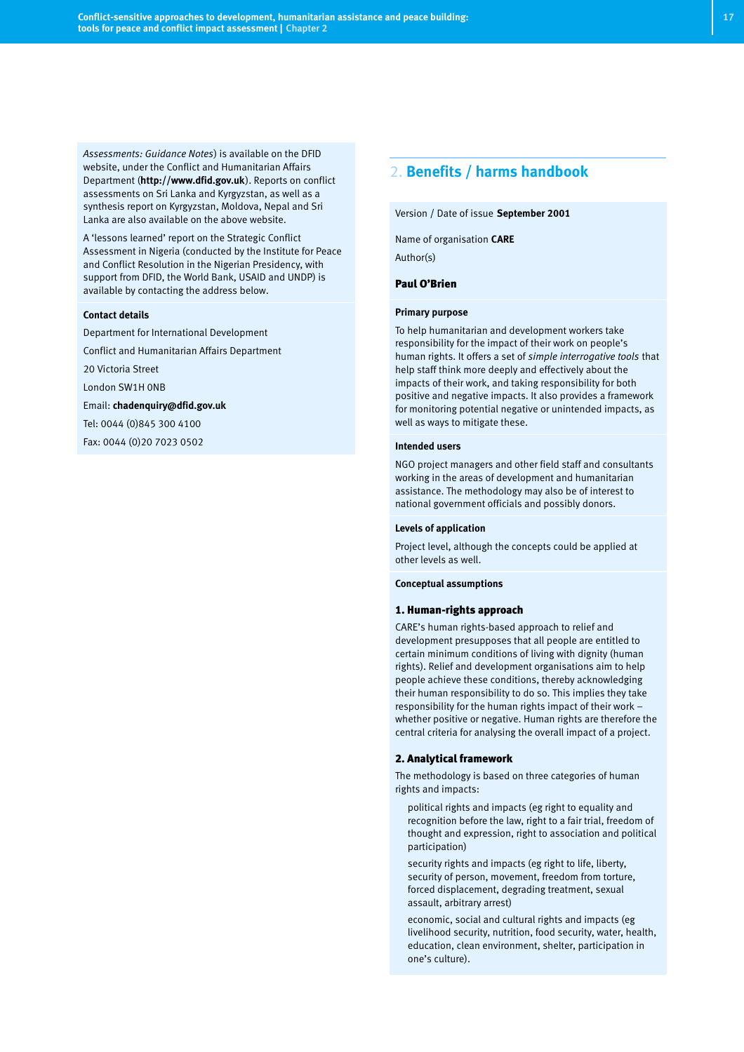*Assessments: Guidance Notes*) is available on the DFID website, under the Conflict and Humanitarian Affairs Department (**http://www.dfid.gov.uk**). Reports on conflict assessments on Sri Lanka and Kyrgyzstan, as well as a synthesis report on Kyrgyzstan, Moldova, Nepal and Sri Lanka are also available on the above website.

A 'lessons learned' report on the Strategic Conflict Assessment in Nigeria (conducted by the Institute for Peace and Conflict Resolution in the Nigerian Presidency, with support from DFID, the World Bank, USAID and UNDP) is available by contacting the address below.

**Contact details**

Department for International Development

Conflict and Humanitarian Affairs Department

20 Victoria Street

London SW1H 0NB

Email: **chadenquiry@dfid.gov.uk**

Tel: 0044 (0)845 300 4100

Fax: 0044 (0)20 7023 0502

## 2. Benefits / harms handbook

Version / Date of issue **September 2001**

Name of organisation **CARE**

Author(s)

**Paul O'Brien**

**Primary purpose**

To help humanitarian and development workers take responsibility for the impact of their work on people's human rights. It offers a set of *simple interrogative tools* that help staff think more deeply and effectively about the impacts of their work, and taking responsibility for both positive and negative impacts. It also provides a framework for monitoring potential negative or unintended impacts, as well as ways to mitigate these.

**Intended users**

NGO project managers and other field staff and consultants working in the areas of development and humanitarian assistance. The methodology may also be of interest to national government officials and possibly donors.

**Levels of application**

Project level, although the concepts could be applied at other levels as well.

**Conceptual assumptions**

### 1. Human-rights approach

CARE's human rights-based approach to relief and development presupposes that all people are entitled to certain minimum conditions of living with dignity (human rights). Relief and development organisations aim to help people achieve these conditions, thereby acknowledging their human responsibility to do so. This implies they take responsibility for the human rights impact of their work – whether positive or negative. Human rights are therefore the central criteria for analysing the overall impact of a project.

### 2. Analytical framework

The methodology is based on three categories of human rights and impacts:

- political rights and impacts (eg right to equality and recognition before the law, right to a fair trial, freedom of thought and expression, right to association and political participation)
- security rights and impacts (eg right to life, liberty, security of person, movement, freedom from torture, forced displacement, degrading treatment, sexual assault, arbitrary arrest)
- economic, social and cultural rights and impacts (eg livelihood security, nutrition, food security, water, health, education, clean environment, shelter, participation in one's culture).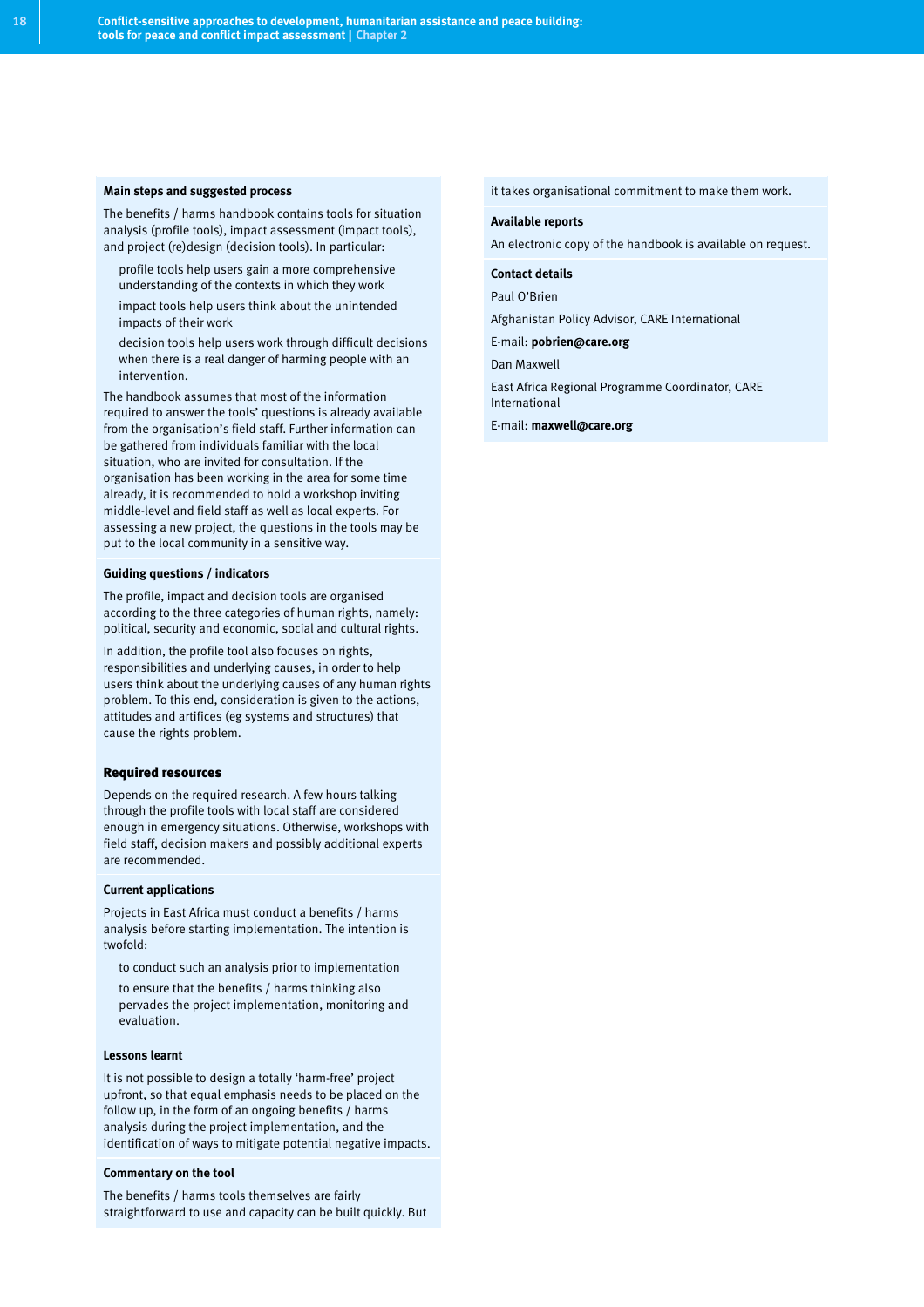#### Main steps and suggested process

The benefits / harms handbook contains tools for situation analysis (profile tools), impact assessment (impact tools), and project (re)design (decision tools). In particular:

- profile tools help users gain a more comprehensive understanding of the contexts in which they work
- impact tools help users think about the unintended impacts of their work
- decision tools help users work through difficult decisions when there is a real danger of harming people with an intervention.

The handbook assumes that most of the information required to answer the tools' questions is already available from the organisation's field staff. Further information can be gathered from individuals familiar with the local situation, who are invited for consultation. If the organisation has been working in the area for some time already, it is recommended to hold a workshop inviting middle-level and field staff as well as local experts. For assessing a new project, the questions in the tools may be put to the local community in a sensitive way.

#### Guiding questions / indicators

The profile, impact and decision tools are organised according to the three categories of human rights, namely: political, security and economic, social and cultural rights.

In addition, the profile tool also focuses on rights, responsibilities and underlying causes, in order to help users think about the underlying causes of any human rights problem. To this end, consideration is given to the actions, attitudes and artifices (eg systems and structures) that cause the rights problem.

#### Required resources

Depends on the required research. A few hours talking through the profile tools with local staff are considered enough in emergency situations. Otherwise, workshops with field staff, decision makers and possibly additional experts are recommended.

#### Current applications

Projects in East Africa must conduct a benefits / harms analysis before starting implementation. The intention is twofold:

- to conduct such an analysis prior to implementation
- to ensure that the benefits / harms thinking also pervades the project implementation, monitoring and evaluation.

#### Lessons learnt

It is not possible to design a totally 'harm-free' project upfront, so that equal emphasis needs to be placed on the follow up, in the form of an ongoing benefits / harms analysis during the project implementation, and the identification of ways to mitigate potential negative impacts.

#### Commentary on the tool

The benefits / harms tools themselves are fairly straightforward to use and capacity can be built quickly. But it takes organisational commitment to make them work.

#### Available reports

An electronic copy of the handbook is available on request.

#### Contact details

Paul O'Brien

Afghanistan Policy Advisor, CARE International

E-mail: **pobrien@care.org**

Dan Maxwell

East Africa Regional Programme Coordinator, CARE International

E-mail: **maxwell@care.org**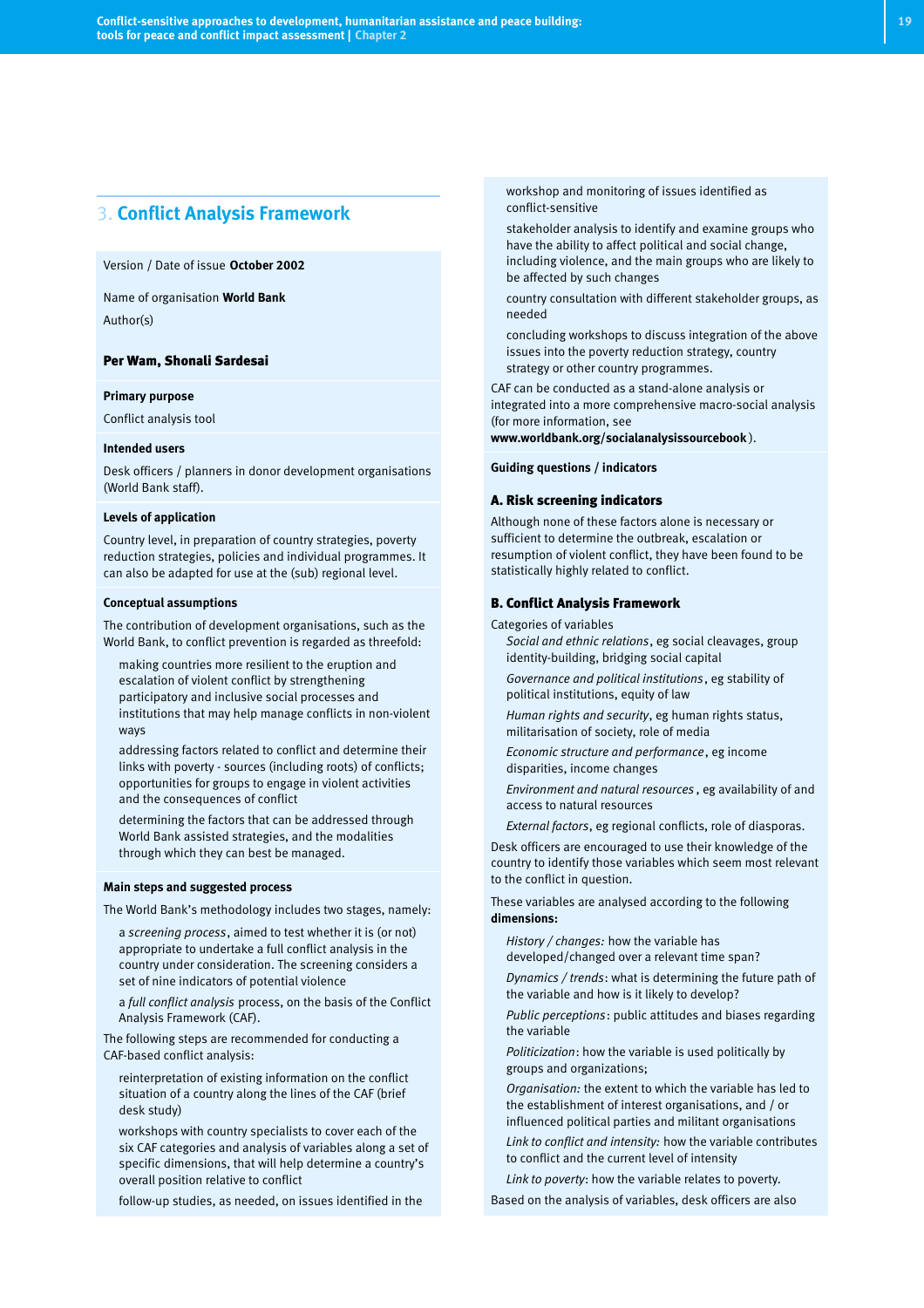## 3. Conflict Analysis Framework

Version / Date of issue **October 2002**

Name of organisation **World Bank**

Author(s)

**Per Wam, Shonali Sardesai**

**Primary purpose**

Conflict analysis tool

**Intended users**

Desk officers / planners in donor development organisations (World Bank staff).

**Levels of application**

Country level, in preparation of country strategies, poverty reduction strategies, policies and individual programmes. It can also be adapted for use at the (sub) regional level.

**Conceptual assumptions**

The contribution of development organisations, such as the World Bank, to conflict prevention is regarded as threefold:

- making countries more resilient to the eruption and escalation of violent conflict by strengthening participatory and inclusive social processes and institutions that may help manage conflicts in non-violent ways
- addressing factors related to conflict and determine their links with poverty - sources (including roots) of conflicts; opportunities for groups to engage in violent activities and the consequences of conflict
- determining the factors that can be addressed through World Bank assisted strategies, and the modalities through which they can best be managed.

**Main steps and suggested process**

The World Bank's methodology includes two stages, namely:

- a *screening process*, aimed to test whether it is (or not) appropriate to undertake a full conflict analysis in the country under consideration. The screening considers a set of nine indicators of potential violence
- a *full conflict analysis* process, on the basis of the Conflict Analysis Framework (CAF).

The following steps are recommended for conducting a CAF-based conflict analysis:

- reinterpretation of existing information on the conflict situation of a country along the lines of the CAF (brief desk study)
- workshops with country specialists to cover each of the six CAF categories and analysis of variables along a set of specific dimensions, that will help determine a country's overall position relative to conflict
- follow-up studies, as needed, on issues identified in the workshop and monitoring of issues identified as conflict-sensitive
- stakeholder analysis to identify and examine groups who have the ability to affect political and social change, including violence, and the main groups who are likely to be affected by such changes
- country consultation with different stakeholder groups, as needed
- concluding workshops to discuss integration of the above issues into the poverty reduction strategy, country strategy or other country programmes.

CAF can be conducted as a stand-alone analysis or integrated into a more comprehensive macro-social analysis (for more information, see **www.worldbank.org/socialanalysissourcebook**).

**Guiding questions / indicators**

**A. Risk screening indicators**

Although none of these factors alone is necessary or sufficient to determine the outbreak, escalation or resumption of violent conflict, they have been found to be statistically highly related to conflict.

**B. Conflict Analysis Framework**

Categories of variables

- *Social and ethnic relations*, eg social cleavages, group identity-building, bridging social capital
- *Governance and political institutions*, eg stability of political institutions, equity of law
- *Human rights and security*, eg human rights status, militarisation of society, role of media
- *Economic structure and performance*, eg income disparities, income changes
- *Environment and natural resources*, eg availability of and access to natural resources
- *External factors*, eg regional conflicts, role of diasporas.

Desk officers are encouraged to use their knowledge of the country to identify those variables which seem most relevant to the conflict in question.

These variables are analysed according to the following **dimensions:**

- *History / changes:* how the variable has developed/changed over a relevant time span?
- *Dynamics / trends*: what is determining the future path of the variable and how is it likely to develop?
- *Public perceptions*: public attitudes and biases regarding the variable
- *Politicization*: how the variable is used politically by groups and organizations;
- *Organisation:* the extent to which the variable has led to the establishment of interest organisations, and / or influenced political parties and militant organisations
- *Link to conflict and intensity:* how the variable contributes to conflict and the current level of intensity
- *Link to poverty*: how the variable relates to poverty.

Based on the analysis of variables, desk officers are also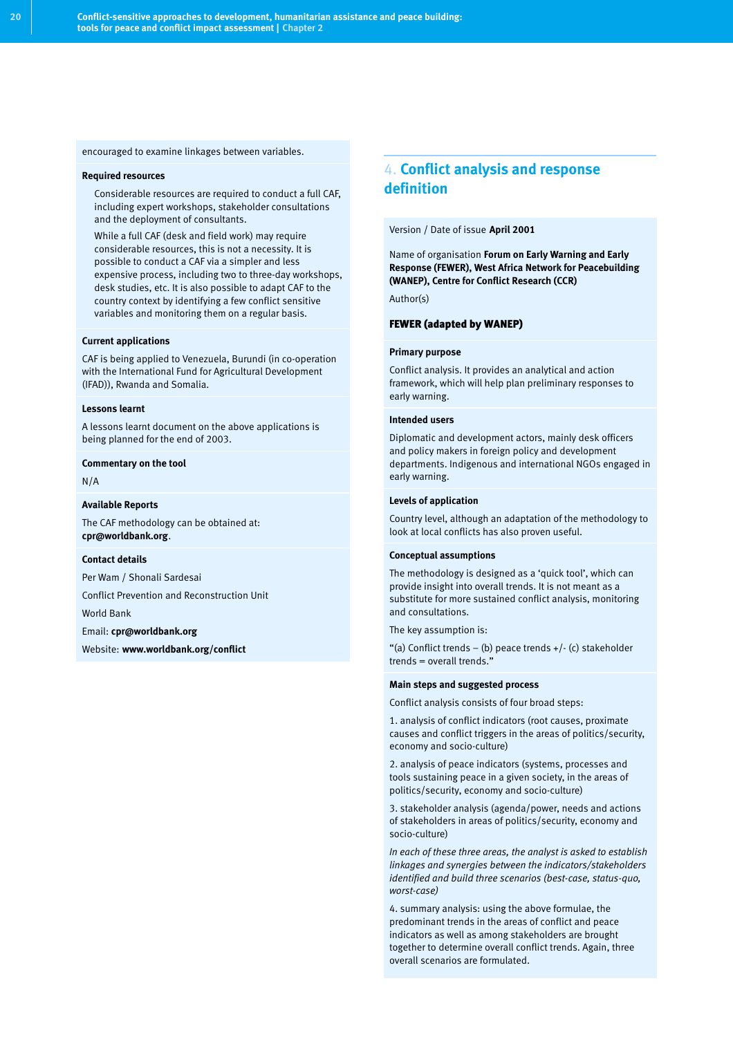encouraged to examine linkages between variables.

**Required resources**

Considerable resources are required to conduct a full CAF, including expert workshops, stakeholder consultations and the deployment of consultants.

While a full CAF (desk and field work) may require considerable resources, this is not a necessity. It is possible to conduct a CAF via a simpler and less expensive process, including two to three-day workshops, desk studies, etc. It is also possible to adapt CAF to the country context by identifying a few conflict sensitive variables and monitoring them on a regular basis.

**Current applications**

CAF is being applied to Venezuela, Burundi (in co-operation with the International Fund for Agricultural Development (IFAD)), Rwanda and Somalia.

**Lessons learnt**

A lessons learnt document on the above applications is being planned for the end of 2003.

**Commentary on the tool**

N/A

**Available Reports**

The CAF methodology can be obtained at: **cpr@worldbank.org**.

**Contact details**

Per Wam / Shonali Sardesai

Conflict Prevention and Reconstruction Unit

World Bank

Email: **cpr@worldbank.org**

Website: **www.worldbank.org/conflict**

## 4. Conflict analysis and response definition

Version / Date of issue **April 2001**

Name of organisation **Forum on Early Warning and Early Response (FEWER), West Africa Network for Peacebuilding (WANEP), Centre for Conflict Research (CCR)**

Author(s)

**FEWER (adapted by WANEP)**

**Primary purpose**

Conflict analysis. It provides an analytical and action framework, which will help plan preliminary responses to early warning.

**Intended users**

Diplomatic and development actors, mainly desk officers and policy makers in foreign policy and development departments. Indigenous and international NGOs engaged in early warning.

**Levels of application**

Country level, although an adaptation of the methodology to look at local conflicts has also proven useful.

**Conceptual assumptions**

The methodology is designed as a 'quick tool', which can provide insight into overall trends. It is not meant as a substitute for more sustained conflict analysis, monitoring and consultations.

The key assumption is:

"(a) Conflict trends – (b) peace trends +/- (c) stakeholder trends = overall trends."

**Main steps and suggested process**

Conflict analysis consists of four broad steps:

1. analysis of conflict indicators (root causes, proximate causes and conflict triggers in the areas of politics/security, economy and socio-culture)

2. analysis of peace indicators (systems, processes and tools sustaining peace in a given society, in the areas of politics/security, economy and socio-culture)

3. stakeholder analysis (agenda/power, needs and actions of stakeholders in areas of politics/security, economy and socio-culture)

*In each of these three areas, the analyst is asked to establish linkages and synergies between the indicators/stakeholders identified and build three scenarios (best-case, status-quo, worst-case)*

4. summary analysis: using the above formulae, the predominant trends in the areas of conflict and peace indicators as well as among stakeholders are brought together to determine overall conflict trends. Again, three overall scenarios are formulated.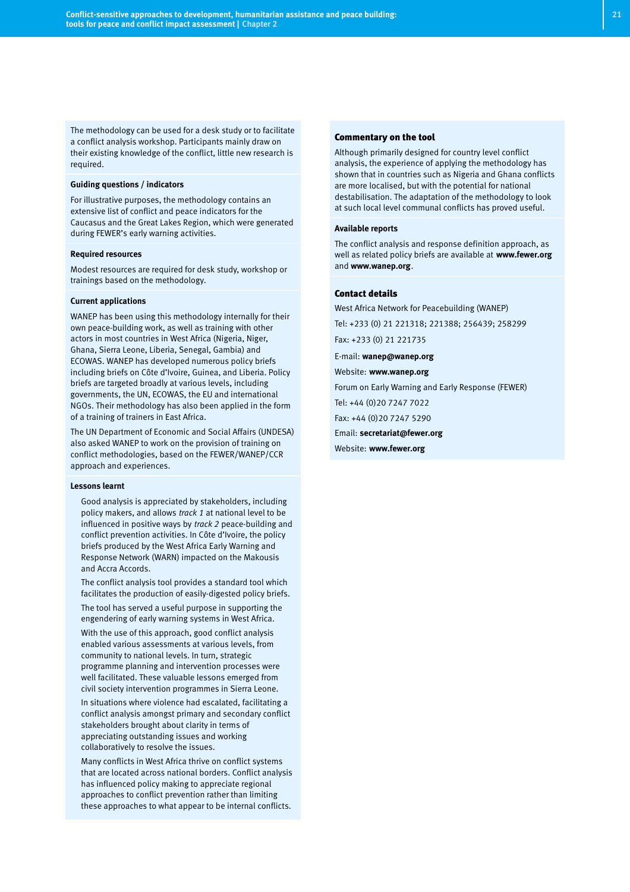The methodology can be used for a desk study or to facilitate a conflict analysis workshop. Participants mainly draw on their existing knowledge of the conflict, little new research is required.

#### Guiding questions / indicators

For illustrative purposes, the methodology contains an extensive list of conflict and peace indicators for the Caucasus and the Great Lakes Region, which were generated during FEWER's early warning activities.

#### Required resources

Modest resources are required for desk study, workshop or trainings based on the methodology.

#### Current applications

WANEP has been using this methodology internally for their own peace-building work, as well as training with other actors in most countries in West Africa (Nigeria, Niger, Ghana, Sierra Leone, Liberia, Senegal, Gambia) and ECOWAS. WANEP has developed numerous policy briefs including briefs on Côte d'Ivoire, Guinea, and Liberia. Policy briefs are targeted broadly at various levels, including governments, the UN, ECOWAS, the EU and international NGOs. Their methodology has also been applied in the form of a training of trainers in East Africa.

The UN Department of Economic and Social Affairs (UNDESA) also asked WANEP to work on the provision of training on conflict methodologies, based on the FEWER/WANEP/CCR approach and experiences.

#### Lessons learnt

Good analysis is appreciated by stakeholders, including policy makers, and allows *track 1* at national level to be influenced in positive ways by *track 2* peace-building and conflict prevention activities. In Côte d'Ivoire, the policy briefs produced by the West Africa Early Warning and Response Network (WARN) impacted on the Makousis and Accra Accords.

The conflict analysis tool provides a standard tool which facilitates the production of easily-digested policy briefs.

The tool has served a useful purpose in supporting the engendering of early warning systems in West Africa.

With the use of this approach, good conflict analysis enabled various assessments at various levels, from community to national levels. In turn, strategic programme planning and intervention processes were well facilitated. These valuable lessons emerged from civil society intervention programmes in Sierra Leone.

In situations where violence had escalated, facilitating a conflict analysis amongst primary and secondary conflict stakeholders brought about clarity in terms of appreciating outstanding issues and working collaboratively to resolve the issues.

Many conflicts in West Africa thrive on conflict systems that are located across national borders. Conflict analysis has influenced policy making to appreciate regional approaches to conflict prevention rather than limiting these approaches to what appear to be internal conflicts.

### Commentary on the tool

Although primarily designed for country level conflict analysis, the experience of applying the methodology has shown that in countries such as Nigeria and Ghana conflicts are more localised, but with the potential for national destabilisation. The adaptation of the methodology to look at such local level communal conflicts has proved useful.

#### Available reports

The conflict analysis and response definition approach, as well as related policy briefs are available at **www.fewer.org** and **www.wanep.org**.

### Contact details

West Africa Network for Peacebuilding (WANEP)

Tel: +233 (0) 21 221318; 221388; 256439; 258299

Fax: +233 (0) 21 221735

E-mail: **wanep@wanep.org**

Website: **www.wanep.org**

Forum on Early Warning and Early Response (FEWER)

Tel: +44 (0)20 7247 7022

Fax: +44 (0)20 7247 5290

Email: **secretariat@fewer.org**

Website: **www.fewer.org**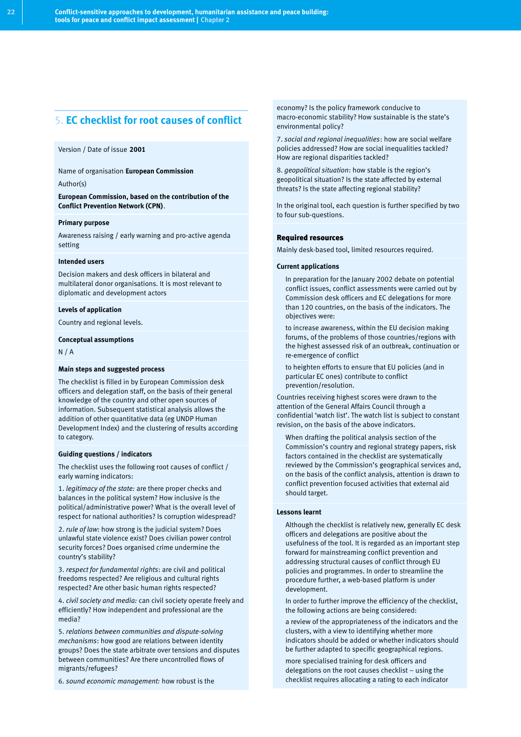## 5. EC checklist for root causes of conflict

Version / Date of issue **2001**

Name of organisation **European Commission**

Author(s)

**European Commission, based on the contribution of the Conflict Prevention Network (CPN)**.

**Primary purpose**

Awareness raising / early warning and pro-active agenda setting

**Intended users**

Decision makers and desk officers in bilateral and multilateral donor organisations. It is most relevant to diplomatic and development actors

**Levels of application**

Country and regional levels.

**Conceptual assumptions**

N / A

**Main steps and suggested process**

The checklist is filled in by European Commission desk officers and delegation staff, on the basis of their general knowledge of the country and other open sources of information. Subsequent statistical analysis allows the addition of other quantitative data (eg UNDP Human Development Index) and the clustering of results according to category.

**Guiding questions / indicators**

The checklist uses the following root causes of conflict / early warning indicators:

1. *legitimacy of the state:* are there proper checks and balances in the political system? How inclusive is the political/administrative power? What is the overall level of respect for national authorities? Is corruption widespread?

2. *rule of law*: how strong is the judicial system? Does unlawful state violence exist? Does civilian power control security forces? Does organised crime undermine the country's stability?

3. *respect for fundamental rights*: are civil and political freedoms respected? Are religious and cultural rights respected? Are other basic human rights respected?

4. *civil society and media:* can civil society operate freely and efficiently? How independent and professional are the media?

5. *relations between communities and dispute-solving mechanisms*: how good are relations between identity groups? Does the state arbitrate over tensions and disputes between communities? Are there uncontrolled flows of migrants/refugees?

6. *sound economic management:* how robust is the economy? Is the policy framework conducive to macro-economic stability? How sustainable is the state's environmental policy?

7. *social and regional inequalities*: how are social welfare policies addressed? How are social inequalities tackled? How are regional disparities tackled?

8. *geopolitical situation*: how stable is the region's geopolitical situation? Is the state affected by external threats? Is the state affecting regional stability?

In the original tool, each question is further specified by two to four sub-questions.

**Required resources**

Mainly desk-based tool, limited resources required.

**Current applications**

In preparation for the January 2002 debate on potential conflict issues, conflict assessments were carried out by Commission desk officers and EC delegations for more than 120 countries, on the basis of the indicators. The objectives were:

to increase awareness, within the EU decision making forums, of the problems of those countries/regions with the highest assessed risk of an outbreak, continuation or re-emergence of conflict

to heighten efforts to ensure that EU policies (and in particular EC ones) contribute to conflict prevention/resolution.

Countries receiving highest scores were drawn to the attention of the General Affairs Council through a confidential 'watch list'. The watch list is subject to constant revision, on the basis of the above indicators.

When drafting the political analysis section of the Commission's country and regional strategy papers, risk factors contained in the checklist are systematically reviewed by the Commission's geographical services and, on the basis of the conflict analysis, attention is drawn to conflict prevention focused activities that external aid should target.

**Lessons learnt**

Although the checklist is relatively new, generally EC desk officers and delegations are positive about the usefulness of the tool. It is regarded as an important step forward for mainstreaming conflict prevention and addressing structural causes of conflict through EU policies and programmes. In order to streamline the procedure further, a web-based platform is under development.

In order to further improve the efficiency of the checklist, the following actions are being considered:

a review of the appropriateness of the indicators and the clusters, with a view to identifying whether more indicators should be added or whether indicators should be further adapted to specific geographical regions.

more specialised training for desk officers and delegations on the root causes checklist – using the checklist requires allocating a rating to each indicator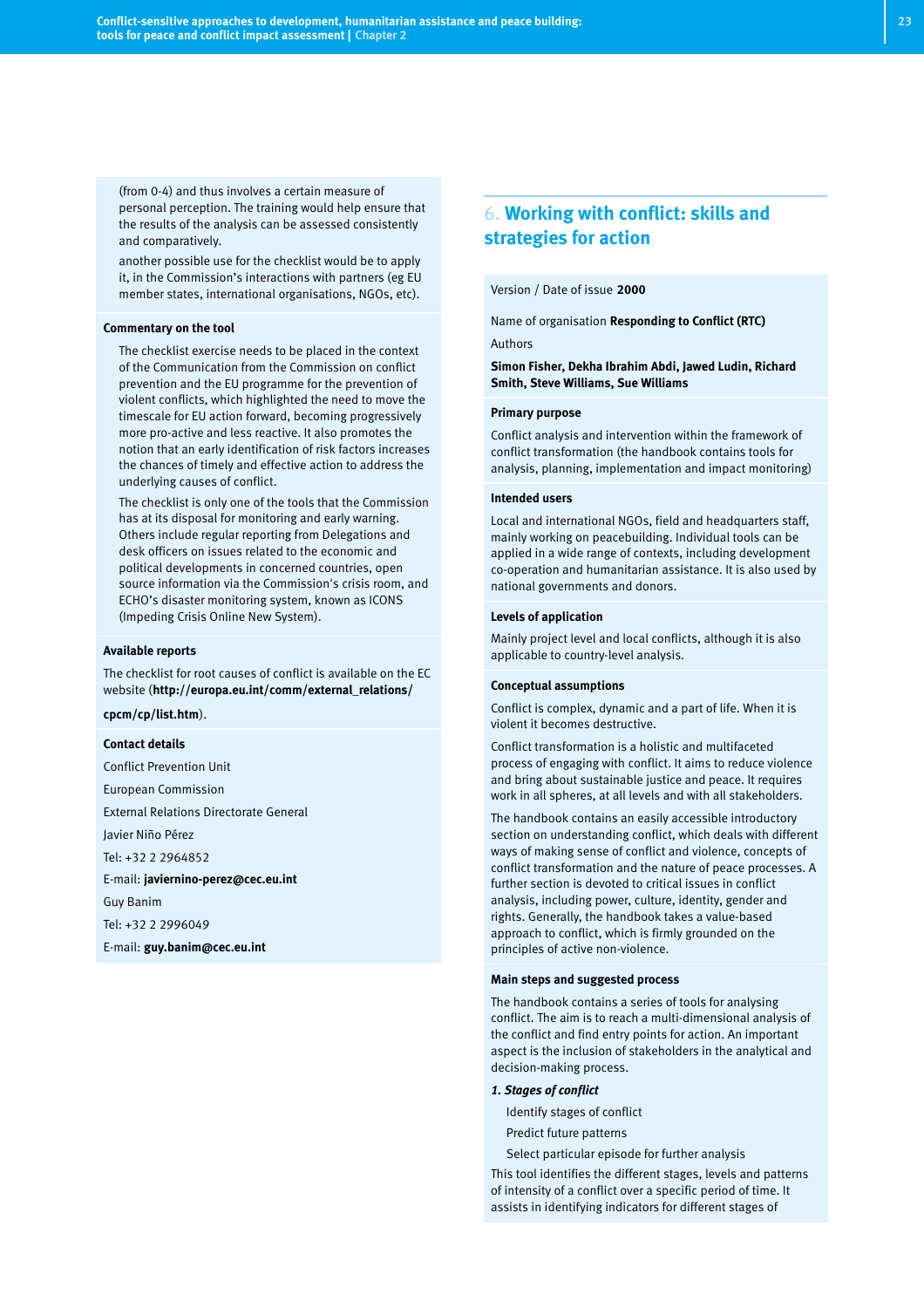(from 0-4) and thus involves a certain measure of personal perception. The training would help ensure that the results of the analysis can be assessed consistently and comparatively.

another possible use for the checklist would be to apply it, in the Commission's interactions with partners (eg EU member states, international organisations, NGOs, etc).

**Commentary on the tool**

The checklist exercise needs to be placed in the context of the Communication from the Commission on conflict prevention and the EU programme for the prevention of violent conflicts, which highlighted the need to move the timescale for EU action forward, becoming progressively more pro-active and less reactive. It also promotes the notion that an early identification of risk factors increases the chances of timely and effective action to address the underlying causes of conflict.

The checklist is only one of the tools that the Commission has at its disposal for monitoring and early warning. Others include regular reporting from Delegations and desk officers on issues related to the economic and political developments in concerned countries, open source information via the Commission's crisis room, and ECHO's disaster monitoring system, known as ICONS (Impeding Crisis Online New System).

**Available reports**

The checklist for root causes of conflict is available on the EC website (**http://europa.eu.int/comm/external_relations/cpcm/cp/list.htm**).

**Contact details**

Conflict Prevention Unit

European Commission

External Relations Directorate General

Javier Niño Pérez

Tel: +32 2 2964852

E-mail: **javiernino-perez@cec.eu.int**

Guy Banim

Tel: +32 2 2996049

E-mail: **guy.banim@cec.eu.int**

## 6. Working with conflict: skills and strategies for action

Version / Date of issue **2000**

Name of organisation **Responding to Conflict (RTC)**

Authors

**Simon Fisher, Dekha Ibrahim Abdi, Jawed Ludin, Richard Smith, Steve Williams, Sue Williams**

**Primary purpose**

Conflict analysis and intervention within the framework of conflict transformation (the handbook contains tools for analysis, planning, implementation and impact monitoring)

**Intended users**

Local and international NGOs, field and headquarters staff, mainly working on peacebuilding. Individual tools can be applied in a wide range of contexts, including development co-operation and humanitarian assistance. It is also used by national governments and donors.

**Levels of application**

Mainly project level and local conflicts, although it is also applicable to country-level analysis.

**Conceptual assumptions**

Conflict is complex, dynamic and a part of life. When it is violent it becomes destructive.

Conflict transformation is a holistic and multifaceted process of engaging with conflict. It aims to reduce violence and bring about sustainable justice and peace. It requires work in all spheres, at all levels and with all stakeholders.

The handbook contains an easily accessible introductory section on understanding conflict, which deals with different ways of making sense of conflict and violence, concepts of conflict transformation and the nature of peace processes. A further section is devoted to critical issues in conflict analysis, including power, culture, identity, gender and rights. Generally, the handbook takes a value-based approach to conflict, which is firmly grounded on the principles of active non-violence.

**Main steps and suggested process**

The handbook contains a series of tools for analysing conflict. The aim is to reach a multi-dimensional analysis of the conflict and find entry points for action. An important aspect is the inclusion of stakeholders in the analytical and decision-making process.

***1. Stages of conflict***

Identify stages of conflict

Predict future patterns

Select particular episode for further analysis

This tool identifies the different stages, levels and patterns of intensity of a conflict over a specific period of time. It assists in identifying indicators for different stages of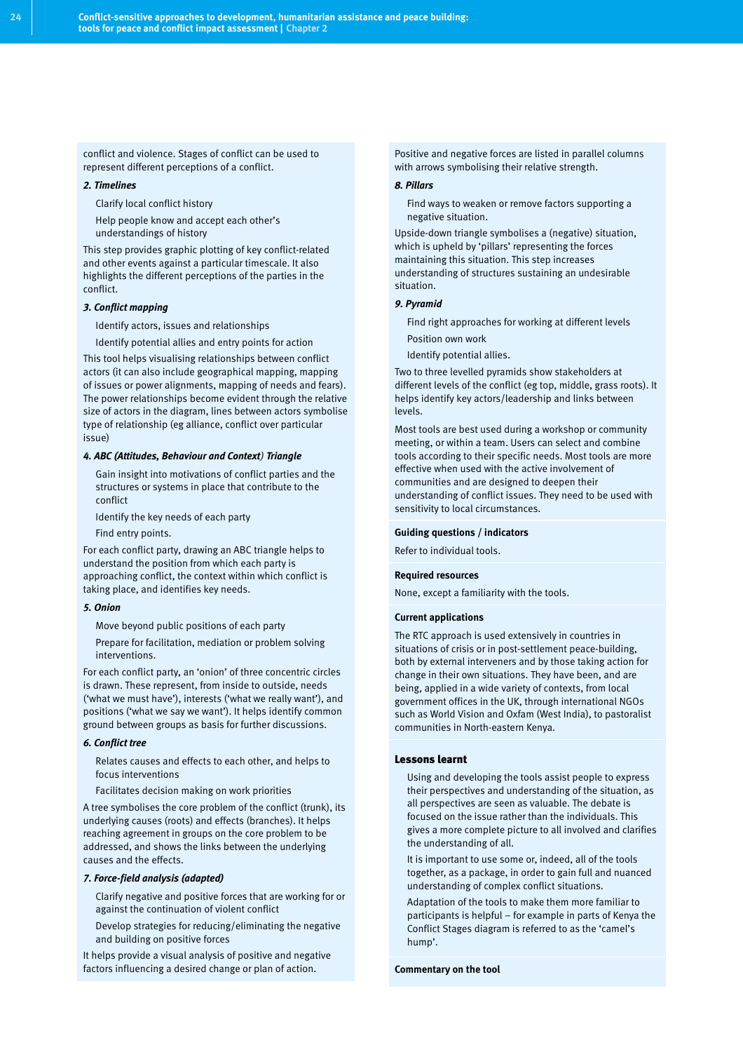conflict and violence. Stages of conflict can be used to represent different perceptions of a conflict.

***2. Timelines***

Clarify local conflict history

Help people know and accept each other's understandings of history

This step provides graphic plotting of key conflict-related and other events against a particular timescale. It also highlights the different perceptions of the parties in the conflict.

***3. Conflict mapping***

Identify actors, issues and relationships

Identify potential allies and entry points for action

This tool helps visualising relationships between conflict actors (it can also include geographical mapping, mapping of issues or power alignments, mapping of needs and fears). The power relationships become evident through the relative size of actors in the diagram, lines between actors symbolise type of relationship (eg alliance, conflict over particular issue)

***4. ABC (Attitudes, Behaviour and Context) Triangle***

Gain insight into motivations of conflict parties and the structures or systems in place that contribute to the conflict

Identify the key needs of each party

Find entry points.

For each conflict party, drawing an ABC triangle helps to understand the position from which each party is approaching conflict, the context within which conflict is taking place, and identifies key needs.

***5. Onion***

Move beyond public positions of each party

Prepare for facilitation, mediation or problem solving interventions.

For each conflict party, an 'onion' of three concentric circles is drawn. These represent, from inside to outside, needs ('what we must have'), interests ('what we really want'), and positions ('what we say we want'). It helps identify common ground between groups as basis for further discussions.

***6. Conflict tree***

Relates causes and effects to each other, and helps to focus interventions

Facilitates decision making on work priorities

A tree symbolises the core problem of the conflict (trunk), its underlying causes (roots) and effects (branches). It helps reaching agreement in groups on the core problem to be addressed, and shows the links between the underlying causes and the effects.

***7. Force-field analysis (adapted)***

Clarify negative and positive forces that are working for or against the continuation of violent conflict

Develop strategies for reducing/eliminating the negative and building on positive forces

It helps provide a visual analysis of positive and negative factors influencing a desired change or plan of action.

Positive and negative forces are listed in parallel columns with arrows symbolising their relative strength.

***8. Pillars***

Find ways to weaken or remove factors supporting a negative situation.

Upside-down triangle symbolises a (negative) situation, which is upheld by 'pillars' representing the forces maintaining this situation. This step increases understanding of structures sustaining an undesirable situation.

***9. Pyramid***

Find right approaches for working at different levels

Position own work

Identify potential allies.

Two to three levelled pyramids show stakeholders at different levels of the conflict (eg top, middle, grass roots). It helps identify key actors/leadership and links between levels.

Most tools are best used during a workshop or community meeting, or within a team. Users can select and combine tools according to their specific needs. Most tools are more effective when used with the active involvement of communities and are designed to deepen their understanding of conflict issues. They need to be used with sensitivity to local circumstances.

**Guiding questions / indicators**

Refer to individual tools.

**Required resources**

None, except a familiarity with the tools.

**Current applications**

The RTC approach is used extensively in countries in situations of crisis or in post-settlement peace-building, both by external interveners and by those taking action for change in their own situations. They have been, and are being, applied in a wide variety of contexts, from local government offices in the UK, through international NGOs such as World Vision and Oxfam (West India), to pastoralist communities in North-eastern Kenya.

## Lessons learnt

Using and developing the tools assist people to express their perspectives and understanding of the situation, as all perspectives are seen as valuable. The debate is focused on the issue rather than the individuals. This gives a more complete picture to all involved and clarifies the understanding of all.

It is important to use some or, indeed, all of the tools together, as a package, in order to gain full and nuanced understanding of complex conflict situations.

Adaptation of the tools to make them more familiar to participants is helpful – for example in parts of Kenya the Conflict Stages diagram is referred to as the 'camel's hump'.

**Commentary on the tool**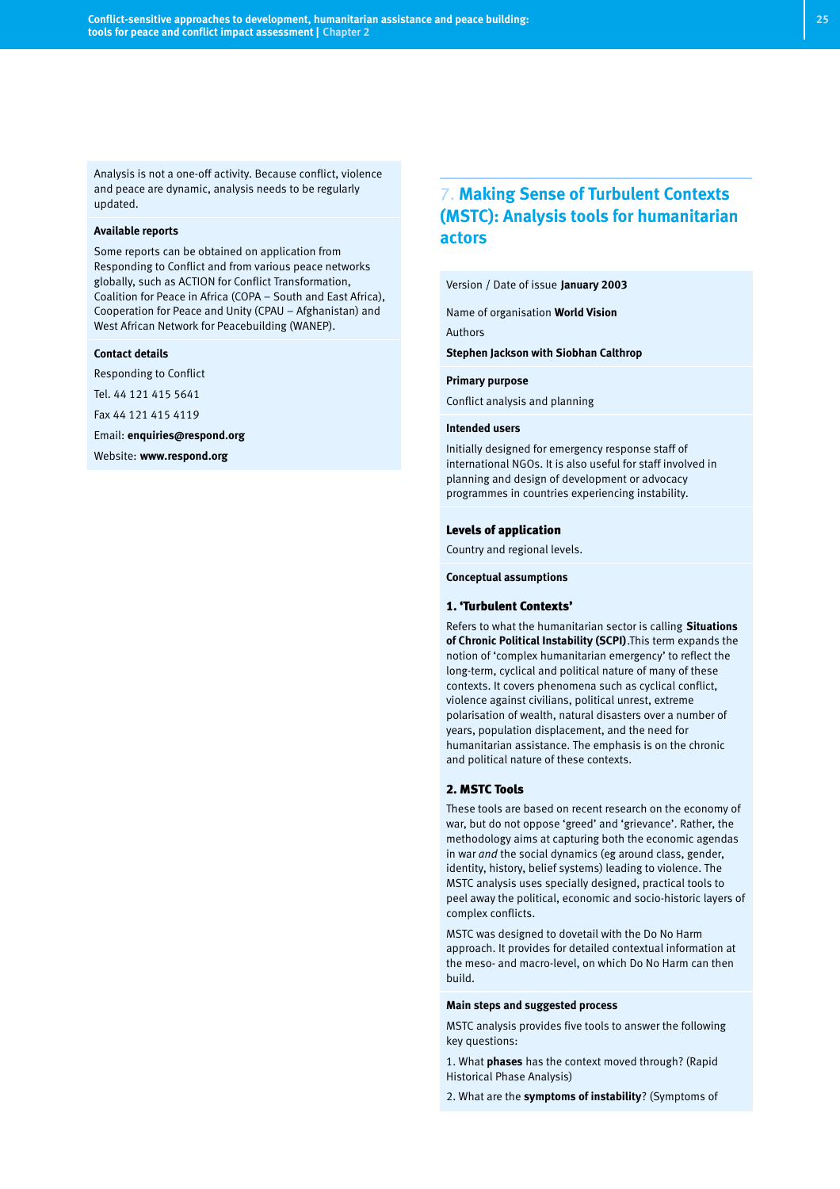Analysis is not a one-off activity. Because conflict, violence and peace are dynamic, analysis needs to be regularly updated.

**Available reports**

Some reports can be obtained on application from Responding to Conflict and from various peace networks globally, such as ACTION for Conflict Transformation, Coalition for Peace in Africa (COPA – South and East Africa), Cooperation for Peace and Unity (CPAU – Afghanistan) and West African Network for Peacebuilding (WANEP).

**Contact details**

Responding to Conflict

Tel. 44 121 415 5641

Fax 44 121 415 4119

Email: **enquiries@respond.org**

Website: **www.respond.org**

## 7. Making Sense of Turbulent Contexts (MSTC): Analysis tools for humanitarian actors

Version / Date of issue **January 2003**

Name of organisation **World Vision**

Authors

**Stephen Jackson with Siobhan Calthrop**

**Primary purpose**

Conflict analysis and planning

**Intended users**

Initially designed for emergency response staff of international NGOs. It is also useful for staff involved in planning and design of development or advocacy programmes in countries experiencing instability.

**Levels of application**

Country and regional levels.

**Conceptual assumptions**

**1. 'Turbulent Contexts'**

Refers to what the humanitarian sector is calling **Situations of Chronic Political Instability (SCPI)**.This term expands the notion of 'complex humanitarian emergency' to reflect the long-term, cyclical and political nature of many of these contexts. It covers phenomena such as cyclical conflict, violence against civilians, political unrest, extreme polarisation of wealth, natural disasters over a number of years, population displacement, and the need for humanitarian assistance. The emphasis is on the chronic and political nature of these contexts.

**2. MSTC Tools**

These tools are based on recent research on the economy of war, but do not oppose 'greed' and 'grievance'. Rather, the methodology aims at capturing both the economic agendas in war *and* the social dynamics (eg around class, gender, identity, history, belief systems) leading to violence. The MSTC analysis uses specially designed, practical tools to peel away the political, economic and socio-historic layers of complex conflicts.

MSTC was designed to dovetail with the Do No Harm approach. It provides for detailed contextual information at the meso- and macro-level, on which Do No Harm can then build.

**Main steps and suggested process**

MSTC analysis provides five tools to answer the following key questions:

1. What **phases** has the context moved through? (Rapid Historical Phase Analysis)

2. What are the **symptoms of instability**? (Symptoms of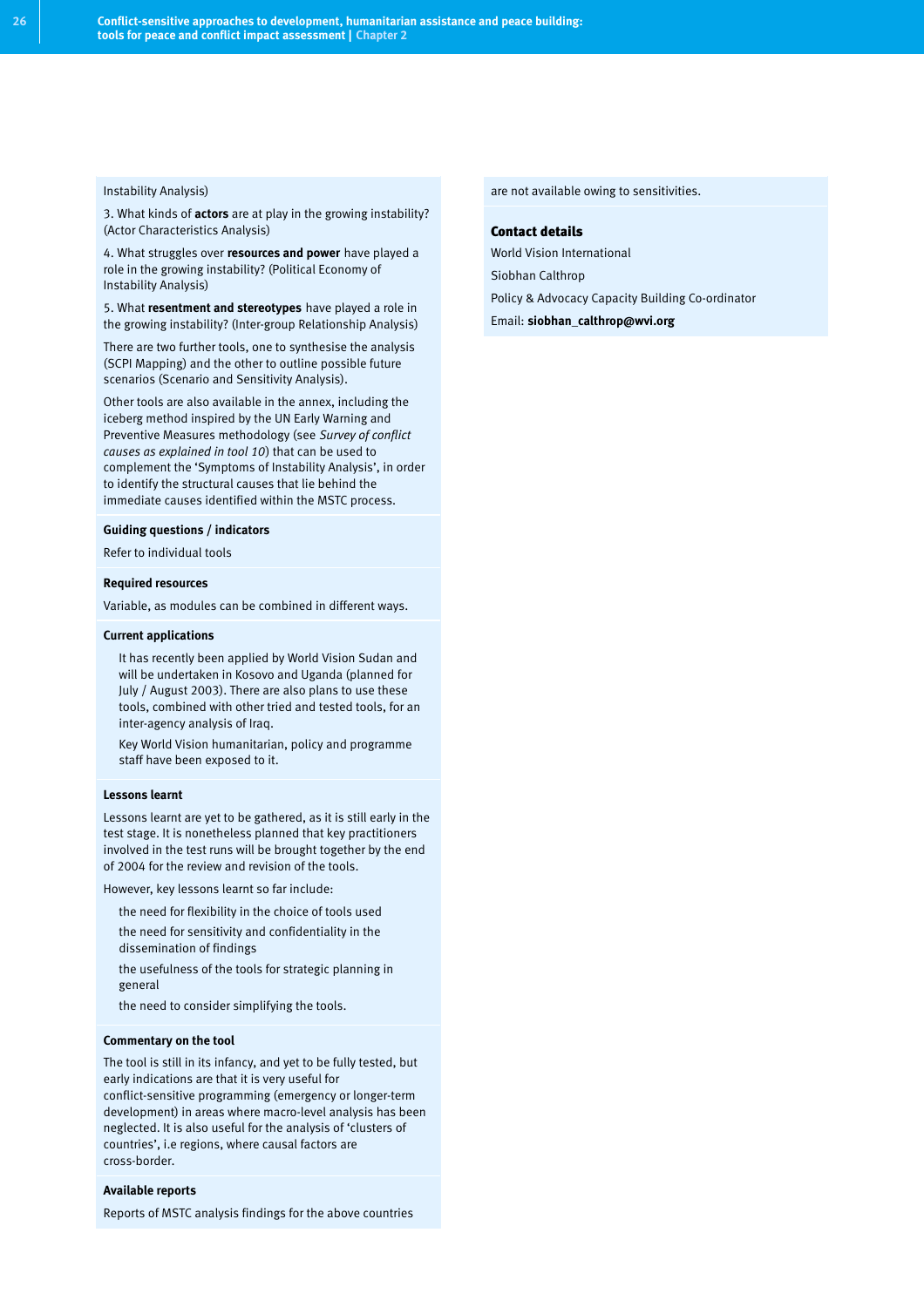Instability Analysis)

3. What kinds of **actors** are at play in the growing instability? (Actor Characteristics Analysis)

4. What struggles over **resources and power** have played a role in the growing instability? (Political Economy of Instability Analysis)

5. What **resentment and stereotypes** have played a role in the growing instability? (Inter-group Relationship Analysis)

There are two further tools, one to synthesise the analysis (SCPI Mapping) and the other to outline possible future scenarios (Scenario and Sensitivity Analysis).

Other tools are also available in the annex, including the iceberg method inspired by the UN Early Warning and Preventive Measures methodology (see *Survey of conflict causes as explained in tool 10*) that can be used to complement the 'Symptoms of Instability Analysis', in order to identify the structural causes that lie behind the immediate causes identified within the MSTC process.

**Guiding questions / indicators**

Refer to individual tools

**Required resources**

Variable, as modules can be combined in different ways.

**Current applications**

It has recently been applied by World Vision Sudan and will be undertaken in Kosovo and Uganda (planned for July / August 2003). There are also plans to use these tools, combined with other tried and tested tools, for an inter-agency analysis of Iraq.

Key World Vision humanitarian, policy and programme staff have been exposed to it.

**Lessons learnt**

Lessons learnt are yet to be gathered, as it is still early in the test stage. It is nonetheless planned that key practitioners involved in the test runs will be brought together by the end of 2004 for the review and revision of the tools.

However, key lessons learnt so far include:

- the need for flexibility in the choice of tools used
- the need for sensitivity and confidentiality in the dissemination of findings
- the usefulness of the tools for strategic planning in general
- the need to consider simplifying the tools.

**Commentary on the tool**

The tool is still in its infancy, and yet to be fully tested, but early indications are that it is very useful for conflict-sensitive programming (emergency or longer-term development) in areas where macro-level analysis has been neglected. It is also useful for the analysis of 'clusters of countries', i.e regions, where causal factors are cross-border.

**Available reports**

Reports of MSTC analysis findings for the above countries are not available owing to sensitivities.

**Contact details**

World Vision International

Siobhan Calthrop

Policy & Advocacy Capacity Building Co-ordinator

Email: **siobhan_calthrop@wvi.org**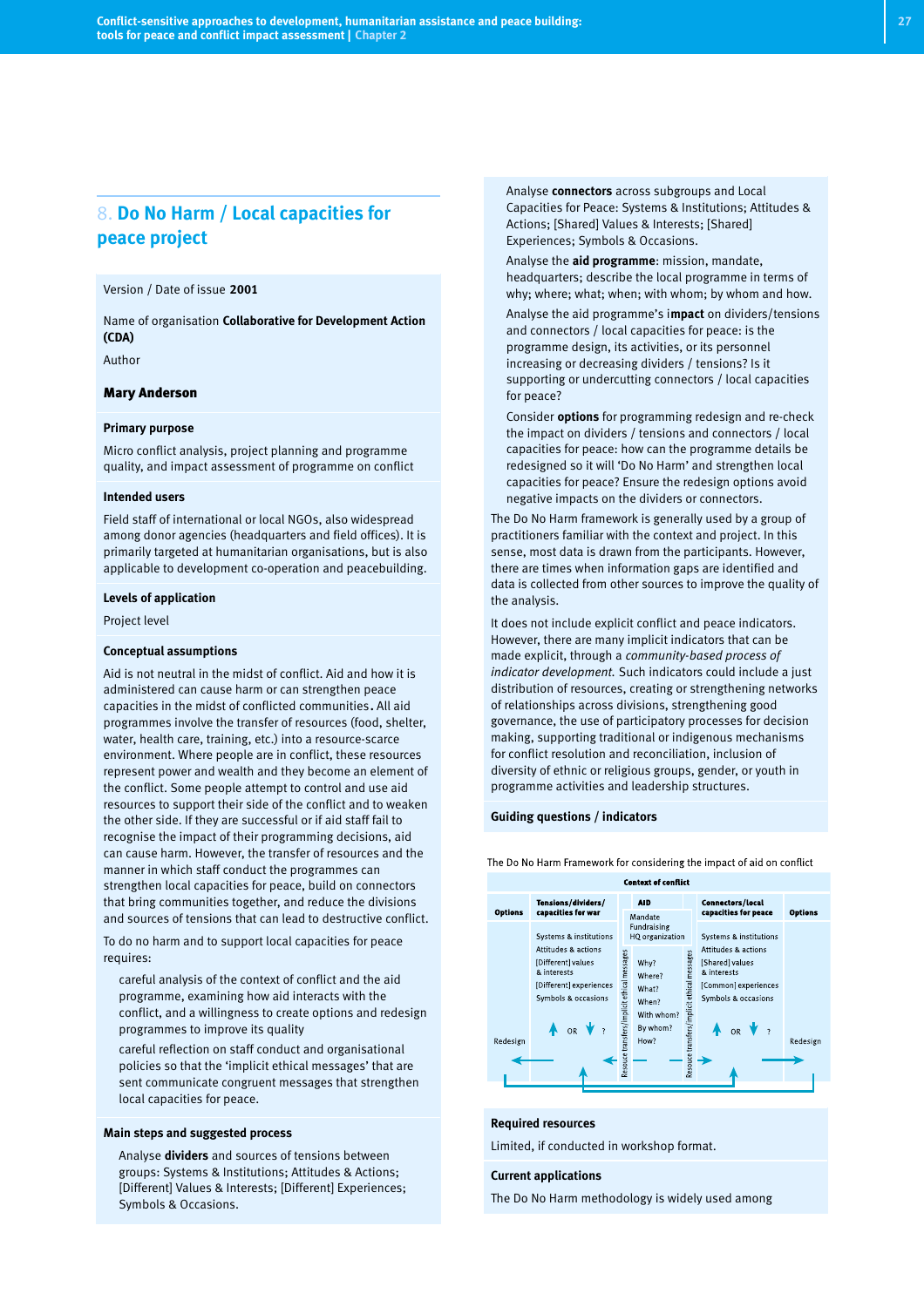## 8. Do No Harm / Local capacities for peace project

Version / Date of issue **2001**

Name of organisation **Collaborative for Development Action (CDA)**

Author

**Mary Anderson**

**Primary purpose**

Micro conflict analysis, project planning and programme quality, and impact assessment of programme on conflict

**Intended users**

Field staff of international or local NGOs, also widespread among donor agencies (headquarters and field offices). It is primarily targeted at humanitarian organisations, but is also applicable to development co-operation and peacebuilding.

**Levels of application**

Project level

**Conceptual assumptions**

Aid is not neutral in the midst of conflict. Aid and how it is administered can cause harm or can strengthen peace capacities in the midst of conflicted communities. All aid programmes involve the transfer of resources (food, shelter, water, health care, training, etc.) into a resource-scarce environment. Where people are in conflict, these resources represent power and wealth and they become an element of the conflict. Some people attempt to control and use aid resources to support their side of the conflict and to weaken the other side. If they are successful or if aid staff fail to recognise the impact of their programming decisions, aid can cause harm. However, the transfer of resources and the manner in which staff conduct the programmes can strengthen local capacities for peace, build on connectors that bring communities together, and reduce the divisions and sources of tensions that can lead to destructive conflict.

To do no harm and to support local capacities for peace requires:

careful analysis of the context of conflict and the aid programme, examining how aid interacts with the conflict, and a willingness to create options and redesign programmes to improve its quality

careful reflection on staff conduct and organisational policies so that the 'implicit ethical messages' that are sent communicate congruent messages that strengthen local capacities for peace.

**Main steps and suggested process**

Analyse **dividers** and sources of tensions between groups: Systems & Institutions; Attitudes & Actions; [Different] Values & Interests; [Different] Experiences; Symbols & Occasions.

Analyse **connectors** across subgroups and Local Capacities for Peace: Systems & Institutions; Attitudes & Actions; [Shared] Values & Interests; [Shared] Experiences; Symbols & Occasions.

Analyse the **aid programme**: mission, mandate, headquarters; describe the local programme in terms of why; where; what; when; with whom; by whom and how.

Analyse the aid programme's i**mpact** on dividers/tensions and connectors / local capacities for peace: is the programme design, its activities, or its personnel increasing or decreasing dividers / tensions? Is it supporting or undercutting connectors / local capacities for peace?

Consider **options** for programming redesign and re-check the impact on dividers / tensions and connectors / local capacities for peace: how can the programme details be redesigned so it will 'Do No Harm' and strengthen local capacities for peace? Ensure the redesign options avoid negative impacts on the dividers or connectors.

The Do No Harm framework is generally used by a group of practitioners familiar with the context and project. In this sense, most data is drawn from the participants. However, there are times when information gaps are identified and data is collected from other sources to improve the quality of the analysis.

It does not include explicit conflict and peace indicators. However, there are many implicit indicators that can be made explicit, through a *community-based process of indicator development.* Such indicators could include a just distribution of resources, creating or strengthening networks of relationships across divisions, strengthening good governance, the use of participatory processes for decision making, supporting traditional or indigenous mechanisms for conflict resolution and reconciliation, inclusion of diversity of ethnic or religious groups, gender, or youth in programme activities and leadership structures.

**Guiding questions / indicators**

The Do No Harm Framework for considering the impact of aid on conflict

| Context of conflict | | | | | | |
|---|---|---|---|---|---|---|
| **Options** | **Tensions/dividers/ capacities for war** | | **AID** | | **Connectors/local capacities for peace** | **Options** |
| | Systems & institutions<br>Attitudes & actions<br>[Different] values & interests<br>[Different] experiences<br>Symbols & occasions | Resource transfers/implicit ethical messages | Mandate<br>Fundraising<br>HQ organization<br><br>Why?<br>Where?<br>What?<br>When?<br>With whom?<br>By whom?<br>How? | Resource transfers/implicit ethical messages | Systems & institutions<br>Attitudes & actions<br>[Shared] values & interests<br>[Common] experiences<br>Symbols & occasions | |
| Redesign | ↑ OR ↓ ? | | | | ↑ OR ↓ ? | Redesign |

**Required resources**

Limited, if conducted in workshop format.

**Current applications**

The Do No Harm methodology is widely used among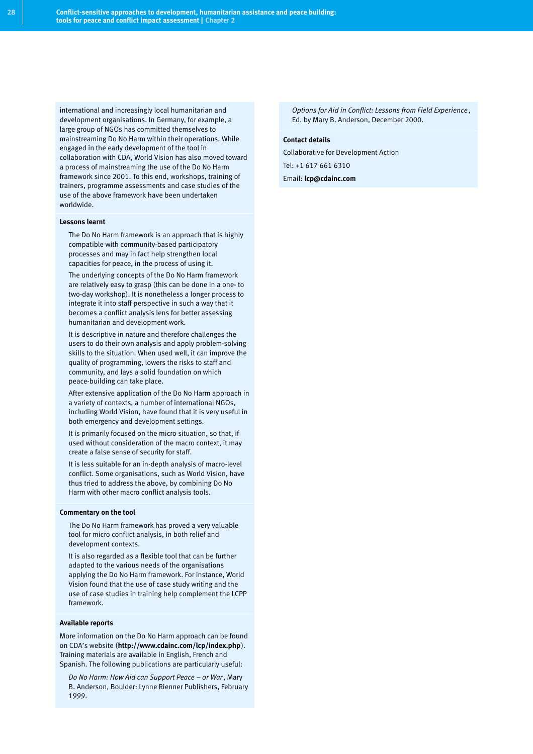international and increasingly local humanitarian and development organisations. In Germany, for example, a large group of NGOs has committed themselves to mainstreaming Do No Harm within their operations. While engaged in the early development of the tool in collaboration with CDA, World Vision has also moved toward a process of mainstreaming the use of the Do No Harm framework since 2001. To this end, workshops, training of trainers, programme assessments and case studies of the use of the above framework have been undertaken worldwide.

**Lessons learnt**

The Do No Harm framework is an approach that is highly compatible with community-based participatory processes and may in fact help strengthen local capacities for peace, in the process of using it.

The underlying concepts of the Do No Harm framework are relatively easy to grasp (this can be done in a one- to two-day workshop). It is nonetheless a longer process to integrate it into staff perspective in such a way that it becomes a conflict analysis lens for better assessing humanitarian and development work.

It is descriptive in nature and therefore challenges the users to do their own analysis and apply problem-solving skills to the situation. When used well, it can improve the quality of programming, lowers the risks to staff and community, and lays a solid foundation on which peace-building can take place.

After extensive application of the Do No Harm approach in a variety of contexts, a number of international NGOs, including World Vision, have found that it is very useful in both emergency and development settings.

It is primarily focused on the micro situation, so that, if used without consideration of the macro context, it may create a false sense of security for staff.

It is less suitable for an in-depth analysis of macro-level conflict. Some organisations, such as World Vision, have thus tried to address the above, by combining Do No Harm with other macro conflict analysis tools.

**Commentary on the tool**

The Do No Harm framework has proved a very valuable tool for micro conflict analysis, in both relief and development contexts.

It is also regarded as a flexible tool that can be further adapted to the various needs of the organisations applying the Do No Harm framework. For instance, World Vision found that the use of case study writing and the use of case studies in training help complement the LCPP framework.

**Available reports**

More information on the Do No Harm approach can be found on CDA's website (**http://www.cdainc.com/lcp/index.php**). Training materials are available in English, French and Spanish. The following publications are particularly useful:

*Do No Harm: How Aid can Support Peace – or War*, Mary B. Anderson, Boulder: Lynne Rienner Publishers, February 1999.

*Options for Aid in Conflict: Lessons from Field Experience*, Ed. by Mary B. Anderson, December 2000.

**Contact details**

Collaborative for Development Action

Tel: +1 617 661 6310

Email: **lcp@cdainc.com**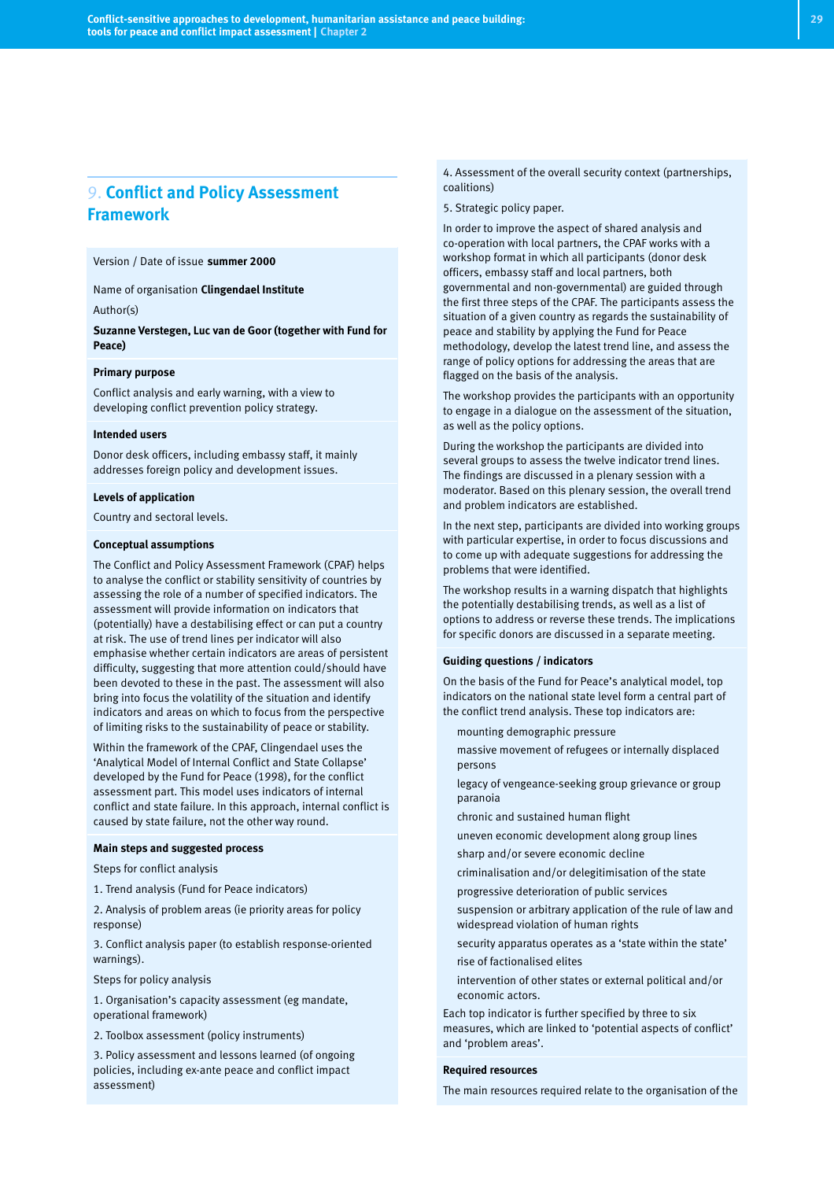## 9. Conflict and Policy Assessment Framework

Version / Date of issue **summer 2000**

Name of organisation **Clingendael Institute**

Author(s)

**Suzanne Verstegen, Luc van de Goor (together with Fund for Peace)**

**Primary purpose**

Conflict analysis and early warning, with a view to developing conflict prevention policy strategy.

**Intended users**

Donor desk officers, including embassy staff, it mainly addresses foreign policy and development issues.

**Levels of application**

Country and sectoral levels.

**Conceptual assumptions**

The Conflict and Policy Assessment Framework (CPAF) helps to analyse the conflict or stability sensitivity of countries by assessing the role of a number of specified indicators. The assessment will provide information on indicators that (potentially) have a destabilising effect or can put a country at risk. The use of trend lines per indicator will also emphasise whether certain indicators are areas of persistent difficulty, suggesting that more attention could/should have been devoted to these in the past. The assessment will also bring into focus the volatility of the situation and identify indicators and areas on which to focus from the perspective of limiting risks to the sustainability of peace or stability.

Within the framework of the CPAF, Clingendael uses the 'Analytical Model of Internal Conflict and State Collapse' developed by the Fund for Peace (1998), for the conflict assessment part. This model uses indicators of internal conflict and state failure. In this approach, internal conflict is caused by state failure, not the other way round.

**Main steps and suggested process**

Steps for conflict analysis

1. Trend analysis (Fund for Peace indicators)

2. Analysis of problem areas (ie priority areas for policy response)

3. Conflict analysis paper (to establish response-oriented warnings).

Steps for policy analysis

1. Organisation's capacity assessment (eg mandate, operational framework)

2. Toolbox assessment (policy instruments)

3. Policy assessment and lessons learned (of ongoing policies, including ex-ante peace and conflict impact assessment)

4. Assessment of the overall security context (partnerships, coalitions)

5. Strategic policy paper.

In order to improve the aspect of shared analysis and co-operation with local partners, the CPAF works with a workshop format in which all participants (donor desk officers, embassy staff and local partners, both governmental and non-governmental) are guided through the first three steps of the CPAF. The participants assess the situation of a given country as regards the sustainability of peace and stability by applying the Fund for Peace methodology, develop the latest trend line, and assess the range of policy options for addressing the areas that are flagged on the basis of the analysis.

The workshop provides the participants with an opportunity to engage in a dialogue on the assessment of the situation, as well as the policy options.

During the workshop the participants are divided into several groups to assess the twelve indicator trend lines. The findings are discussed in a plenary session with a moderator. Based on this plenary session, the overall trend and problem indicators are established.

In the next step, participants are divided into working groups with particular expertise, in order to focus discussions and to come up with adequate suggestions for addressing the problems that were identified.

The workshop results in a warning dispatch that highlights the potentially destabilising trends, as well as a list of options to address or reverse these trends. The implications for specific donors are discussed in a separate meeting.

**Guiding questions / indicators**

On the basis of the Fund for Peace's analytical model, top indicators on the national state level form a central part of the conflict trend analysis. These top indicators are:

- mounting demographic pressure
- massive movement of refugees or internally displaced persons
- legacy of vengeance-seeking group grievance or group paranoia
- chronic and sustained human flight
- uneven economic development along group lines
- sharp and/or severe economic decline
- criminalisation and/or delegitimisation of the state
- progressive deterioration of public services
- suspension or arbitrary application of the rule of law and widespread violation of human rights
- security apparatus operates as a 'state within the state'
- rise of factionalised elites
- intervention of other states or external political and/or economic actors.

Each top indicator is further specified by three to six measures, which are linked to 'potential aspects of conflict' and 'problem areas'.

**Required resources**

The main resources required relate to the organisation of the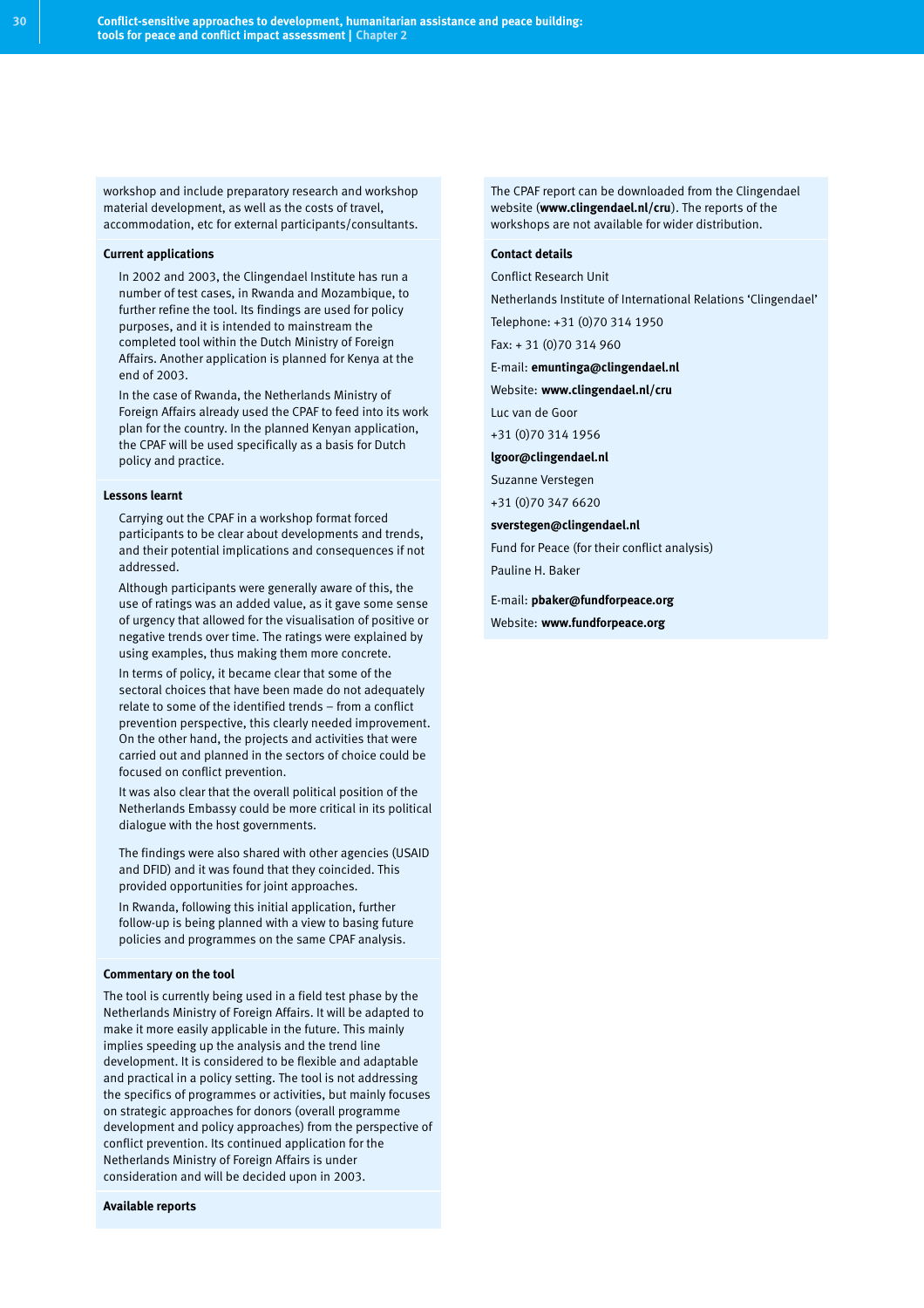workshop and include preparatory research and workshop material development, as well as the costs of travel, accommodation, etc for external participants/consultants.

**Current applications**

In 2002 and 2003, the Clingendael Institute has run a number of test cases, in Rwanda and Mozambique, to further refine the tool. Its findings are used for policy purposes, and it is intended to mainstream the completed tool within the Dutch Ministry of Foreign Affairs. Another application is planned for Kenya at the end of 2003.

In the case of Rwanda, the Netherlands Ministry of Foreign Affairs already used the CPAF to feed into its work plan for the country. In the planned Kenyan application, the CPAF will be used specifically as a basis for Dutch policy and practice.

**Lessons learnt**

Carrying out the CPAF in a workshop format forced participants to be clear about developments and trends, and their potential implications and consequences if not addressed.

Although participants were generally aware of this, the use of ratings was an added value, as it gave some sense of urgency that allowed for the visualisation of positive or negative trends over time. The ratings were explained by using examples, thus making them more concrete.

In terms of policy, it became clear that some of the sectoral choices that have been made do not adequately relate to some of the identified trends – from a conflict prevention perspective, this clearly needed improvement. On the other hand, the projects and activities that were carried out and planned in the sectors of choice could be focused on conflict prevention.

It was also clear that the overall political position of the Netherlands Embassy could be more critical in its political dialogue with the host governments.

The findings were also shared with other agencies (USAID and DFID) and it was found that they coincided. This provided opportunities for joint approaches.

In Rwanda, following this initial application, further follow-up is being planned with a view to basing future policies and programmes on the same CPAF analysis.

**Commentary on the tool**

The tool is currently being used in a field test phase by the Netherlands Ministry of Foreign Affairs. It will be adapted to make it more easily applicable in the future. This mainly implies speeding up the analysis and the trend line development. It is considered to be flexible and adaptable and practical in a policy setting. The tool is not addressing the specifics of programmes or activities, but mainly focuses on strategic approaches for donors (overall programme development and policy approaches) from the perspective of conflict prevention. Its continued application for the Netherlands Ministry of Foreign Affairs is under consideration and will be decided upon in 2003.

**Available reports**

The CPAF report can be downloaded from the Clingendael website (**www.clingendael.nl/cru**). The reports of the workshops are not available for wider distribution.

**Contact details**

Conflict Research Unit

Netherlands Institute of International Relations 'Clingendael'

Telephone: +31 (0)70 314 1950

Fax: + 31 (0)70 314 960

E-mail: **emuntinga@clingendael.nl**

Website: **www.clingendael.nl/cru**

Luc van de Goor

+31 (0)70 314 1956

**lgoor@clingendael.nl**

Suzanne Verstegen

+31 (0)70 347 6620

**sverstegen@clingendael.nl**

Fund for Peace (for their conflict analysis)

Pauline H. Baker

E-mail: **pbaker@fundforpeace.org**

Website: **www.fundforpeace.org**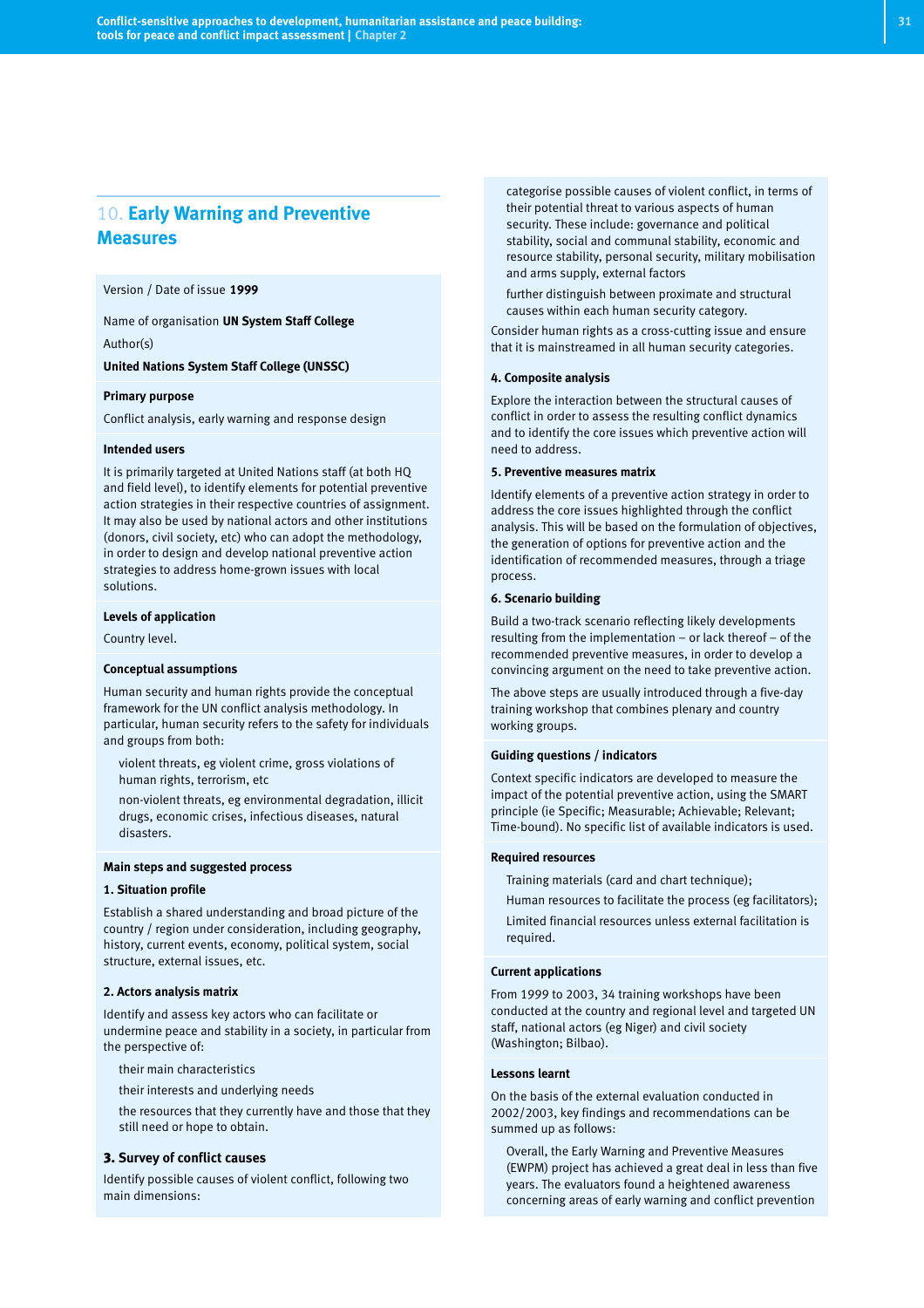## 10. Early Warning and Preventive Measures

Version / Date of issue **1999**

Name of organisation **UN System Staff College**

Author(s)

**United Nations System Staff College (UNSSC)**

**Primary purpose**

Conflict analysis, early warning and response design

**Intended users**

It is primarily targeted at United Nations staff (at both HQ and field level), to identify elements for potential preventive action strategies in their respective countries of assignment. It may also be used by national actors and other institutions (donors, civil society, etc) who can adopt the methodology, in order to design and develop national preventive action strategies to address home-grown issues with local solutions.

**Levels of application**

Country level.

**Conceptual assumptions**

Human security and human rights provide the conceptual framework for the UN conflict analysis methodology. In particular, human security refers to the safety for individuals and groups from both:

- violent threats, eg violent crime, gross violations of human rights, terrorism, etc
- non-violent threats, eg environmental degradation, illicit drugs, economic crises, infectious diseases, natural disasters.

**Main steps and suggested process**

**1. Situation profile**

Establish a shared understanding and broad picture of the country / region under consideration, including geography, history, current events, economy, political system, social structure, external issues, etc.

**2. Actors analysis matrix**

Identify and assess key actors who can facilitate or undermine peace and stability in a society, in particular from the perspective of:

- their main characteristics
- their interests and underlying needs
- the resources that they currently have and those that they still need or hope to obtain.

**3. Survey of conflict causes**

Identify possible causes of violent conflict, following two main dimensions:

- categorise possible causes of violent conflict, in terms of their potential threat to various aspects of human security. These include: governance and political stability, social and communal stability, economic and resource stability, personal security, military mobilisation and arms supply, external factors
- further distinguish between proximate and structural causes within each human security category.

Consider human rights as a cross-cutting issue and ensure that it is mainstreamed in all human security categories.

**4. Composite analysis**

Explore the interaction between the structural causes of conflict in order to assess the resulting conflict dynamics and to identify the core issues which preventive action will need to address.

**5. Preventive measures matrix**

Identify elements of a preventive action strategy in order to address the core issues highlighted through the conflict analysis. This will be based on the formulation of objectives, the generation of options for preventive action and the identification of recommended measures, through a triage process.

**6. Scenario building**

Build a two-track scenario reflecting likely developments resulting from the implementation – or lack thereof – of the recommended preventive measures, in order to develop a convincing argument on the need to take preventive action.

The above steps are usually introduced through a five-day training workshop that combines plenary and country working groups.

**Guiding questions / indicators**

Context specific indicators are developed to measure the impact of the potential preventive action, using the SMART principle (ie Specific; Measurable; Achievable; Relevant; Time-bound). No specific list of available indicators is used.

**Required resources**

- Training materials (card and chart technique);
- Human resources to facilitate the process (eg facilitators);
- Limited financial resources unless external facilitation is required.

**Current applications**

From 1999 to 2003, 34 training workshops have been conducted at the country and regional level and targeted UN staff, national actors (eg Niger) and civil society (Washington; Bilbao).

**Lessons learnt**

On the basis of the external evaluation conducted in 2002/2003, key findings and recommendations can be summed up as follows:

- Overall, the Early Warning and Preventive Measures (EWPM) project has achieved a great deal in less than five years. The evaluators found a heightened awareness concerning areas of early warning and conflict prevention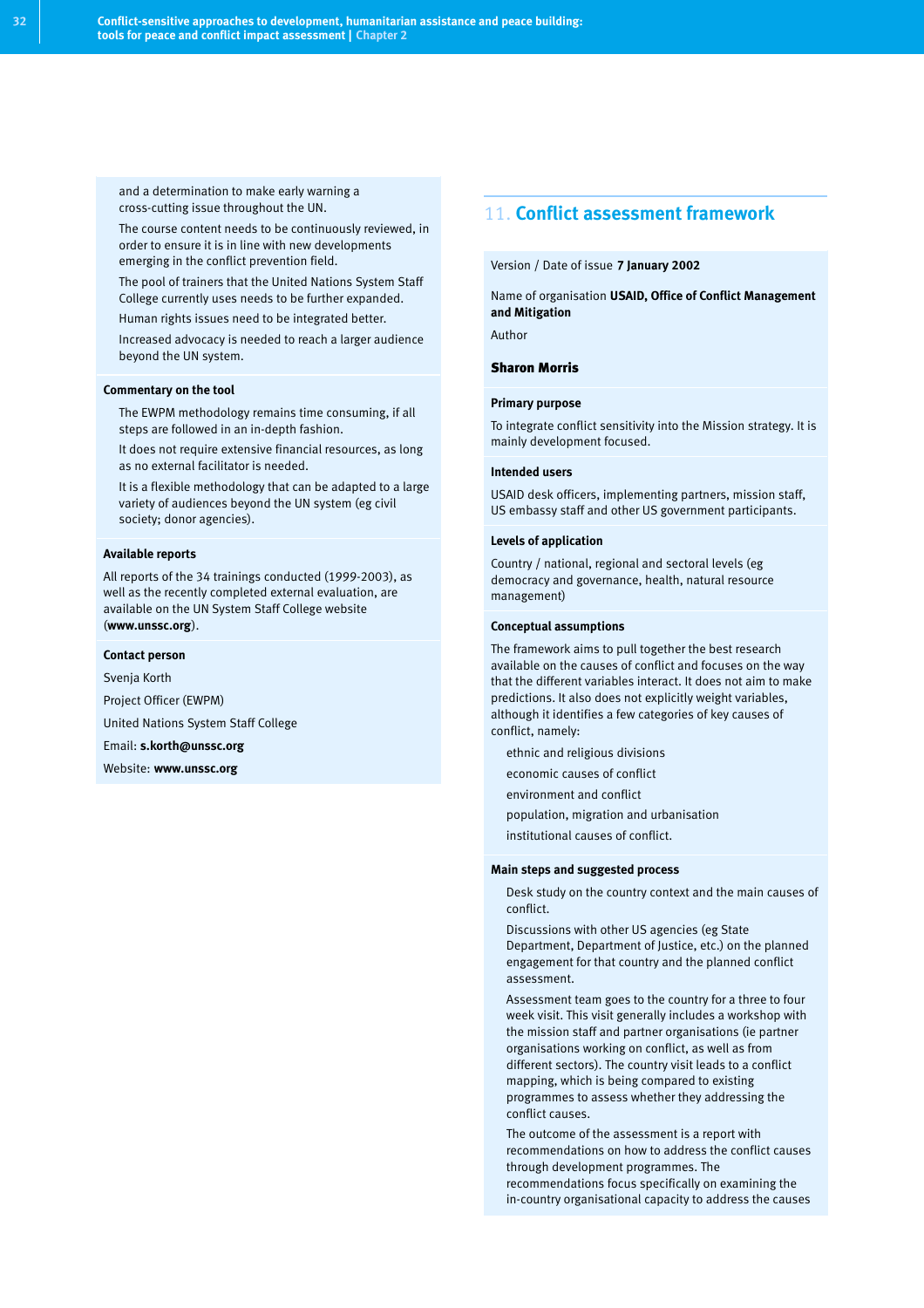and a determination to make early warning a cross-cutting issue throughout the UN.

The course content needs to be continuously reviewed, in order to ensure it is in line with new developments emerging in the conflict prevention field.

The pool of trainers that the United Nations System Staff College currently uses needs to be further expanded.

Human rights issues need to be integrated better.

Increased advocacy is needed to reach a larger audience beyond the UN system.

**Commentary on the tool**

The EWPM methodology remains time consuming, if all steps are followed in an in-depth fashion.

It does not require extensive financial resources, as long as no external facilitator is needed.

It is a flexible methodology that can be adapted to a large variety of audiences beyond the UN system (eg civil society; donor agencies).

**Available reports**

All reports of the 34 trainings conducted (1999-2003), as well as the recently completed external evaluation, are available on the UN System Staff College website (**www.unssc.org**).

**Contact person**

Svenja Korth

Project Officer (EWPM)

United Nations System Staff College

Email: **s.korth@unssc.org**

Website: **www.unssc.org**

## 11. Conflict assessment framework

Version / Date of issue **7 January 2002**

Name of organisation **USAID, Office of Conflict Management and Mitigation**

Author

**Sharon Morris**

**Primary purpose**

To integrate conflict sensitivity into the Mission strategy. It is mainly development focused.

**Intended users**

USAID desk officers, implementing partners, mission staff, US embassy staff and other US government participants.

**Levels of application**

Country / national, regional and sectoral levels (eg democracy and governance, health, natural resource management)

**Conceptual assumptions**

The framework aims to pull together the best research available on the causes of conflict and focuses on the way that the different variables interact. It does not aim to make predictions. It also does not explicitly weight variables, although it identifies a few categories of key causes of conflict, namely:

ethnic and religious divisions

economic causes of conflict

environment and conflict

population, migration and urbanisation

institutional causes of conflict.

**Main steps and suggested process**

Desk study on the country context and the main causes of conflict.

Discussions with other US agencies (eg State Department, Department of Justice, etc.) on the planned engagement for that country and the planned conflict assessment.

Assessment team goes to the country for a three to four week visit. This visit generally includes a workshop with the mission staff and partner organisations (ie partner organisations working on conflict, as well as from different sectors). The country visit leads to a conflict mapping, which is being compared to existing programmes to assess whether they addressing the conflict causes.

The outcome of the assessment is a report with recommendations on how to address the conflict causes through development programmes. The recommendations focus specifically on examining the in-country organisational capacity to address the causes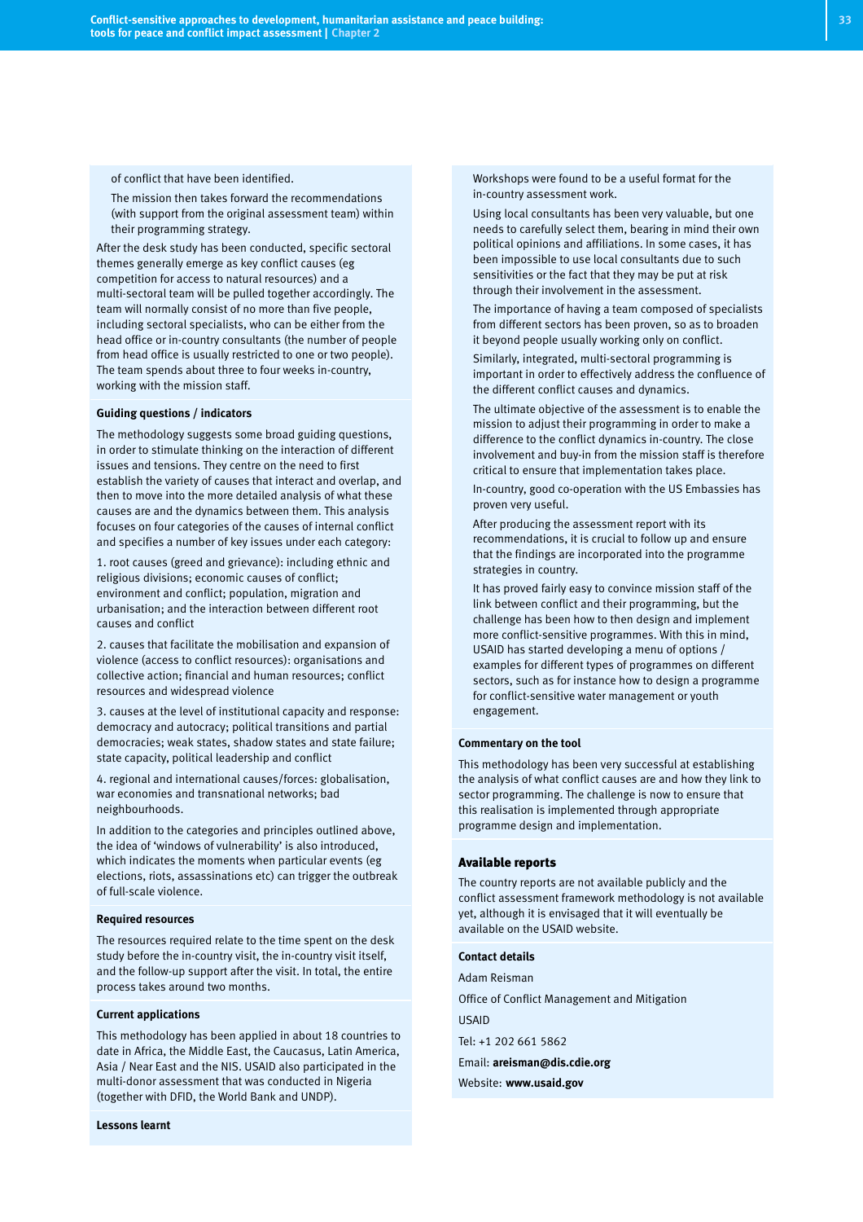of conflict that have been identified.

The mission then takes forward the recommendations (with support from the original assessment team) within their programming strategy.

After the desk study has been conducted, specific sectoral themes generally emerge as key conflict causes (eg competition for access to natural resources) and a multi-sectoral team will be pulled together accordingly. The team will normally consist of no more than five people, including sectoral specialists, who can be either from the head office or in-country consultants (the number of people from head office is usually restricted to one or two people). The team spends about three to four weeks in-country, working with the mission staff.

#### Guiding questions / indicators

The methodology suggests some broad guiding questions, in order to stimulate thinking on the interaction of different issues and tensions. They centre on the need to first establish the variety of causes that interact and overlap, and then to move into the more detailed analysis of what these causes are and the dynamics between them. This analysis focuses on four categories of the causes of internal conflict and specifies a number of key issues under each category:

1. root causes (greed and grievance): including ethnic and religious divisions; economic causes of conflict; environment and conflict; population, migration and urbanisation; and the interaction between different root causes and conflict

2. causes that facilitate the mobilisation and expansion of violence (access to conflict resources): organisations and collective action; financial and human resources; conflict resources and widespread violence

3. causes at the level of institutional capacity and response: democracy and autocracy; political transitions and partial democracies; weak states, shadow states and state failure; state capacity, political leadership and conflict

4. regional and international causes/forces: globalisation, war economies and transnational networks; bad neighbourhoods.

In addition to the categories and principles outlined above, the idea of 'windows of vulnerability' is also introduced, which indicates the moments when particular events (eg elections, riots, assassinations etc) can trigger the outbreak of full-scale violence.

#### Required resources

The resources required relate to the time spent on the desk study before the in-country visit, the in-country visit itself, and the follow-up support after the visit. In total, the entire process takes around two months.

#### Current applications

This methodology has been applied in about 18 countries to date in Africa, the Middle East, the Caucasus, Latin America, Asia / Near East and the NIS. USAID also participated in the multi-donor assessment that was conducted in Nigeria (together with DFID, the World Bank and UNDP).

#### Lessons learnt

Workshops were found to be a useful format for the in-country assessment work.

Using local consultants has been very valuable, but one needs to carefully select them, bearing in mind their own political opinions and affiliations. In some cases, it has been impossible to use local consultants due to such sensitivities or the fact that they may be put at risk through their involvement in the assessment.

The importance of having a team composed of specialists from different sectors has been proven, so as to broaden it beyond people usually working only on conflict.

Similarly, integrated, multi-sectoral programming is important in order to effectively address the confluence of the different conflict causes and dynamics.

The ultimate objective of the assessment is to enable the mission to adjust their programming in order to make a difference to the conflict dynamics in-country. The close involvement and buy-in from the mission staff is therefore critical to ensure that implementation takes place.

In-country, good co-operation with the US Embassies has proven very useful.

After producing the assessment report with its recommendations, it is crucial to follow up and ensure that the findings are incorporated into the programme strategies in country.

It has proved fairly easy to convince mission staff of the link between conflict and their programming, but the challenge has been how to then design and implement more conflict-sensitive programmes. With this in mind, USAID has started developing a menu of options / examples for different types of programmes on different sectors, such as for instance how to design a programme for conflict-sensitive water management or youth engagement.

#### Commentary on the tool

This methodology has been very successful at establishing the analysis of what conflict causes are and how they link to sector programming. The challenge is now to ensure that this realisation is implemented through appropriate programme design and implementation.

### Available reports

The country reports are not available publicly and the conflict assessment framework methodology is not available yet, although it is envisaged that it will eventually be available on the USAID website.

#### Contact details

Adam Reisman

Office of Conflict Management and Mitigation

USAID

Tel: +1 202 661 5862

Email: **areisman@dis.cdie.org**

Website: **www.usaid.gov**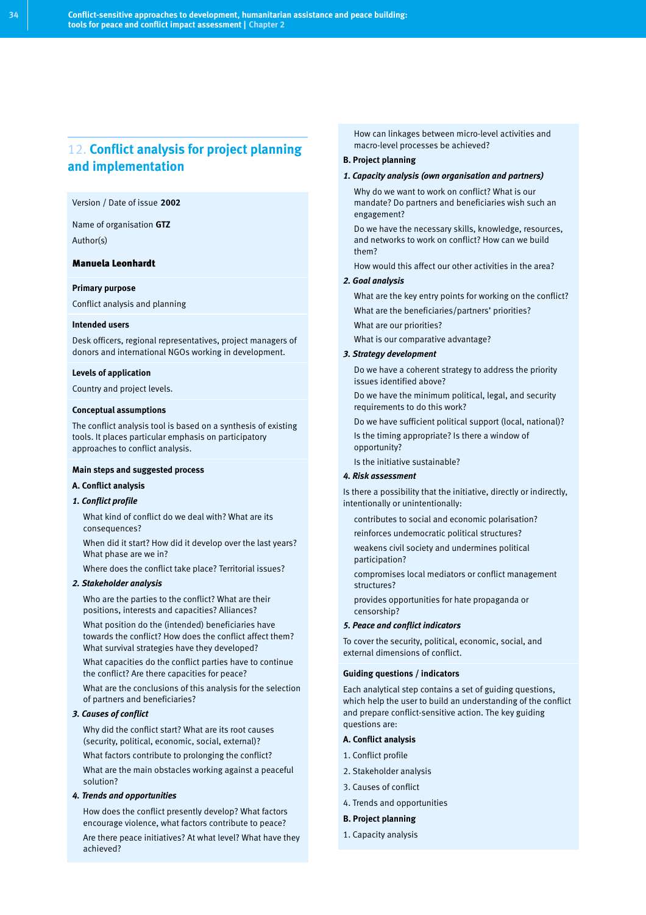## 12. Conflict analysis for project planning and implementation

Version / Date of issue **2002**

Name of organisation **GTZ**

Author(s)

**Manuela Leonhardt**

**Primary purpose**

Conflict analysis and planning

**Intended users**

Desk officers, regional representatives, project managers of donors and international NGOs working in development.

**Levels of application**

Country and project levels.

**Conceptual assumptions**

The conflict analysis tool is based on a synthesis of existing tools. It places particular emphasis on participatory approaches to conflict analysis.

**Main steps and suggested process**

**A. Conflict analysis**

***1. Conflict profile***

What kind of conflict do we deal with? What are its consequences?

When did it start? How did it develop over the last years? What phase are we in?

Where does the conflict take place? Territorial issues?

***2. Stakeholder analysis***

Who are the parties to the conflict? What are their positions, interests and capacities? Alliances?

What position do the (intended) beneficiaries have towards the conflict? How does the conflict affect them? What survival strategies have they developed?

What capacities do the conflict parties have to continue the conflict? Are there capacities for peace?

What are the conclusions of this analysis for the selection of partners and beneficiaries?

***3. Causes of conflict***

Why did the conflict start? What are its root causes (security, political, economic, social, external)?

What factors contribute to prolonging the conflict?

What are the main obstacles working against a peaceful solution?

***4. Trends and opportunities***

How does the conflict presently develop? What factors encourage violence, what factors contribute to peace?

Are there peace initiatives? At what level? What have they achieved?

How can linkages between micro-level activities and macro-level processes be achieved?

**B. Project planning**

***1. Capacity analysis (own organisation and partners)***

Why do we want to work on conflict? What is our mandate? Do partners and beneficiaries wish such an engagement?

Do we have the necessary skills, knowledge, resources, and networks to work on conflict? How can we build them?

How would this affect our other activities in the area?

***2. Goal analysis***

What are the key entry points for working on the conflict?

What are the beneficiaries/partners' priorities?

What are our priorities?

What is our comparative advantage?

***3. Strategy development***

Do we have a coherent strategy to address the priority issues identified above?

Do we have the minimum political, legal, and security requirements to do this work?

Do we have sufficient political support (local, national)?

Is the timing appropriate? Is there a window of opportunity?

Is the initiative sustainable?

***4. Risk assessment***

Is there a possibility that the initiative, directly or indirectly, intentionally or unintentionally:

contributes to social and economic polarisation?

reinforces undemocratic political structures?

weakens civil society and undermines political participation?

compromises local mediators or conflict management structures?

provides opportunities for hate propaganda or censorship?

***5. Peace and conflict indicators***

To cover the security, political, economic, social, and external dimensions of conflict.

**Guiding questions / indicators**

Each analytical step contains a set of guiding questions, which help the user to build an understanding of the conflict and prepare conflict-sensitive action. The key guiding questions are:

**A. Conflict analysis**

1. Conflict profile
2. Stakeholder analysis
3. Causes of conflict
4. Trends and opportunities

**B. Project planning**

1. Capacity analysis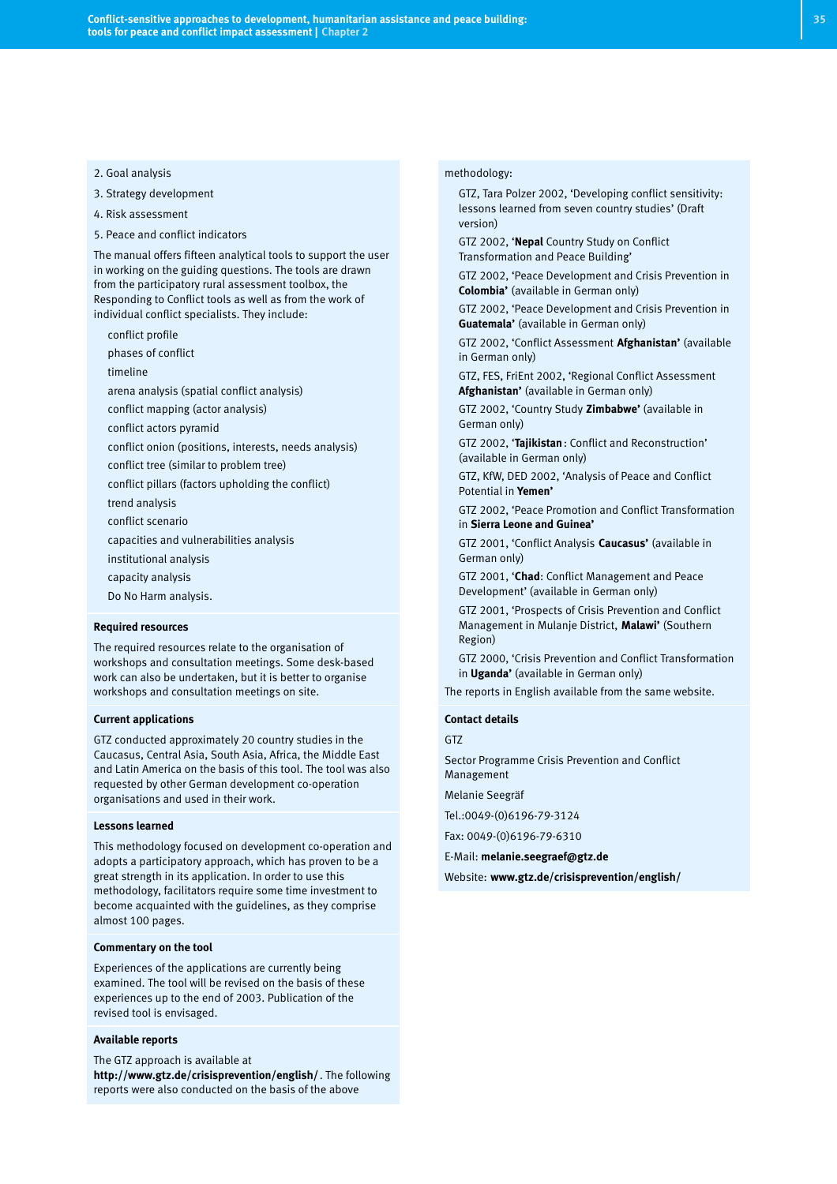2. Goal analysis

3. Strategy development

4. Risk assessment

5. Peace and conflict indicators

The manual offers fifteen analytical tools to support the user in working on the guiding questions. The tools are drawn from the participatory rural assessment toolbox, the Responding to Conflict tools as well as from the work of individual conflict specialists. They include:

- conflict profile
- phases of conflict
- timeline
- arena analysis (spatial conflict analysis)
- conflict mapping (actor analysis)
- conflict actors pyramid
- conflict onion (positions, interests, needs analysis)
- conflict tree (similar to problem tree)
- conflict pillars (factors upholding the conflict)
- trend analysis
- conflict scenario
- capacities and vulnerabilities analysis
- institutional analysis
- capacity analysis
- Do No Harm analysis.

### Required resources

The required resources relate to the organisation of workshops and consultation meetings. Some desk-based work can also be undertaken, but it is better to organise workshops and consultation meetings on site.

### Current applications

GTZ conducted approximately 20 country studies in the Caucasus, Central Asia, South Asia, Africa, the Middle East and Latin America on the basis of this tool. The tool was also requested by other German development co-operation organisations and used in their work.

### Lessons learned

This methodology focused on development co-operation and adopts a participatory approach, which has proven to be a great strength in its application. In order to use this methodology, facilitators require some time investment to become acquainted with the guidelines, as they comprise almost 100 pages.

### Commentary on the tool

Experiences of the applications are currently being examined. The tool will be revised on the basis of these experiences up to the end of 2003. Publication of the revised tool is envisaged.

### Available reports

The GTZ approach is available at **http://www.gtz.de/crisisprevention/english/**. The following reports were also conducted on the basis of the above methodology:

- GTZ, Tara Polzer 2002, ‘Developing conflict sensitivity: lessons learned from seven country studies’ (Draft version)
- GTZ 2002, ‘**Nepal** Country Study on Conflict Transformation and Peace Building’
- GTZ 2002, ‘Peace Development and Crisis Prevention in **Colombia’** (available in German only)
- GTZ 2002, ‘Peace Development and Crisis Prevention in **Guatemala’** (available in German only)
- GTZ 2002, ‘Conflict Assessment **Afghanistan’** (available in German only)
- GTZ, FES, FriEnt 2002, ‘Regional Conflict Assessment **Afghanistan’** (available in German only)
- GTZ 2002, ‘Country Study **Zimbabwe’** (available in German only)
- GTZ 2002, ‘**Tajikistan** : Conflict and Reconstruction’ (available in German only)
- GTZ, KfW, DED 2002, ‘Analysis of Peace and Conflict Potential in **Yemen’**
- GTZ 2002, ‘Peace Promotion and Conflict Transformation in **Sierra Leone and Guinea’**
- GTZ 2001, ‘Conflict Analysis **Caucasus’** (available in German only)
- GTZ 2001, ‘**Chad**: Conflict Management and Peace Development’ (available in German only)
- GTZ 2001, ‘Prospects of Crisis Prevention and Conflict Management in Mulanje District, **Malawi’** (Southern Region)
- GTZ 2000, ‘Crisis Prevention and Conflict Transformation in **Uganda’** (available in German only)

The reports in English available from the same website.

### Contact details

GTZ

Sector Programme Crisis Prevention and Conflict Management

Melanie Seegräf

Tel.:0049-(0)6196-79-3124

Fax: 0049-(0)6196-79-6310

E-Mail: **melanie.seegraef@gtz.de**

Website: **www.gtz.de/crisisprevention/english/**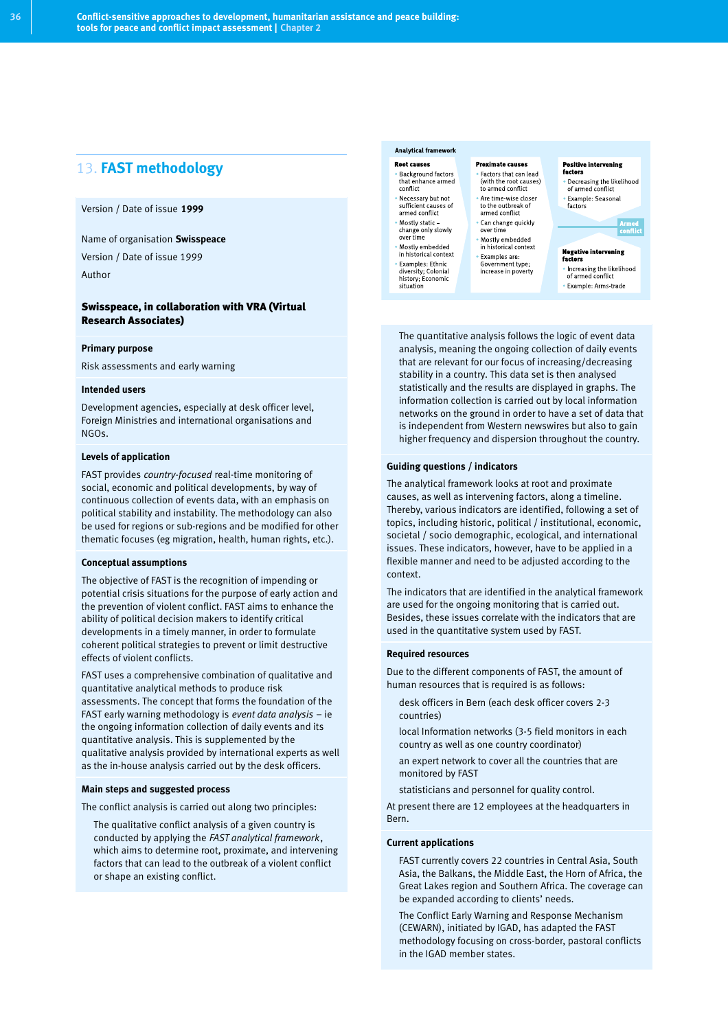## 13. FAST methodology

Version / Date of issue **1999**

Name of organisation **Swisspeace**

Version / Date of issue 1999

Author

**Swisspeace, in collaboration with VRA (Virtual Research Associates)**

### Primary purpose

Risk assessments and early warning

### Intended users

Development agencies, especially at desk officer level, Foreign Ministries and international organisations and NGOs.

### Levels of application

FAST provides *country-focused* real-time monitoring of social, economic and political developments, by way of continuous collection of events data, with an emphasis on political stability and instability. The methodology can also be used for regions or sub-regions and be modified for other thematic focuses (eg migration, health, human rights, etc.).

### Conceptual assumptions

The objective of FAST is the recognition of impending or potential crisis situations for the purpose of early action and the prevention of violent conflict. FAST aims to enhance the ability of political decision makers to identify critical developments in a timely manner, in order to formulate coherent political strategies to prevent or limit destructive effects of violent conflicts.

FAST uses a comprehensive combination of qualitative and quantitative analytical methods to produce risk assessments. The concept that forms the foundation of the FAST early warning methodology is *event data analysis* – ie the ongoing information collection of daily events and its quantitative analysis. This is supplemented by the qualitative analysis provided by international experts as well as the in-house analysis carried out by the desk officers.

### Main steps and suggested process

The conflict analysis is carried out along two principles:

The qualitative conflict analysis of a given country is conducted by applying the *FAST analytical framework*, which aims to determine root, proximate, and intervening factors that can lead to the outbreak of a violent conflict or shape an existing conflict.

**Analytical framework**

**Root causes**
- Background factors that enhance armed conflict
- Necessary but not sufficient causes of armed conflict
- Mostly static – change only slowly over time
- Mostly embedded in historical context
- Examples: Ethnic diversity; Colonial history; Economic situation

**Proximate causes**
- Factors that can lead (with the root causes) to armed conflict
- Are time-wise closer to the outbreak of armed conflict
- Can change quickly over time
- Mostly embedded in historical context
- Examples are: Government type; increase in poverty

**Positive intervening factors**
- Decreasing the likelihood of armed conflict
- Example: Seasonal factors

**Armed conflict**

**Negative intervening factors**
- Increasing the likelihood of armed conflict
- Example: Arms-trade

The quantitative analysis follows the logic of event data analysis, meaning the ongoing collection of daily events that are relevant for our focus of increasing/decreasing stability in a country. This data set is then analysed statistically and the results are displayed in graphs. The information collection is carried out by local information networks on the ground in order to have a set of data that is independent from Western newswires but also to gain higher frequency and dispersion throughout the country.

### Guiding questions / indicators

The analytical framework looks at root and proximate causes, as well as intervening factors, along a timeline. Thereby, various indicators are identified, following a set of topics, including historic, political / institutional, economic, societal / socio demographic, ecological, and international issues. These indicators, however, have to be applied in a flexible manner and need to be adjusted according to the context.

The indicators that are identified in the analytical framework are used for the ongoing monitoring that is carried out. Besides, these issues correlate with the indicators that are used in the quantitative system used by FAST.

### Required resources

Due to the different components of FAST, the amount of human resources that is required is as follows:

desk officers in Bern (each desk officer covers 2-3 countries)

local Information networks (3-5 field monitors in each country as well as one country coordinator)

an expert network to cover all the countries that are monitored by FAST

statisticians and personnel for quality control.

At present there are 12 employees at the headquarters in Bern.

### Current applications

FAST currently covers 22 countries in Central Asia, South Asia, the Balkans, the Middle East, the Horn of Africa, the Great Lakes region and Southern Africa. The coverage can be expanded according to clients' needs.

The Conflict Early Warning and Response Mechanism (CEWARN), initiated by IGAD, has adapted the FAST methodology focusing on cross-border, pastoral conflicts in the IGAD member states.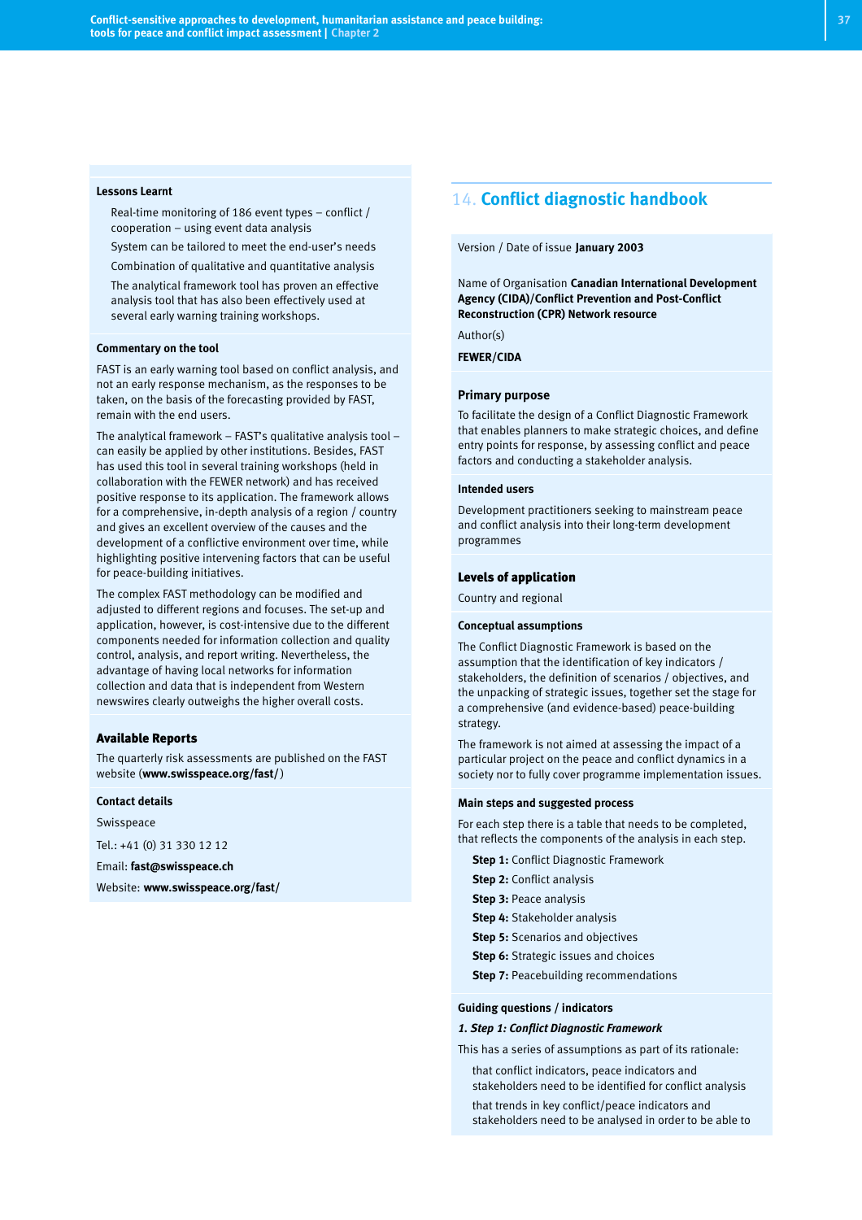**Lessons Learnt**

- Real-time monitoring of 186 event types – conflict / cooperation – using event data analysis
- System can be tailored to meet the end-user's needs
- Combination of qualitative and quantitative analysis
- The analytical framework tool has proven an effective analysis tool that has also been effectively used at several early warning training workshops.

**Commentary on the tool**

FAST is an early warning tool based on conflict analysis, and not an early response mechanism, as the responses to be taken, on the basis of the forecasting provided by FAST, remain with the end users.

The analytical framework – FAST's qualitative analysis tool – can easily be applied by other institutions. Besides, FAST has used this tool in several training workshops (held in collaboration with the FEWER network) and has received positive response to its application. The framework allows for a comprehensive, in-depth analysis of a region / country and gives an excellent overview of the causes and the development of a conflictive environment over time, while highlighting positive intervening factors that can be useful for peace-building initiatives.

The complex FAST methodology can be modified and adjusted to different regions and focuses. The set-up and application, however, is cost-intensive due to the different components needed for information collection and quality control, analysis, and report writing. Nevertheless, the advantage of having local networks for information collection and data that is independent from Western newswires clearly outweighs the higher overall costs.

**Available Reports**

The quarterly risk assessments are published on the FAST website (**www.swisspeace.org/fast/**)

**Contact details**

Swisspeace

Tel.: +41 (0) 31 330 12 12

Email: **fast@swisspeace.ch**

Website: **www.swisspeace.org/fast/**

## 14. Conflict diagnostic handbook

Version / Date of issue **January 2003**

Name of Organisation **Canadian International Development Agency (CIDA)/Conflict Prevention and Post-Conflict Reconstruction (CPR) Network resource**

Author(s)

**FEWER/CIDA**

**Primary purpose**

To facilitate the design of a Conflict Diagnostic Framework that enables planners to make strategic choices, and define entry points for response, by assessing conflict and peace factors and conducting a stakeholder analysis.

**Intended users**

Development practitioners seeking to mainstream peace and conflict analysis into their long-term development programmes

**Levels of application**

Country and regional

**Conceptual assumptions**

The Conflict Diagnostic Framework is based on the assumption that the identification of key indicators / stakeholders, the definition of scenarios / objectives, and the unpacking of strategic issues, together set the stage for a comprehensive (and evidence-based) peace-building strategy.

The framework is not aimed at assessing the impact of a particular project on the peace and conflict dynamics in a society nor to fully cover programme implementation issues.

**Main steps and suggested process**

For each step there is a table that needs to be completed, that reflects the components of the analysis in each step.

- **Step 1:** Conflict Diagnostic Framework
- **Step 2:** Conflict analysis
- **Step 3:** Peace analysis
- **Step 4:** Stakeholder analysis
- **Step 5:** Scenarios and objectives
- **Step 6:** Strategic issues and choices
- **Step 7:** Peacebuilding recommendations

**Guiding questions / indicators**

***1. Step 1: Conflict Diagnostic Framework***

This has a series of assumptions as part of its rationale:

- that conflict indicators, peace indicators and stakeholders need to be identified for conflict analysis
- that trends in key conflict/peace indicators and stakeholders need to be analysed in order to be able to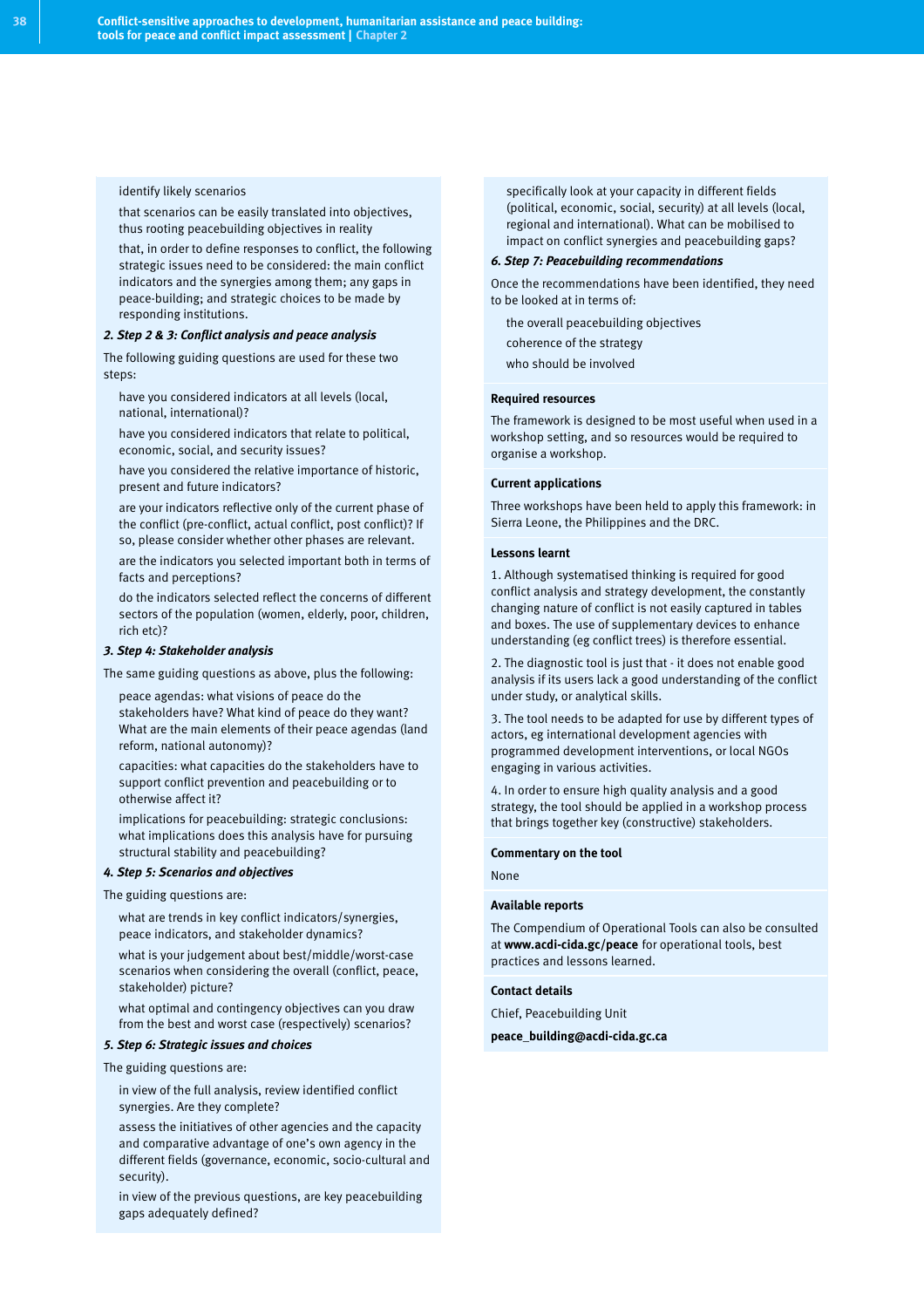- identify likely scenarios
- that scenarios can be easily translated into objectives, thus rooting peacebuilding objectives in reality
- that, in order to define responses to conflict, the following strategic issues need to be considered: the main conflict indicators and the synergies among them; any gaps in peace-building; and strategic choices to be made by responding institutions.

***2. Step 2 & 3: Conflict analysis and peace analysis***

The following guiding questions are used for these two steps:

- have you considered indicators at all levels (local, national, international)?
- have you considered indicators that relate to political, economic, social, and security issues?
- have you considered the relative importance of historic, present and future indicators?
- are your indicators reflective only of the current phase of the conflict (pre-conflict, actual conflict, post conflict)? If so, please consider whether other phases are relevant.
- are the indicators you selected important both in terms of facts and perceptions?
- do the indicators selected reflect the concerns of different sectors of the population (women, elderly, poor, children, rich etc)?

***3. Step 4: Stakeholder analysis***

The same guiding questions as above, plus the following:

- peace agendas: what visions of peace do the stakeholders have? What kind of peace do they want? What are the main elements of their peace agendas (land reform, national autonomy)?
- capacities: what capacities do the stakeholders have to support conflict prevention and peacebuilding or to otherwise affect it?
- implications for peacebuilding: strategic conclusions: what implications does this analysis have for pursuing structural stability and peacebuilding?

***4. Step 5: Scenarios and objectives***

The guiding questions are:

- what are trends in key conflict indicators/synergies, peace indicators, and stakeholder dynamics?
- what is your judgement about best/middle/worst-case scenarios when considering the overall (conflict, peace, stakeholder) picture?
- what optimal and contingency objectives can you draw from the best and worst case (respectively) scenarios?

***5. Step 6: Strategic issues and choices***

The guiding questions are:

- in view of the full analysis, review identified conflict synergies. Are they complete?
- assess the initiatives of other agencies and the capacity and comparative advantage of one's own agency in the different fields (governance, economic, socio-cultural and security).
- in view of the previous questions, are key peacebuilding gaps adequately defined?
- specifically look at your capacity in different fields (political, economic, social, security) at all levels (local, regional and international). What can be mobilised to impact on conflict synergies and peacebuilding gaps?

***6. Step 7: Peacebuilding recommendations***

Once the recommendations have been identified, they need to be looked at in terms of:

- the overall peacebuilding objectives
- coherence of the strategy
- who should be involved

**Required resources**

The framework is designed to be most useful when used in a workshop setting, and so resources would be required to organise a workshop.

**Current applications**

Three workshops have been held to apply this framework: in Sierra Leone, the Philippines and the DRC.

**Lessons learnt**

1. Although systematised thinking is required for good conflict analysis and strategy development, the constantly changing nature of conflict is not easily captured in tables and boxes. The use of supplementary devices to enhance understanding (eg conflict trees) is therefore essential.

2. The diagnostic tool is just that - it does not enable good analysis if its users lack a good understanding of the conflict under study, or analytical skills.

3. The tool needs to be adapted for use by different types of actors, eg international development agencies with programmed development interventions, or local NGOs engaging in various activities.

4. In order to ensure high quality analysis and a good strategy, the tool should be applied in a workshop process that brings together key (constructive) stakeholders.

**Commentary on the tool**

None

**Available reports**

The Compendium of Operational Tools can also be consulted at **www.acdi-cida.gc/peace** for operational tools, best practices and lessons learned.

**Contact details**

Chief, Peacebuilding Unit

**peace_building@acdi-cida.gc.ca**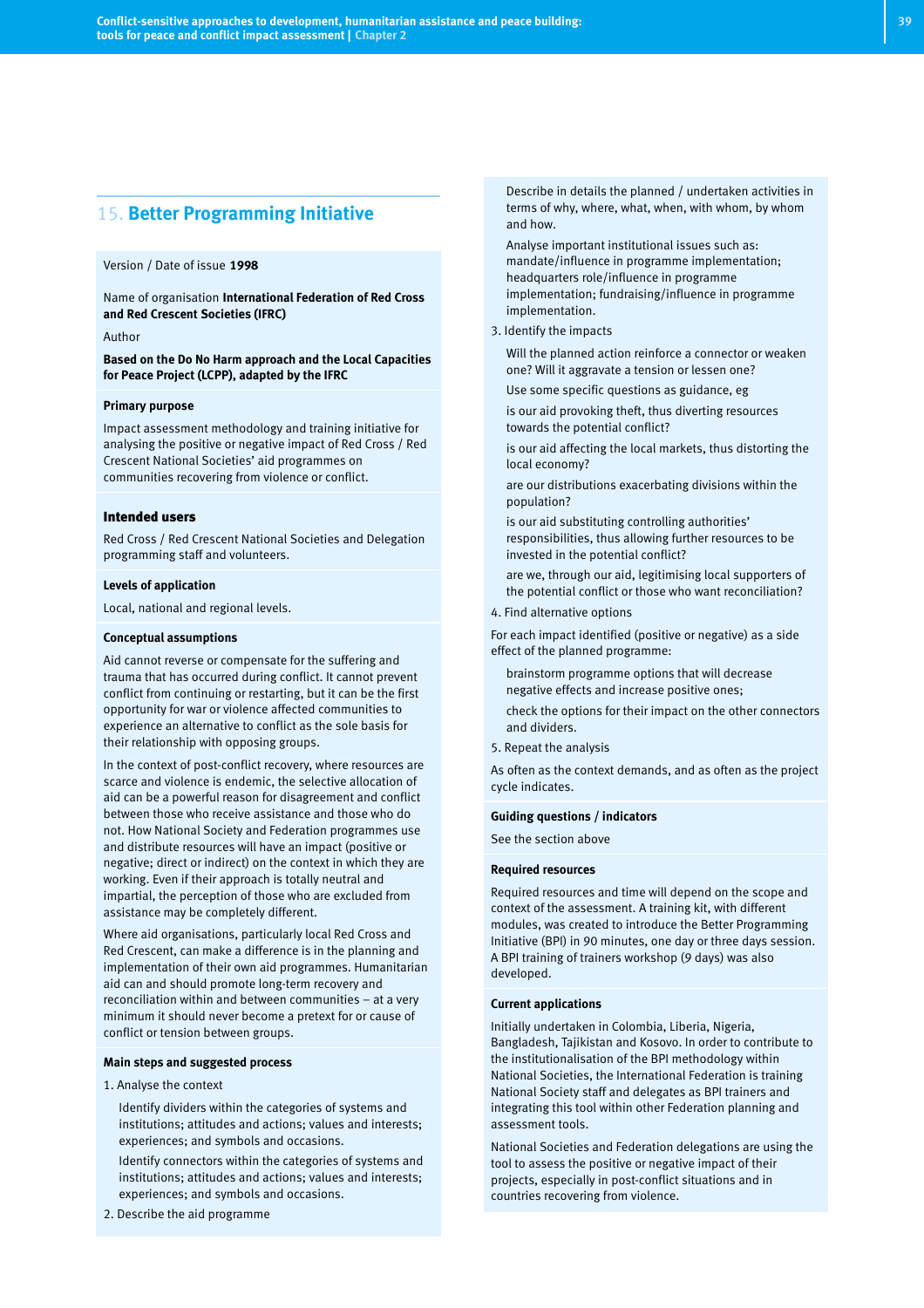## 15. Better Programming Initiative

Version / Date of issue **1998**

Name of organisation **International Federation of Red Cross and Red Crescent Societies (IFRC)**

Author

**Based on the Do No Harm approach and the Local Capacities for Peace Project (LCPP), adapted by the IFRC**

**Primary purpose**

Impact assessment methodology and training initiative for analysing the positive or negative impact of Red Cross / Red Crescent National Societies' aid programmes on communities recovering from violence or conflict.

### Intended users

Red Cross / Red Crescent National Societies and Delegation programming staff and volunteers.

**Levels of application**

Local, national and regional levels.

**Conceptual assumptions**

Aid cannot reverse or compensate for the suffering and trauma that has occurred during conflict. It cannot prevent conflict from continuing or restarting, but it can be the first opportunity for war or violence affected communities to experience an alternative to conflict as the sole basis for their relationship with opposing groups.

In the context of post-conflict recovery, where resources are scarce and violence is endemic, the selective allocation of aid can be a powerful reason for disagreement and conflict between those who receive assistance and those who do not. How National Society and Federation programmes use and distribute resources will have an impact (positive or negative; direct or indirect) on the context in which they are working. Even if their approach is totally neutral and impartial, the perception of those who are excluded from assistance may be completely different.

Where aid organisations, particularly local Red Cross and Red Crescent, can make a difference is in the planning and implementation of their own aid programmes. Humanitarian aid can and should promote long-term recovery and reconciliation within and between communities – at a very minimum it should never become a pretext for or cause of conflict or tension between groups.

**Main steps and suggested process**

1. Analyse the context

   Identify dividers within the categories of systems and institutions; attitudes and actions; values and interests; experiences; and symbols and occasions.

   Identify connectors within the categories of systems and institutions; attitudes and actions; values and interests; experiences; and symbols and occasions.

2. Describe the aid programme

   Describe in details the planned / undertaken activities in terms of why, where, what, when, with whom, by whom and how.

   Analyse important institutional issues such as: mandate/influence in programme implementation; headquarters role/influence in programme implementation; fundraising/influence in programme implementation.

3. Identify the impacts

   Will the planned action reinforce a connector or weaken one? Will it aggravate a tension or lessen one?

   Use some specific questions as guidance, eg

   is our aid provoking theft, thus diverting resources towards the potential conflict?

   is our aid affecting the local markets, thus distorting the local economy?

   are our distributions exacerbating divisions within the population?

   is our aid substituting controlling authorities' responsibilities, thus allowing further resources to be invested in the potential conflict?

   are we, through our aid, legitimising local supporters of the potential conflict or those who want reconciliation?

4. Find alternative options

For each impact identified (positive or negative) as a side effect of the planned programme:

   brainstorm programme options that will decrease negative effects and increase positive ones;

   check the options for their impact on the other connectors and dividers.

5. Repeat the analysis

As often as the context demands, and as often as the project cycle indicates.

**Guiding questions / indicators**

See the section above

**Required resources**

Required resources and time will depend on the scope and context of the assessment. A training kit, with different modules, was created to introduce the Better Programming Initiative (BPI) in 90 minutes, one day or three days session. A BPI training of trainers workshop (9 days) was also developed.

**Current applications**

Initially undertaken in Colombia, Liberia, Nigeria, Bangladesh, Tajikistan and Kosovo. In order to contribute to the institutionalisation of the BPI methodology within National Societies, the International Federation is training National Society staff and delegates as BPI trainers and integrating this tool within other Federation planning and assessment tools.

National Societies and Federation delegations are using the tool to assess the positive or negative impact of their projects, especially in post-conflict situations and in countries recovering from violence.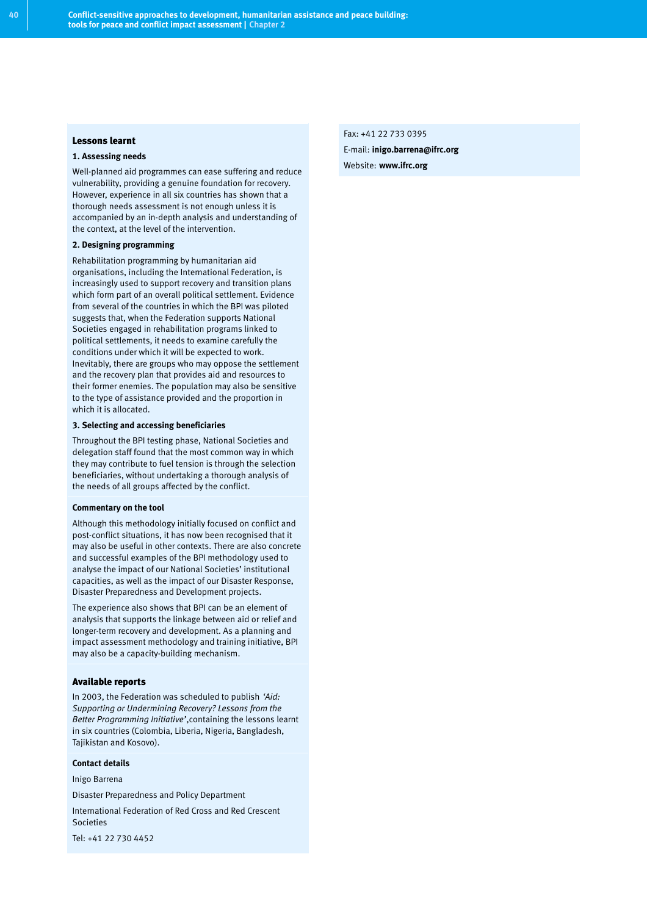## Lessons learnt

### 1. Assessing needs

Well-planned aid programmes can ease suffering and reduce vulnerability, providing a genuine foundation for recovery. However, experience in all six countries has shown that a thorough needs assessment is not enough unless it is accompanied by an in-depth analysis and understanding of the context, at the level of the intervention.

### 2. Designing programming

Rehabilitation programming by humanitarian aid organisations, including the International Federation, is increasingly used to support recovery and transition plans which form part of an overall political settlement. Evidence from several of the countries in which the BPI was piloted suggests that, when the Federation supports National Societies engaged in rehabilitation programs linked to political settlements, it needs to examine carefully the conditions under which it will be expected to work. Inevitably, there are groups who may oppose the settlement and the recovery plan that provides aid and resources to their former enemies. The population may also be sensitive to the type of assistance provided and the proportion in which it is allocated.

### 3. Selecting and accessing beneficiaries

Throughout the BPI testing phase, National Societies and delegation staff found that the most common way in which they may contribute to fuel tension is through the selection beneficiaries, without undertaking a thorough analysis of the needs of all groups affected by the conflict.

### Commentary on the tool

Although this methodology initially focused on conflict and post-conflict situations, it has now been recognised that it may also be useful in other contexts. There are also concrete and successful examples of the BPI methodology used to analyse the impact of our National Societies' institutional capacities, as well as the impact of our Disaster Response, Disaster Preparedness and Development projects.

The experience also shows that BPI can be an element of analysis that supports the linkage between aid or relief and longer-term recovery and development. As a planning and impact assessment methodology and training initiative, BPI may also be a capacity-building mechanism.

## Available reports

In 2003, the Federation was scheduled to publish *'Aid: Supporting or Undermining Recovery? Lessons from the Better Programming Initiative'*,containing the lessons learnt in six countries (Colombia, Liberia, Nigeria, Bangladesh, Tajikistan and Kosovo).

### Contact details

Inigo Barrena

Disaster Preparedness and Policy Department

International Federation of Red Cross and Red Crescent Societies

Tel: +41 22 730 4452

Fax: +41 22 733 0395

E-mail: **inigo.barrena@ifrc.org**

Website: **www.ifrc.org**